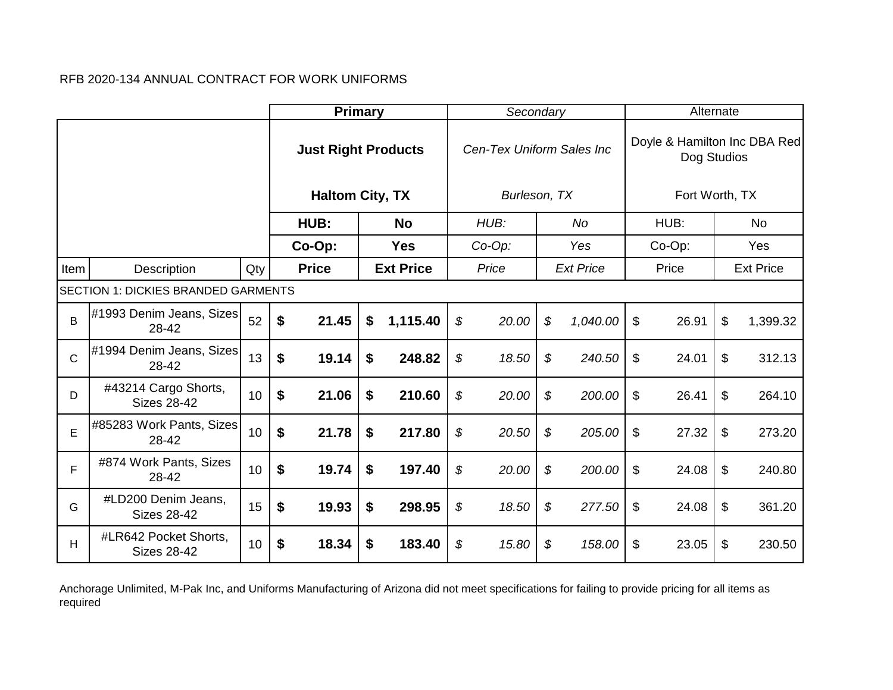RFB 2020-134 ANNUAL CONTRACT FOR WORK UNIFORMS

| | | | **Primary** | | *Secondary* | | Alternate | |
|---|---|---|---|---|---|---|---|---|
| | | | **Just Right Products** **Haltom City, TX** | | *Cen-Tex Uniform Sales Inc* *Burleson, TX* | | Doyle & Hamilton Inc DBA Red Dog Studios Fort Worth, TX | |
| | | | **HUB:** | **No** | *HUB:* | *No* | HUB: | No |
| | | | **Co-Op:** | **Yes** | *Co-Op:* | *Yes* | Co-Op: | Yes |
| Item | Description | Qty | **Price** | **Ext Price** | *Price* | *Ext Price* | Price | Ext Price |
| SECTION 1: DICKIES BRANDED GARMENTS | | | | | | | | |
| B | #1993 Denim Jeans, Sizes 28-42 | 52 | **$ 21.45** | **$ 1,115.40** | *$ 20.00* | *$ 1,040.00* | $ 26.91 | $ 1,399.32 |
| C | #1994 Denim Jeans, Sizes 28-42 | 13 | **$ 19.14** | **$ 248.82** | *$ 18.50* | *$ 240.50* | $ 24.01 | $ 312.13 |
| D | #43214 Cargo Shorts, Sizes 28-42 | 10 | **$ 21.06** | **$ 210.60** | *$ 20.00* | *$ 200.00* | $ 26.41 | $ 264.10 |
| E | #85283 Work Pants, Sizes 28-42 | 10 | **$ 21.78** | **$ 217.80** | *$ 20.50* | *$ 205.00* | $ 27.32 | $ 273.20 |
| F | #874 Work Pants, Sizes 28-42 | 10 | **$ 19.74** | **$ 197.40** | *$ 20.00* | *$ 200.00* | $ 24.08 | $ 240.80 |
| G | #LD200 Denim Jeans, Sizes 28-42 | 15 | **$ 19.93** | **$ 298.95** | *$ 18.50* | *$ 277.50* | $ 24.08 | $ 361.20 |
| H | #LR642 Pocket Shorts, Sizes 28-42 | 10 | **$ 18.34** | **$ 183.40** | *$ 15.80* | *$ 158.00* | $ 23.05 | $ 230.50 |

Anchorage Unlimited, M-Pak Inc, and Uniforms Manufacturing of Arizona did not meet specifications for failing to provide pricing for all items as required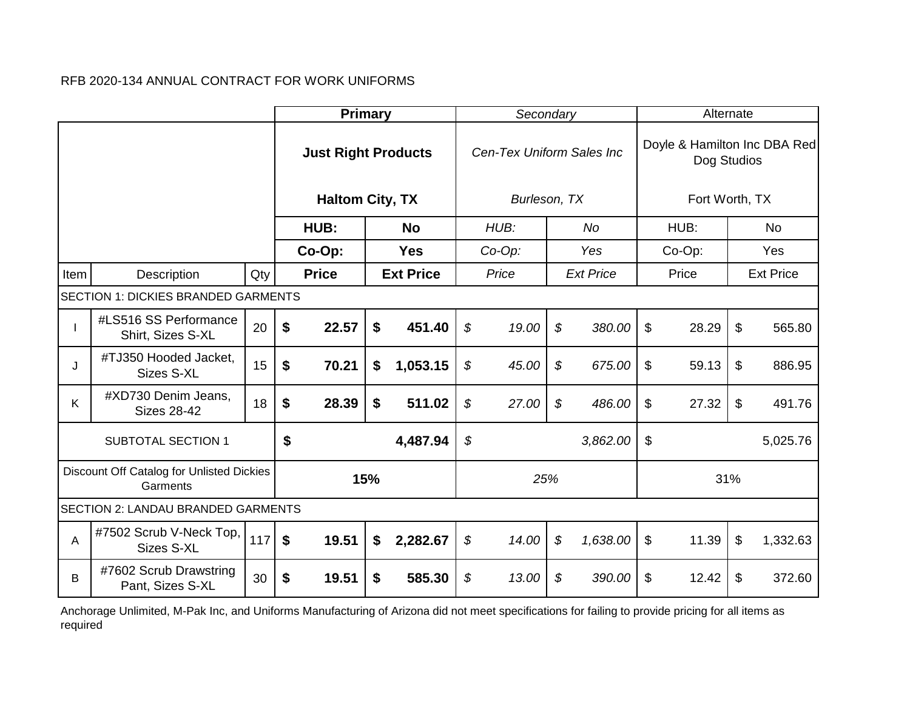RFB 2020-134 ANNUAL CONTRACT FOR WORK UNIFORMS

| | | | **Primary** | | *Secondary* | | Alternate | |
|---|---|---|---|---|---|---|---|---|
| | | | **Just Right Products**<br>**Haltom City, TX** | | *Cen-Tex Uniform Sales Inc*<br>*Burleson, TX* | | Doyle & Hamilton Inc DBA Red Dog Studios<br>Fort Worth, TX | |
| | | | **HUB:** | **No** | *HUB:* | *No* | HUB: | No |
| | | | **Co-Op:** | **Yes** | *Co-Op:* | *Yes* | Co-Op: | Yes |
| Item | Description | Qty | **Price** | **Ext Price** | *Price* | *Ext Price* | Price | Ext Price |
| SECTION 1: DICKIES BRANDED GARMENTS | | | | | | | | |
| I | #LS516 SS Performance Shirt, Sizes S-XL | 20 | **$ 22.57** | **$ 451.40** | *$ 19.00* | *$ 380.00* | $ 28.29 | $ 565.80 |
| J | #TJ350 Hooded Jacket, Sizes S-XL | 15 | **$ 70.21** | **$ 1,053.15** | *$ 45.00* | *$ 675.00* | $ 59.13 | $ 886.95 |
| K | #XD730 Denim Jeans, Sizes 28-42 | 18 | **$ 28.39** | **$ 511.02** | *$ 27.00* | *$ 486.00* | $ 27.32 | $ 491.76 |
| SUBTOTAL SECTION 1 | | | **$ 4,487.94** | | *$ 3,862.00* | | $ 5,025.76 | |
| Discount Off Catalog for Unlisted Dickies Garments | | | **15%** | | *25%* | | 31% | |
| SECTION 2: LANDAU BRANDED GARMENTS | | | | | | | | |
| A | #7502 Scrub V-Neck Top, Sizes S-XL | 117 | **$ 19.51** | **$ 2,282.67** | *$ 14.00* | *$ 1,638.00* | $ 11.39 | $ 1,332.63 |
| B | #7602 Scrub Drawstring Pant, Sizes S-XL | 30 | **$ 19.51** | **$ 585.30** | *$ 13.00* | *$ 390.00* | $ 12.42 | $ 372.60 |

Anchorage Unlimited, M-Pak Inc, and Uniforms Manufacturing of Arizona did not meet specifications for failing to provide pricing for all items as required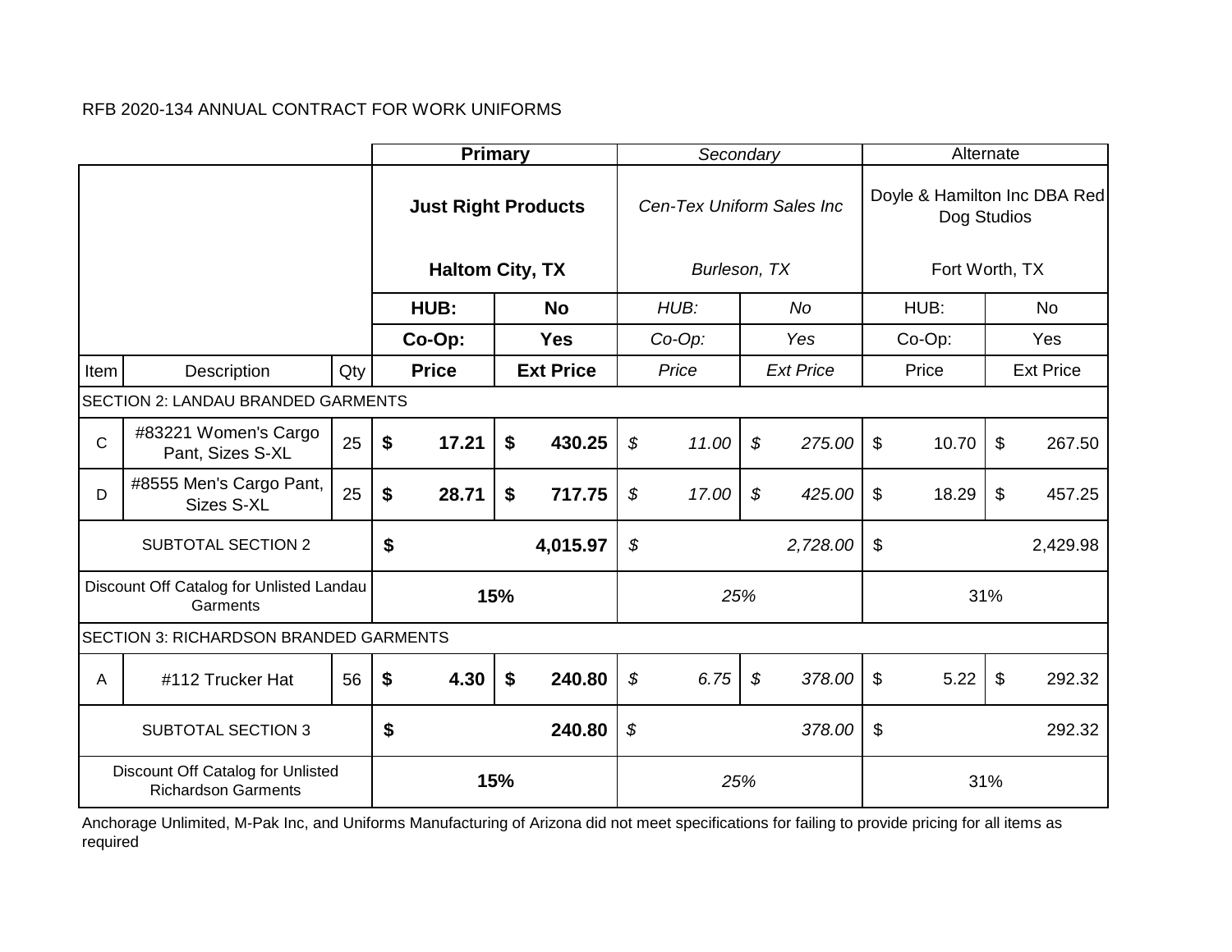RFB 2020-134 ANNUAL CONTRACT FOR WORK UNIFORMS

| | | | **Primary** | | *Secondary* | | Alternate | |
|---|---|---|---|---|---|---|---|---|
| | | | **Just Right Products**<br>**Haltom City, TX** | | *Cen-Tex Uniform Sales Inc*<br>*Burleson, TX* | | Doyle & Hamilton Inc DBA Red Dog Studios<br>Fort Worth, TX | |
| | | | **HUB:** | **No** | *HUB:* | *No* | HUB: | No |
| | | | **Co-Op:** | **Yes** | *Co-Op:* | *Yes* | Co-Op: | Yes |
| Item | Description | Qty | **Price** | **Ext Price** | *Price* | *Ext Price* | Price | Ext Price |
| SECTION 2: LANDAU BRANDED GARMENTS | | | | | | | | |
| C | #83221 Women's Cargo Pant, Sizes S-XL | 25 | **$ 17.21** | **$ 430.25** | *$ 11.00* | *$ 275.00* | $ 10.70 | $ 267.50 |
| D | #8555 Men's Cargo Pant, Sizes S-XL | 25 | **$ 28.71** | **$ 717.75** | *$ 17.00* | *$ 425.00* | $ 18.29 | $ 457.25 |
| SUBTOTAL SECTION 2 | | | **$ 4,015.97** | | *$ 2,728.00* | | $ 2,429.98 | |
| Discount Off Catalog for Unlisted Landau Garments | | | **15%** | | *25%* | | 31% | |
| SECTION 3: RICHARDSON BRANDED GARMENTS | | | | | | | | |
| A | #112 Trucker Hat | 56 | **$ 4.30** | **$ 240.80** | *$ 6.75* | *$ 378.00* | $ 5.22 | $ 292.32 |
| SUBTOTAL SECTION 3 | | | **$ 240.80** | | *$ 378.00* | | $ 292.32 | |
| Discount Off Catalog for Unlisted Richardson Garments | | | **15%** | | *25%* | | 31% | |

Anchorage Unlimited, M-Pak Inc, and Uniforms Manufacturing of Arizona did not meet specifications for failing to provide pricing for all items as required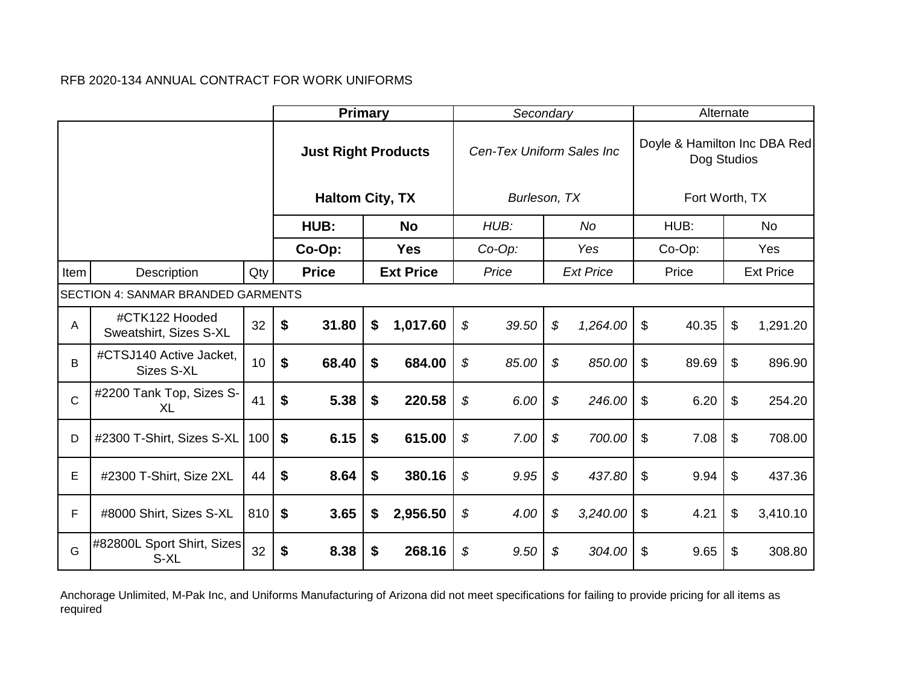RFB 2020-134 ANNUAL CONTRACT FOR WORK UNIFORMS

| | | | **Primary** | | *Secondary* | | Alternate | |
|---|---|---|---|---|---|---|---|---|
| | | | **Just Right Products** **Haltom City, TX** | | *Cen-Tex Uniform Sales Inc* *Burleson, TX* | | Doyle & Hamilton Inc DBA Red Dog Studios Fort Worth, TX | |
| | | | **HUB:** | **No** | *HUB:* | *No* | HUB: | No |
| | | | **Co-Op:** | **Yes** | *Co-Op:* | *Yes* | Co-Op: | Yes |
| Item | Description | Qty | **Price** | **Ext Price** | *Price* | *Ext Price* | Price | Ext Price |
| SECTION 4: SANMAR BRANDED GARMENTS | | | | | | | | |
| A | #CTK122 Hooded Sweatshirt, Sizes S-XL | 32 | **$ 31.80** | **$ 1,017.60** | *$ 39.50* | *$ 1,264.00* | $ 40.35 | $ 1,291.20 |
| B | #CTSJ140 Active Jacket, Sizes S-XL | 10 | **$ 68.40** | **$ 684.00** | *$ 85.00* | *$ 850.00* | $ 89.69 | $ 896.90 |
| C | #2200 Tank Top, Sizes S-XL | 41 | **$ 5.38** | **$ 220.58** | *$ 6.00* | *$ 246.00* | $ 6.20 | $ 254.20 |
| D | #2300 T-Shirt, Sizes S-XL | 100 | **$ 6.15** | **$ 615.00** | *$ 7.00* | *$ 700.00* | $ 7.08 | $ 708.00 |
| E | #2300 T-Shirt, Size 2XL | 44 | **$ 8.64** | **$ 380.16** | *$ 9.95* | *$ 437.80* | $ 9.94 | $ 437.36 |
| F | #8000 Shirt, Sizes S-XL | 810 | **$ 3.65** | **$ 2,956.50** | *$ 4.00* | *$ 3,240.00* | $ 4.21 | $ 3,410.10 |
| G | #82800L Sport Shirt, Sizes S-XL | 32 | **$ 8.38** | **$ 268.16** | *$ 9.50* | *$ 304.00* | $ 9.65 | $ 308.80 |

Anchorage Unlimited, M-Pak Inc, and Uniforms Manufacturing of Arizona did not meet specifications for failing to provide pricing for all items as required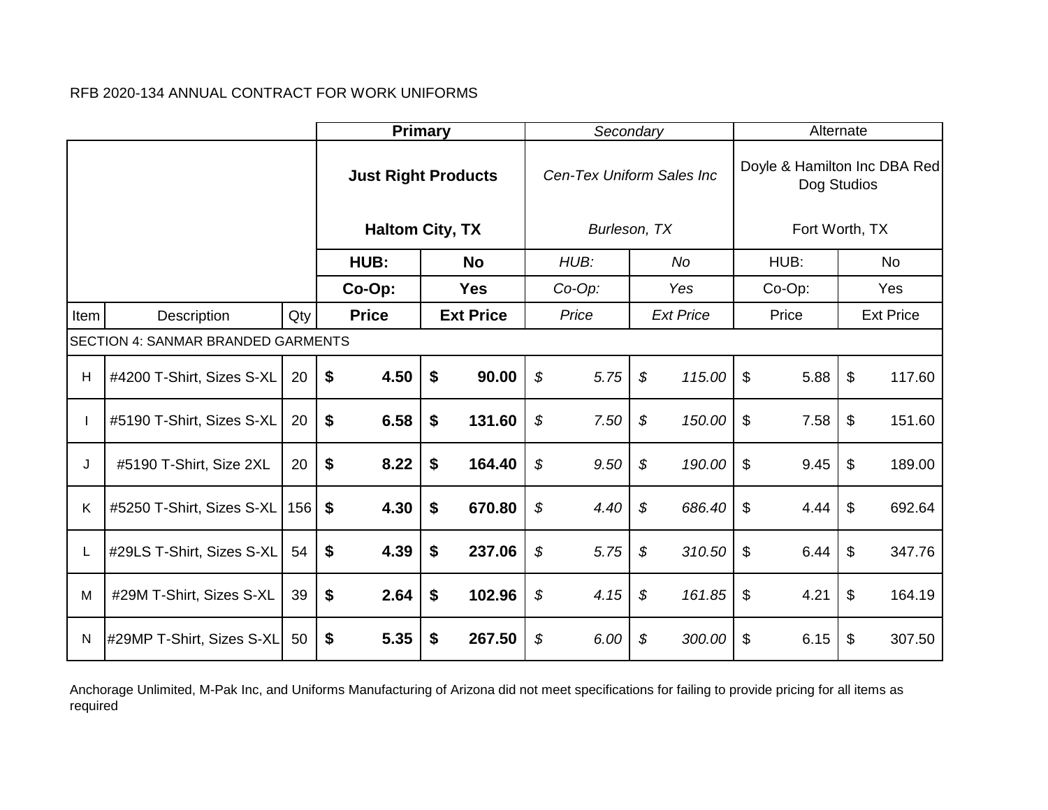RFB 2020-134 ANNUAL CONTRACT FOR WORK UNIFORMS

| | | | **Primary** | | *Secondary* | | Alternate | |
|---|---|---|---|---|---|---|---|---|
| | | | **Just Right Products**<br>**Haltom City, TX** | | *Cen-Tex Uniform Sales Inc*<br>*Burleson, TX* | | Doyle & Hamilton Inc DBA Red Dog Studios<br>Fort Worth, TX | |
| | | | **HUB:** | **No** | *HUB:* | *No* | HUB: | No |
| | | | **Co-Op:** | **Yes** | *Co-Op:* | *Yes* | Co-Op: | Yes |
| Item | Description | Qty | **Price** | **Ext Price** | *Price* | *Ext Price* | Price | Ext Price |
| SECTION 4: SANMAR BRANDED GARMENTS | | | | | | | | |
| H | #4200 T-Shirt, Sizes S-XL | 20 | **$ 4.50** | **$ 90.00** | *$ 5.75* | *$ 115.00* | $ 5.88 | $ 117.60 |
| I | #5190 T-Shirt, Sizes S-XL | 20 | **$ 6.58** | **$ 131.60** | *$ 7.50* | *$ 150.00* | $ 7.58 | $ 151.60 |
| J | #5190 T-Shirt, Size 2XL | 20 | **$ 8.22** | **$ 164.40** | *$ 9.50* | *$ 190.00* | $ 9.45 | $ 189.00 |
| K | #5250 T-Shirt, Sizes S-XL | 156 | **$ 4.30** | **$ 670.80** | *$ 4.40* | *$ 686.40* | $ 4.44 | $ 692.64 |
| L | #29LS T-Shirt, Sizes S-XL | 54 | **$ 4.39** | **$ 237.06** | *$ 5.75* | *$ 310.50* | $ 6.44 | $ 347.76 |
| M | #29M T-Shirt, Sizes S-XL | 39 | **$ 2.64** | **$ 102.96** | *$ 4.15* | *$ 161.85* | $ 4.21 | $ 164.19 |
| N | #29MP T-Shirt, Sizes S-XL | 50 | **$ 5.35** | **$ 267.50** | *$ 6.00* | *$ 300.00* | $ 6.15 | $ 307.50 |

Anchorage Unlimited, M-Pak Inc, and Uniforms Manufacturing of Arizona did not meet specifications for failing to provide pricing for all items as required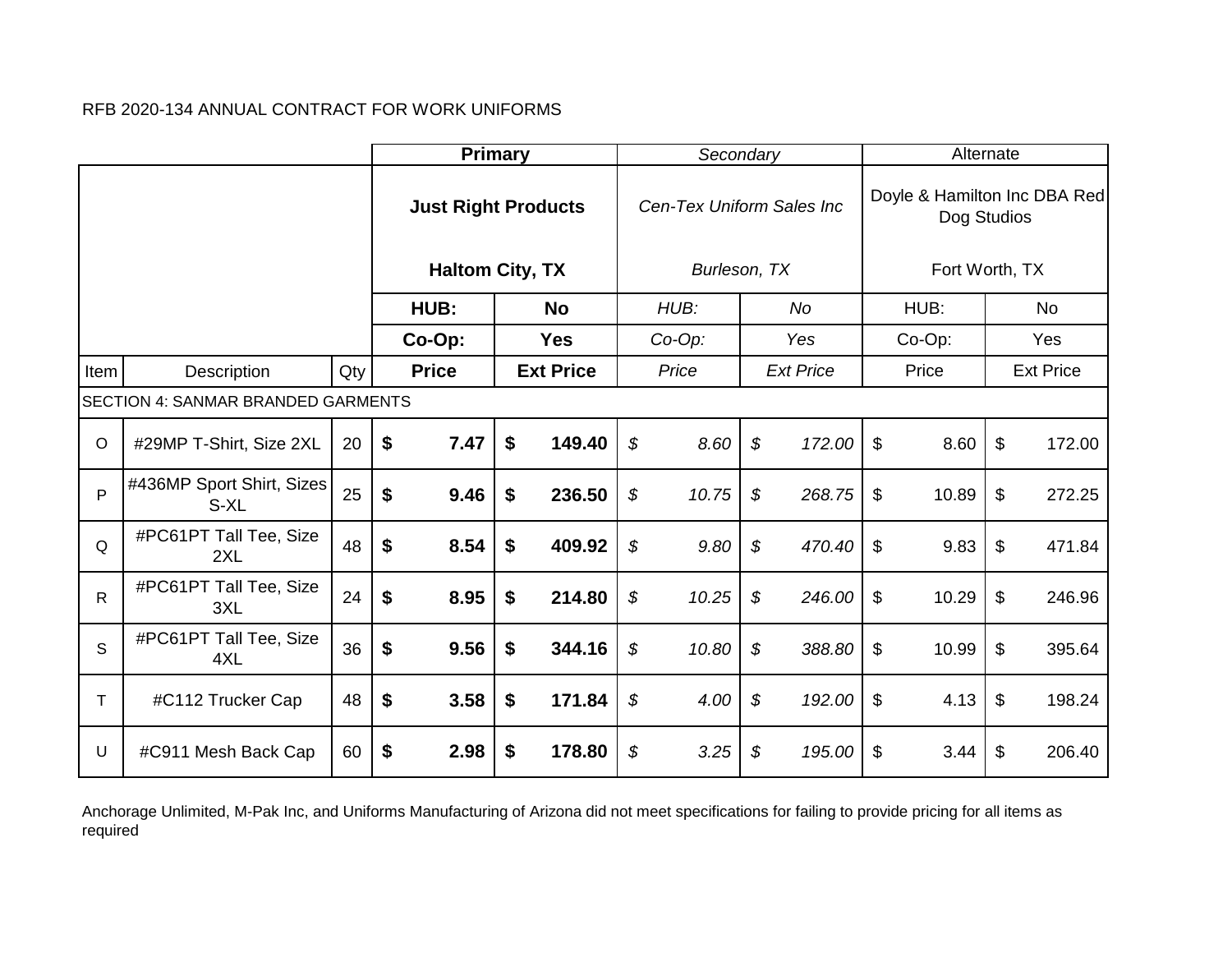RFB 2020-134 ANNUAL CONTRACT FOR WORK UNIFORMS

| | | | **Primary** | | *Secondary* | | Alternate | |
|---|---|---|---|---|---|---|---|---|
| | | | **Just Right Products** | | *Cen-Tex Uniform Sales Inc* | | Doyle & Hamilton Inc DBA Red Dog Studios | |
| | | | **Haltom City, TX** | | *Burleson, TX* | | Fort Worth, TX | |
| | | | **HUB:** | **No** | *HUB:* | *No* | HUB: | No |
| | | | **Co-Op:** | **Yes** | *Co-Op:* | *Yes* | Co-Op: | Yes |
| Item | Description | Qty | **Price** | **Ext Price** | *Price* | *Ext Price* | Price | Ext Price |
| SECTION 4: SANMAR BRANDED GARMENTS | | | | | | | | |
| O | #29MP T-Shirt, Size 2XL | 20 | **$ 7.47** | **$ 149.40** | *$ 8.60* | *$ 172.00* | $ 8.60 | $ 172.00 |
| P | #436MP Sport Shirt, Sizes S-XL | 25 | **$ 9.46** | **$ 236.50** | *$ 10.75* | *$ 268.75* | $ 10.89 | $ 272.25 |
| Q | #PC61PT Tall Tee, Size 2XL | 48 | **$ 8.54** | **$ 409.92** | *$ 9.80* | *$ 470.40* | $ 9.83 | $ 471.84 |
| R | #PC61PT Tall Tee, Size 3XL | 24 | **$ 8.95** | **$ 214.80** | *$ 10.25* | *$ 246.00* | $ 10.29 | $ 246.96 |
| S | #PC61PT Tall Tee, Size 4XL | 36 | **$ 9.56** | **$ 344.16** | *$ 10.80* | *$ 388.80* | $ 10.99 | $ 395.64 |
| T | #C112 Trucker Cap | 48 | **$ 3.58** | **$ 171.84** | *$ 4.00* | *$ 192.00* | $ 4.13 | $ 198.24 |
| U | #C911 Mesh Back Cap | 60 | **$ 2.98** | **$ 178.80** | *$ 3.25* | *$ 195.00* | $ 3.44 | $ 206.40 |

Anchorage Unlimited, M-Pak Inc, and Uniforms Manufacturing of Arizona did not meet specifications for failing to provide pricing for all items as required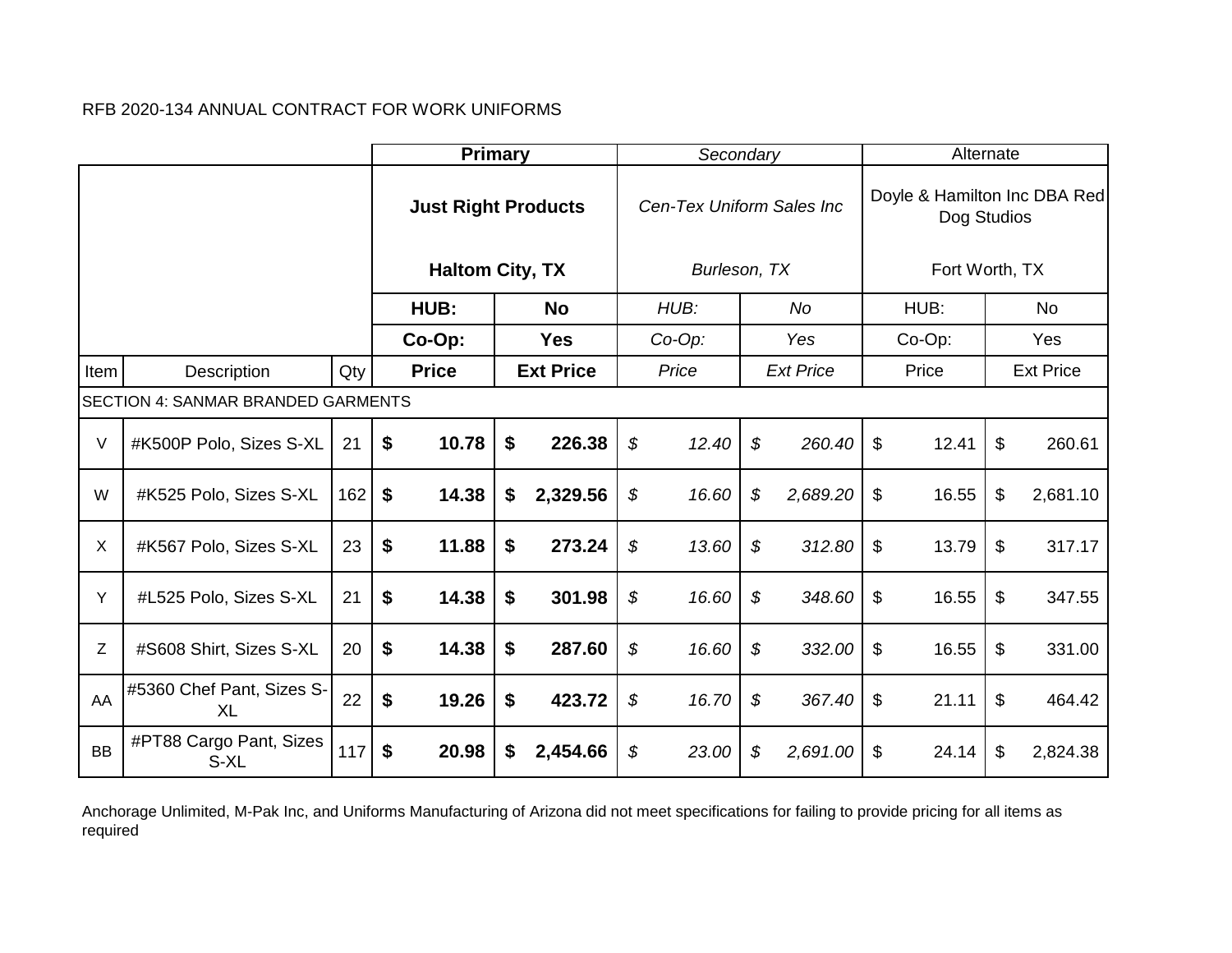RFB 2020-134 ANNUAL CONTRACT FOR WORK UNIFORMS

| | | | **Primary** | | *Secondary* | | Alternate | |
|---|---|---|---|---|---|---|---|---|
| | | | **Just Right Products** | | *Cen-Tex Uniform Sales Inc* | | Doyle & Hamilton Inc DBA Red Dog Studios | |
| | | | **Haltom City, TX** | | *Burleson, TX* | | Fort Worth, TX | |
| | | | **HUB:** | **No** | *HUB:* | *No* | HUB: | No |
| | | | **Co-Op:** | **Yes** | *Co-Op:* | *Yes* | Co-Op: | Yes |
| Item | Description | Qty | **Price** | **Ext Price** | *Price* | *Ext Price* | Price | Ext Price |
| SECTION 4: SANMAR BRANDED GARMENTS | | | | | | | | |
| V | #K500P Polo, Sizes S-XL | 21 | **$ 10.78** | **$ 226.38** | *$ 12.40* | *$ 260.40* | $ 12.41 | $ 260.61 |
| W | #K525 Polo, Sizes S-XL | 162 | **$ 14.38** | **$ 2,329.56** | *$ 16.60* | *$ 2,689.20* | $ 16.55 | $ 2,681.10 |
| X | #K567 Polo, Sizes S-XL | 23 | **$ 11.88** | **$ 273.24** | *$ 13.60* | *$ 312.80* | $ 13.79 | $ 317.17 |
| Y | #L525 Polo, Sizes S-XL | 21 | **$ 14.38** | **$ 301.98** | *$ 16.60* | *$ 348.60* | $ 16.55 | $ 347.55 |
| Z | #S608 Shirt, Sizes S-XL | 20 | **$ 14.38** | **$ 287.60** | *$ 16.60* | *$ 332.00* | $ 16.55 | $ 331.00 |
| AA | #5360 Chef Pant, Sizes S-XL | 22 | **$ 19.26** | **$ 423.72** | *$ 16.70* | *$ 367.40* | $ 21.11 | $ 464.42 |
| BB | #PT88 Cargo Pant, Sizes S-XL | 117 | **$ 20.98** | **$ 2,454.66** | *$ 23.00* | *$ 2,691.00* | $ 24.14 | $ 2,824.38 |

Anchorage Unlimited, M-Pak Inc, and Uniforms Manufacturing of Arizona did not meet specifications for failing to provide pricing for all items as required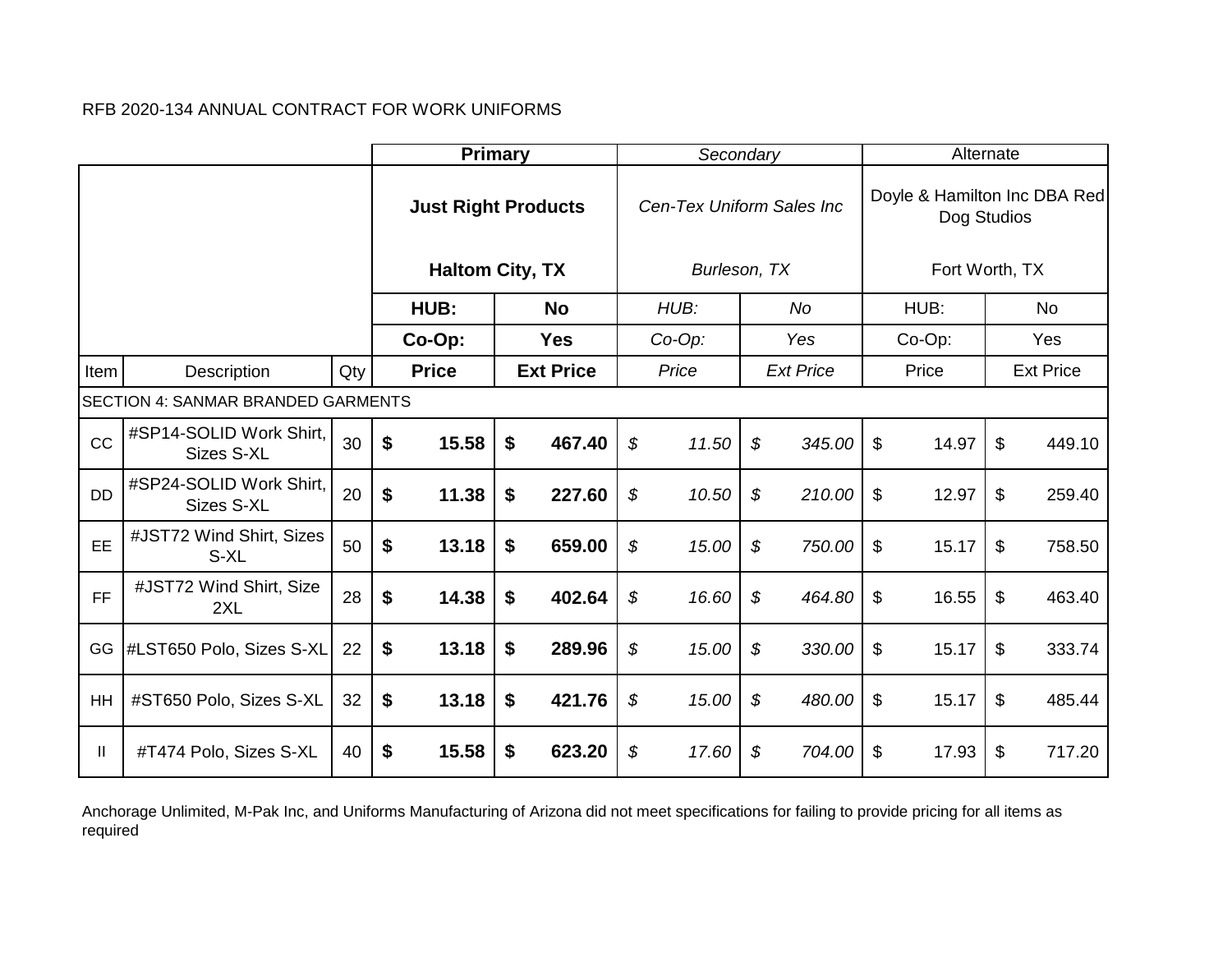RFB 2020-134 ANNUAL CONTRACT FOR WORK UNIFORMS

| | | | **Primary** | | *Secondary* | | Alternate | |
|---|---|---|---|---|---|---|---|---|
| | | | **Just Right Products** | | *Cen-Tex Uniform Sales Inc* | | Doyle & Hamilton Inc DBA Red Dog Studios | |
| | | | **Haltom City, TX** | | *Burleson, TX* | | Fort Worth, TX | |
| | | | **HUB:** | **No** | *HUB:* | *No* | HUB: | No |
| | | | **Co-Op:** | **Yes** | *Co-Op:* | *Yes* | Co-Op: | Yes |
| Item | Description | Qty | **Price** | **Ext Price** | *Price* | *Ext Price* | Price | Ext Price |
| SECTION 4: SANMAR BRANDED GARMENTS | | | | | | | | |
| CC | #SP14-SOLID Work Shirt, Sizes S-XL | 30 | **$ 15.58** | **$ 467.40** | *$ 11.50* | *$ 345.00* | $ 14.97 | $ 449.10 |
| DD | #SP24-SOLID Work Shirt, Sizes S-XL | 20 | **$ 11.38** | **$ 227.60** | *$ 10.50* | *$ 210.00* | $ 12.97 | $ 259.40 |
| EE | #JST72 Wind Shirt, Sizes S-XL | 50 | **$ 13.18** | **$ 659.00** | *$ 15.00* | *$ 750.00* | $ 15.17 | $ 758.50 |
| FF | #JST72 Wind Shirt, Size 2XL | 28 | **$ 14.38** | **$ 402.64** | *$ 16.60* | *$ 464.80* | $ 16.55 | $ 463.40 |
| GG | #LST650 Polo, Sizes S-XL | 22 | **$ 13.18** | **$ 289.96** | *$ 15.00* | *$ 330.00* | $ 15.17 | $ 333.74 |
| HH | #ST650 Polo, Sizes S-XL | 32 | **$ 13.18** | **$ 421.76** | *$ 15.00* | *$ 480.00* | $ 15.17 | $ 485.44 |
| II | #T474 Polo, Sizes S-XL | 40 | **$ 15.58** | **$ 623.20** | *$ 17.60* | *$ 704.00* | $ 17.93 | $ 717.20 |

Anchorage Unlimited, M-Pak Inc, and Uniforms Manufacturing of Arizona did not meet specifications for failing to provide pricing for all items as required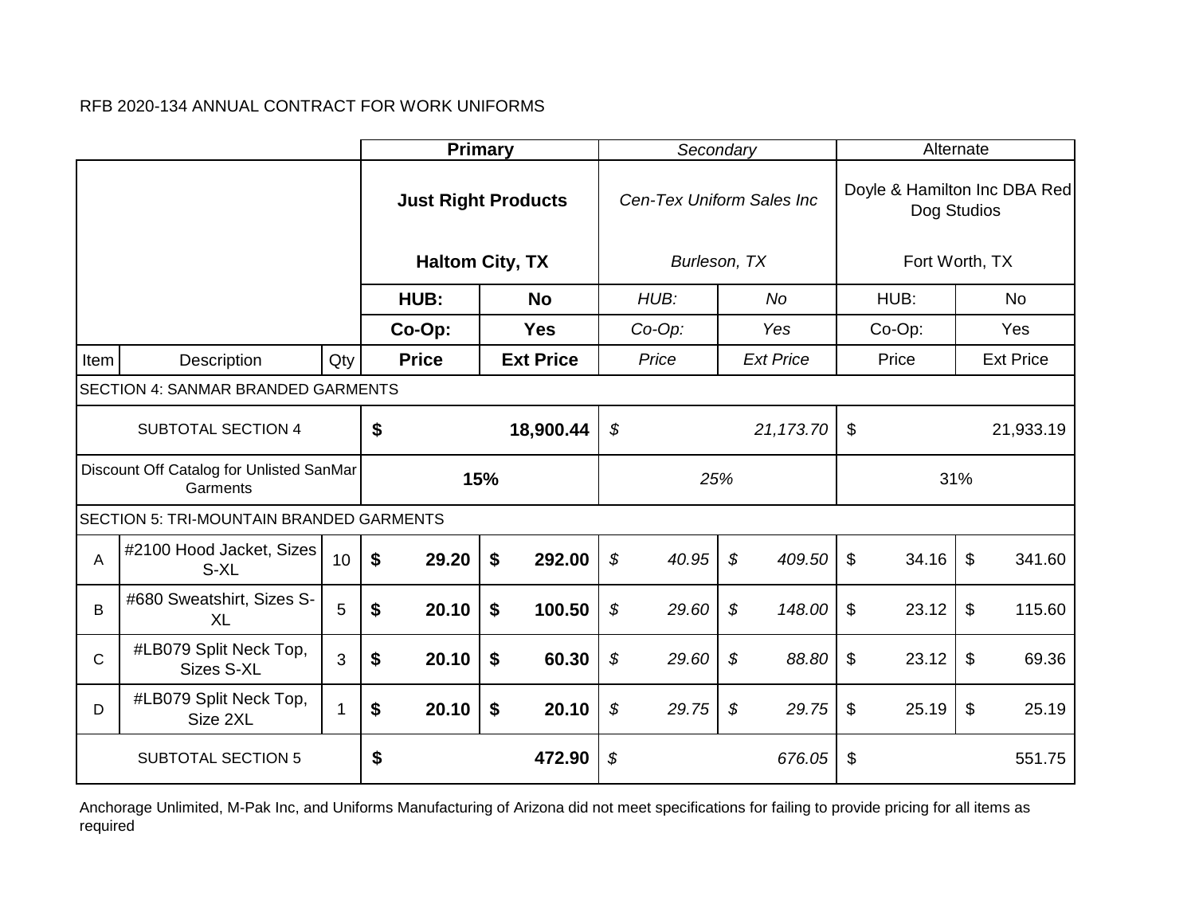RFB 2020-134 ANNUAL CONTRACT FOR WORK UNIFORMS

| | | | **Primary** | | *Secondary* | | Alternate | |
|---|---|---|---|---|---|---|---|---|
| | | | **Just Right Products**<br><br>**Haltom City, TX** | | *Cen-Tex Uniform Sales Inc*<br><br>*Burleson, TX* | | Doyle & Hamilton Inc DBA Red Dog Studios<br><br>Fort Worth, TX | |
| | | | **HUB:** | **No** | *HUB:* | *No* | HUB: | No |
| | | | **Co-Op:** | **Yes** | *Co-Op:* | *Yes* | Co-Op: | Yes |
| Item | Description | Qty | **Price** | **Ext Price** | *Price* | *Ext Price* | Price | Ext Price |
| SECTION 4: SANMAR BRANDED GARMENTS | | | | | | | | |
| SUBTOTAL SECTION 4 | | | **$** | **18,900.44** | *$* | *21,173.70* | $ | 21,933.19 |
| Discount Off Catalog for Unlisted SanMar Garments | | | **15%** | | *25%* | | 31% | |
| SECTION 5: TRI-MOUNTAIN BRANDED GARMENTS | | | | | | | | |
| A | #2100 Hood Jacket, Sizes S-XL | 10 | **$ 29.20** | **$ 292.00** | *$ 40.95* | *$ 409.50* | $ 34.16 | $ 341.60 |
| B | #680 Sweatshirt, Sizes S-XL | 5 | **$ 20.10** | **$ 100.50** | *$ 29.60* | *$ 148.00* | $ 23.12 | $ 115.60 |
| C | #LB079 Split Neck Top, Sizes S-XL | 3 | **$ 20.10** | **$ 60.30** | *$ 29.60* | *$ 88.80* | $ 23.12 | $ 69.36 |
| D | #LB079 Split Neck Top, Size 2XL | 1 | **$ 20.10** | **$ 20.10** | *$ 29.75* | *$ 29.75* | $ 25.19 | $ 25.19 |
| SUBTOTAL SECTION 5 | | | **$** | **472.90** | *$* | *676.05* | $ | 551.75 |

Anchorage Unlimited, M-Pak Inc, and Uniforms Manufacturing of Arizona did not meet specifications for failing to provide pricing for all items as required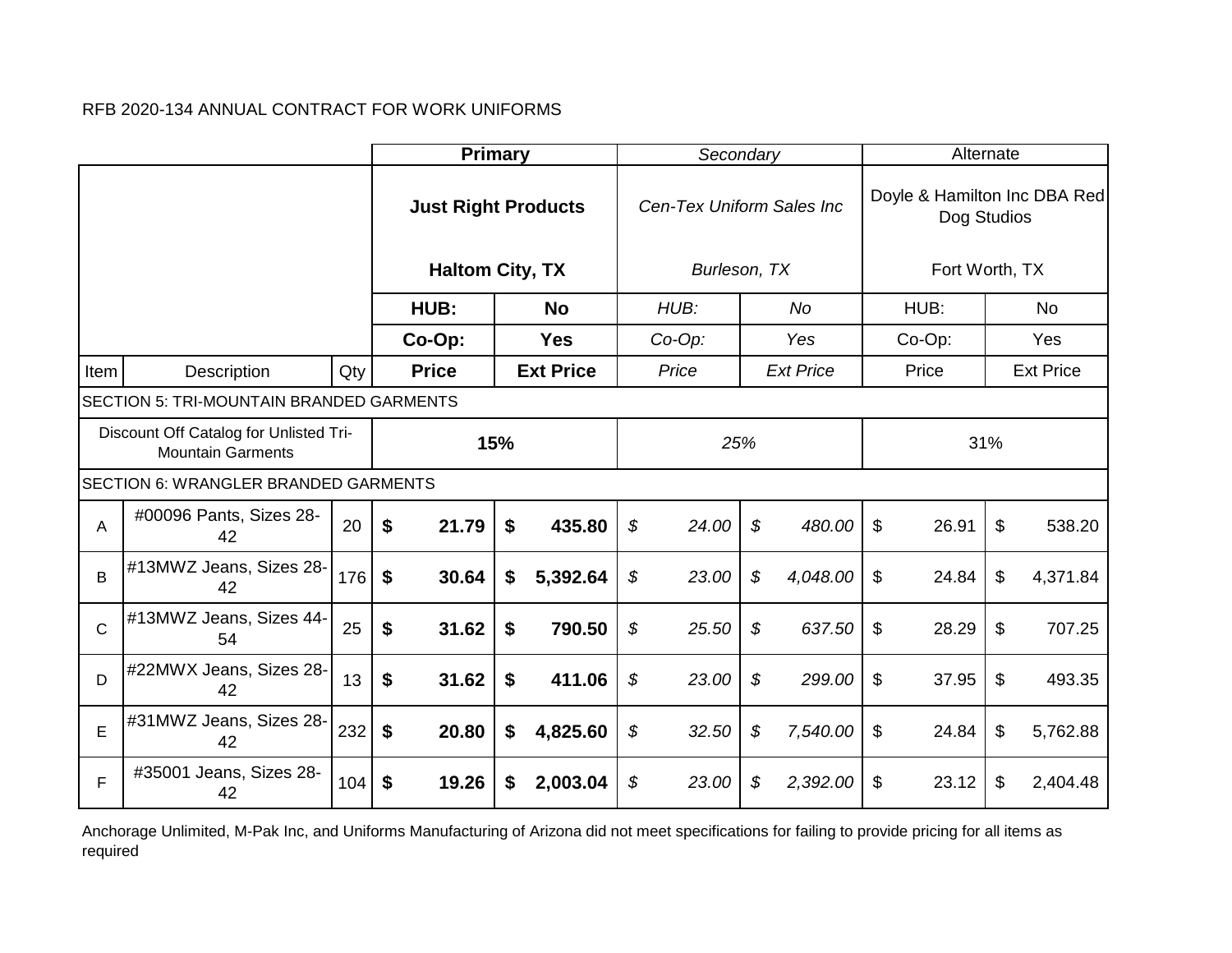RFB 2020-134 ANNUAL CONTRACT FOR WORK UNIFORMS

| | | | **Primary** | | *Secondary* | | Alternate | |
|---|---|---|---|---|---|---|---|---|
| | | | **Just Right Products** | | *Cen-Tex Uniform Sales Inc* | | Doyle & Hamilton Inc DBA Red Dog Studios | |
| | | | **Haltom City, TX** | | *Burleson, TX* | | Fort Worth, TX | |
| | | | **HUB:** | **No** | *HUB:* | *No* | HUB: | No |
| | | | **Co-Op:** | **Yes** | *Co-Op:* | *Yes* | Co-Op: | Yes |
| Item | Description | Qty | **Price** | **Ext Price** | *Price* | *Ext Price* | Price | Ext Price |
| SECTION 5: TRI-MOUNTAIN BRANDED GARMENTS | | | | | | | | |
| Discount Off Catalog for Unlisted Tri-Mountain Garments | | | **15%** | | *25%* | | 31% | |
| SECTION 6: WRANGLER BRANDED GARMENTS | | | | | | | | |
| A | #00096 Pants, Sizes 28-42 | 20 | **$ 21.79** | **$ 435.80** | *$ 24.00* | *$ 480.00* | $ 26.91 | $ 538.20 |
| B | #13MWZ Jeans, Sizes 28-42 | 176 | **$ 30.64** | **$ 5,392.64** | *$ 23.00* | *$ 4,048.00* | $ 24.84 | $ 4,371.84 |
| C | #13MWZ Jeans, Sizes 44-54 | 25 | **$ 31.62** | **$ 790.50** | *$ 25.50* | *$ 637.50* | $ 28.29 | $ 707.25 |
| D | #22MWX Jeans, Sizes 28-42 | 13 | **$ 31.62** | **$ 411.06** | *$ 23.00* | *$ 299.00* | $ 37.95 | $ 493.35 |
| E | #31MWZ Jeans, Sizes 28-42 | 232 | **$ 20.80** | **$ 4,825.60** | *$ 32.50* | *$ 7,540.00* | $ 24.84 | $ 5,762.88 |
| F | #35001 Jeans, Sizes 28-42 | 104 | **$ 19.26** | **$ 2,003.04** | *$ 23.00* | *$ 2,392.00* | $ 23.12 | $ 2,404.48 |

Anchorage Unlimited, M-Pak Inc, and Uniforms Manufacturing of Arizona did not meet specifications for failing to provide pricing for all items as required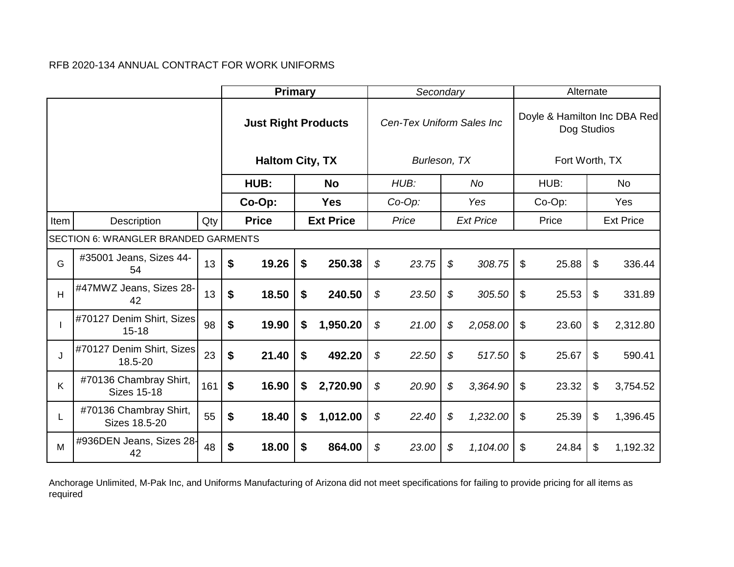RFB 2020-134 ANNUAL CONTRACT FOR WORK UNIFORMS

| | | | **Primary** | | *Secondary* | | Alternate | |
|---|---|---|---|---|---|---|---|---|
| | | | **Just Right Products**<br><br>**Haltom City, TX** | | *Cen-Tex Uniform Sales Inc*<br><br>*Burleson, TX* | | Doyle & Hamilton Inc DBA Red Dog Studios<br><br>Fort Worth, TX | |
| | | | **HUB:** | **No** | *HUB:* | *No* | HUB: | No |
| | | | **Co-Op:** | **Yes** | *Co-Op:* | *Yes* | Co-Op: | Yes |
| Item | Description | Qty | **Price** | **Ext Price** | *Price* | *Ext Price* | Price | Ext Price |
| SECTION 6: WRANGLER BRANDED GARMENTS | | | | | | | | |
| G | #35001 Jeans, Sizes 44-54 | 13 | **$ 19.26** | **$ 250.38** | *$ 23.75* | *$ 308.75* | $ 25.88 | $ 336.44 |
| H | #47MWZ Jeans, Sizes 28-42 | 13 | **$ 18.50** | **$ 240.50** | *$ 23.50* | *$ 305.50* | $ 25.53 | $ 331.89 |
| I | #70127 Denim Shirt, Sizes 15-18 | 98 | **$ 19.90** | **$ 1,950.20** | *$ 21.00* | *$ 2,058.00* | $ 23.60 | $ 2,312.80 |
| J | #70127 Denim Shirt, Sizes 18.5-20 | 23 | **$ 21.40** | **$ 492.20** | *$ 22.50* | *$ 517.50* | $ 25.67 | $ 590.41 |
| K | #70136 Chambray Shirt, Sizes 15-18 | 161 | **$ 16.90** | **$ 2,720.90** | *$ 20.90* | *$ 3,364.90* | $ 23.32 | $ 3,754.52 |
| L | #70136 Chambray Shirt, Sizes 18.5-20 | 55 | **$ 18.40** | **$ 1,012.00** | *$ 22.40* | *$ 1,232.00* | $ 25.39 | $ 1,396.45 |
| M | #936DEN Jeans, Sizes 28-42 | 48 | **$ 18.00** | **$ 864.00** | *$ 23.00* | *$ 1,104.00* | $ 24.84 | $ 1,192.32 |

Anchorage Unlimited, M-Pak Inc, and Uniforms Manufacturing of Arizona did not meet specifications for failing to provide pricing for all items as required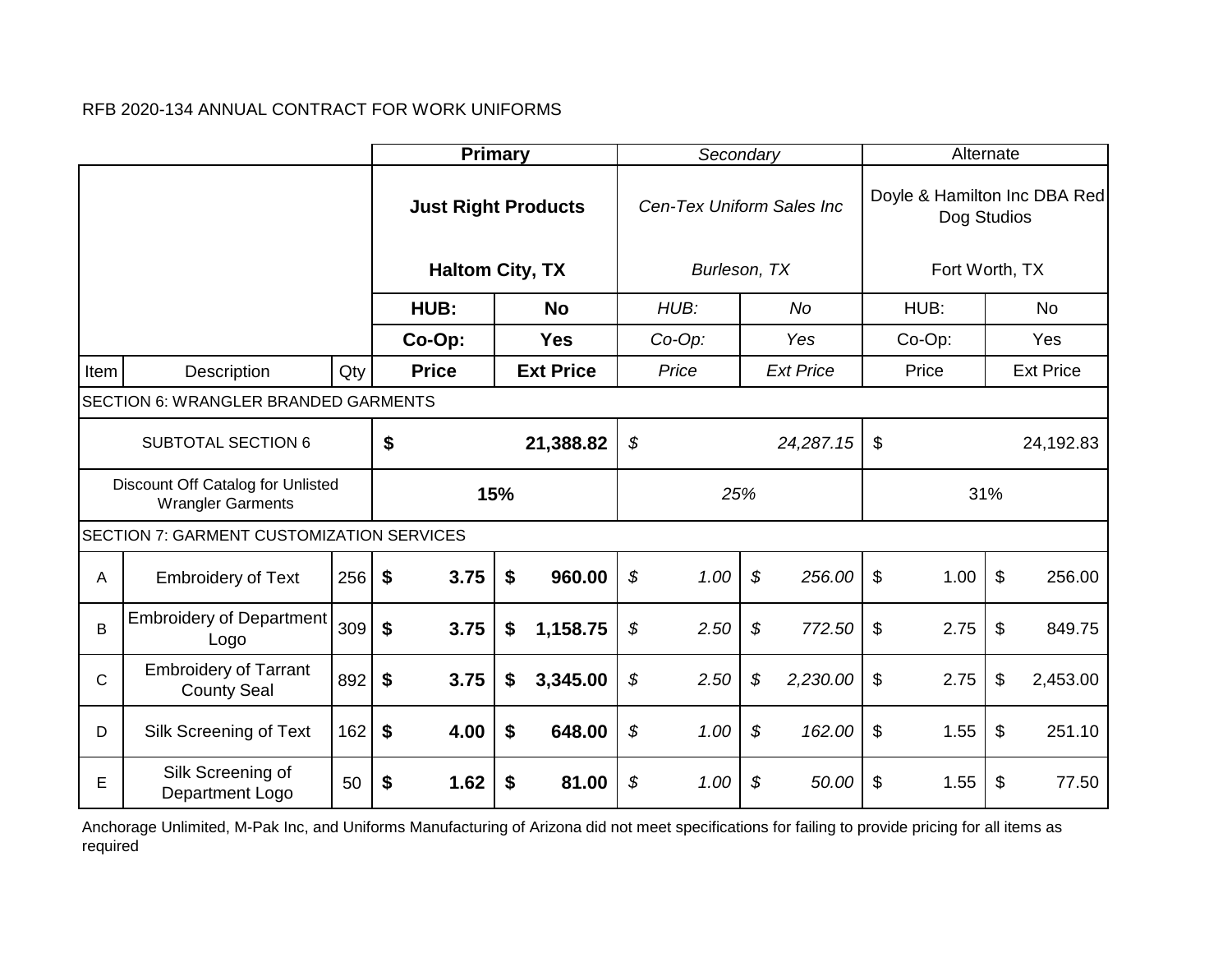RFB 2020-134 ANNUAL CONTRACT FOR WORK UNIFORMS

| | | | **Primary** | | *Secondary* | | Alternate | |
|---|---|---|---|---|---|---|---|---|
| | | | **Just Right Products**<br>**Haltom City, TX** | | *Cen-Tex Uniform Sales Inc*<br>*Burleson, TX* | | Doyle & Hamilton Inc DBA Red Dog Studios<br>Fort Worth, TX | |
| | | | **HUB:** | **No** | *HUB:* | *No* | HUB: | No |
| | | | **Co-Op:** | **Yes** | *Co-Op:* | *Yes* | Co-Op: | Yes |
| Item | Description | Qty | **Price** | **Ext Price** | *Price* | *Ext Price* | Price | Ext Price |
| SECTION 6: WRANGLER BRANDED GARMENTS | | | | | | | | |
| SUBTOTAL SECTION 6 | | | **$** | **21,388.82** | *$* | *24,287.15* | $ | 24,192.83 |
| Discount Off Catalog for Unlisted Wrangler Garments | | | **15%** | | *25%* | | 31% | |
| SECTION 7: GARMENT CUSTOMIZATION SERVICES | | | | | | | | |
| A | Embroidery of Text | 256 | **$ 3.75** | **$ 960.00** | *$ 1.00* | *$ 256.00* | $ 1.00 | $ 256.00 |
| B | Embroidery of Department Logo | 309 | **$ 3.75** | **$ 1,158.75** | *$ 2.50* | *$ 772.50* | $ 2.75 | $ 849.75 |
| C | Embroidery of Tarrant County Seal | 892 | **$ 3.75** | **$ 3,345.00** | *$ 2.50* | *$ 2,230.00* | $ 2.75 | $ 2,453.00 |
| D | Silk Screening of Text | 162 | **$ 4.00** | **$ 648.00** | *$ 1.00* | *$ 162.00* | $ 1.55 | $ 251.10 |
| E | Silk Screening of Department Logo | 50 | **$ 1.62** | **$ 81.00** | *$ 1.00* | *$ 50.00* | $ 1.55 | $ 77.50 |

Anchorage Unlimited, M-Pak Inc, and Uniforms Manufacturing of Arizona did not meet specifications for failing to provide pricing for all items as required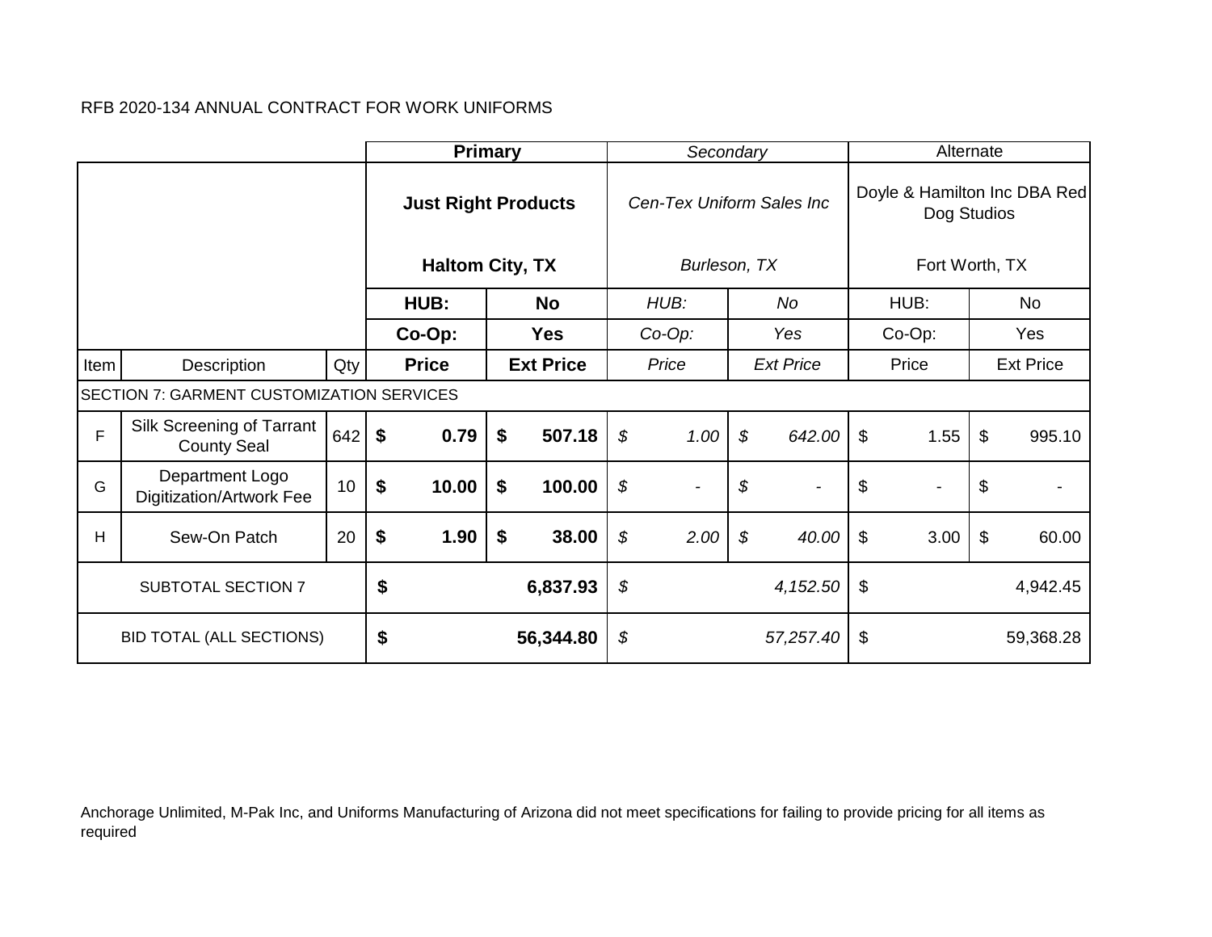RFB 2020-134 ANNUAL CONTRACT FOR WORK UNIFORMS

| | | | **Primary** | | *Secondary* | | Alternate | |
|---|---|---|---|---|---|---|---|---|
| | | | **Just Right Products**<br><br>**Haltom City, TX** | | *Cen-Tex Uniform Sales Inc*<br><br>*Burleson, TX* | | Doyle & Hamilton Inc DBA Red Dog Studios<br><br>Fort Worth, TX | |
| | | | **HUB:** | **No** | *HUB:* | *No* | HUB: | No |
| | | | **Co-Op:** | **Yes** | *Co-Op:* | *Yes* | Co-Op: | Yes |
| Item | Description | Qty | **Price** | **Ext Price** | *Price* | *Ext Price* | Price | Ext Price |
| SECTION 7: GARMENT CUSTOMIZATION SERVICES | | | | | | | | |
| F | Silk Screening of Tarrant County Seal | 642 | **$ 0.79** | **$ 507.18** | *$ 1.00* | *$ 642.00* | $ 1.55 | $ 995.10 |
| G | Department Logo Digitization/Artwork Fee | 10 | **$ 10.00** | **$ 100.00** | *$ -* | *$ -* | $ - | $ - |
| H | Sew-On Patch | 20 | **$ 1.90** | **$ 38.00** | *$ 2.00* | *$ 40.00* | $ 3.00 | $ 60.00 |
| SUBTOTAL SECTION 7 | | | **$ 6,837.93** | | *$ 4,152.50* | | $ 4,942.45 | |
| BID TOTAL (ALL SECTIONS) | | | **$ 56,344.80** | | *$ 57,257.40* | | $ 59,368.28 | |

Anchorage Unlimited, M-Pak Inc, and Uniforms Manufacturing of Arizona did not meet specifications for failing to provide pricing for all items as required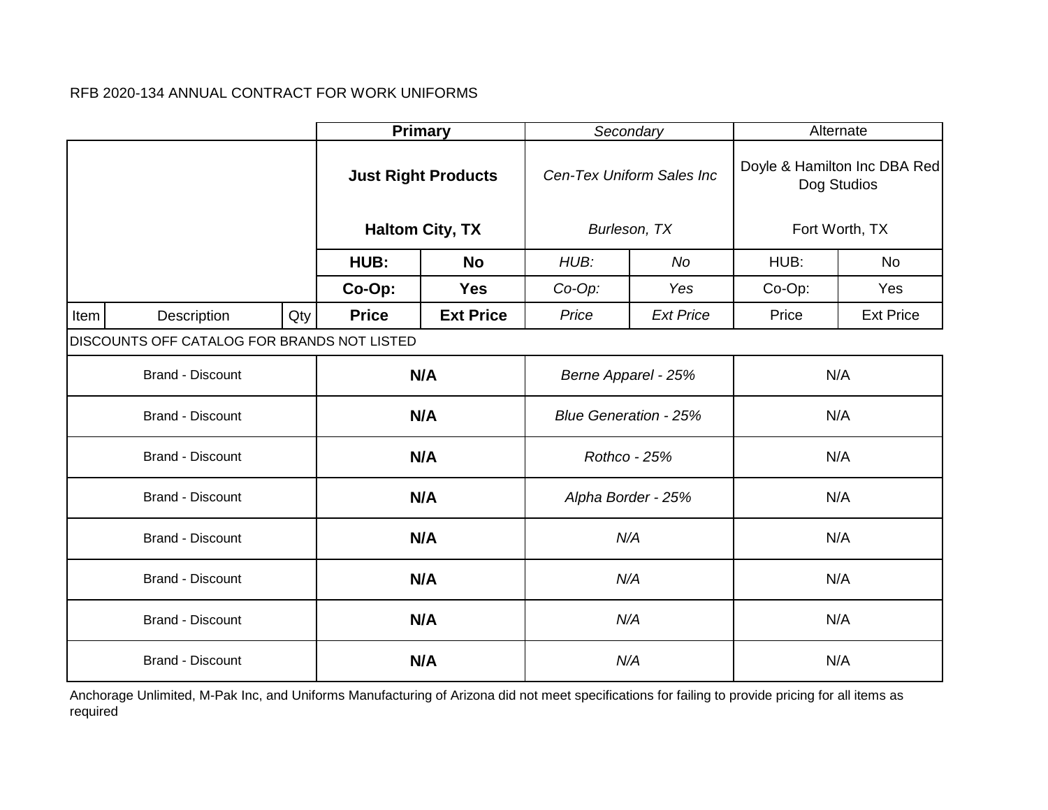RFB 2020-134 ANNUAL CONTRACT FOR WORK UNIFORMS

| | | | **Primary** | | *Secondary* | | Alternate | |
|---|---|---|---|---|---|---|---|---|
| | | | **Just Right Products**<br>**Haltom City, TX** | | *Cen-Tex Uniform Sales Inc*<br>*Burleson, TX* | | Doyle & Hamilton Inc DBA Red Dog Studios<br>Fort Worth, TX | |
| | | | **HUB:** | **No** | *HUB:* | *No* | HUB: | No |
| | | | **Co-Op:** | **Yes** | *Co-Op:* | *Yes* | Co-Op: | Yes |
| Item | Description | Qty | **Price** | **Ext Price** | *Price* | *Ext Price* | Price | Ext Price |
| DISCOUNTS OFF CATALOG FOR BRANDS NOT LISTED | | | | | | | | |
| Brand - Discount | | | **N/A** | | *Berne Apparel - 25%* | | N/A | |
| Brand - Discount | | | **N/A** | | *Blue Generation - 25%* | | N/A | |
| Brand - Discount | | | **N/A** | | *Rothco - 25%* | | N/A | |
| Brand - Discount | | | **N/A** | | *Alpha Border - 25%* | | N/A | |
| Brand - Discount | | | **N/A** | | *N/A* | | N/A | |
| Brand - Discount | | | **N/A** | | *N/A* | | N/A | |
| Brand - Discount | | | **N/A** | | *N/A* | | N/A | |
| Brand - Discount | | | **N/A** | | *N/A* | | N/A | |

Anchorage Unlimited, M-Pak Inc, and Uniforms Manufacturing of Arizona did not meet specifications for failing to provide pricing for all items as required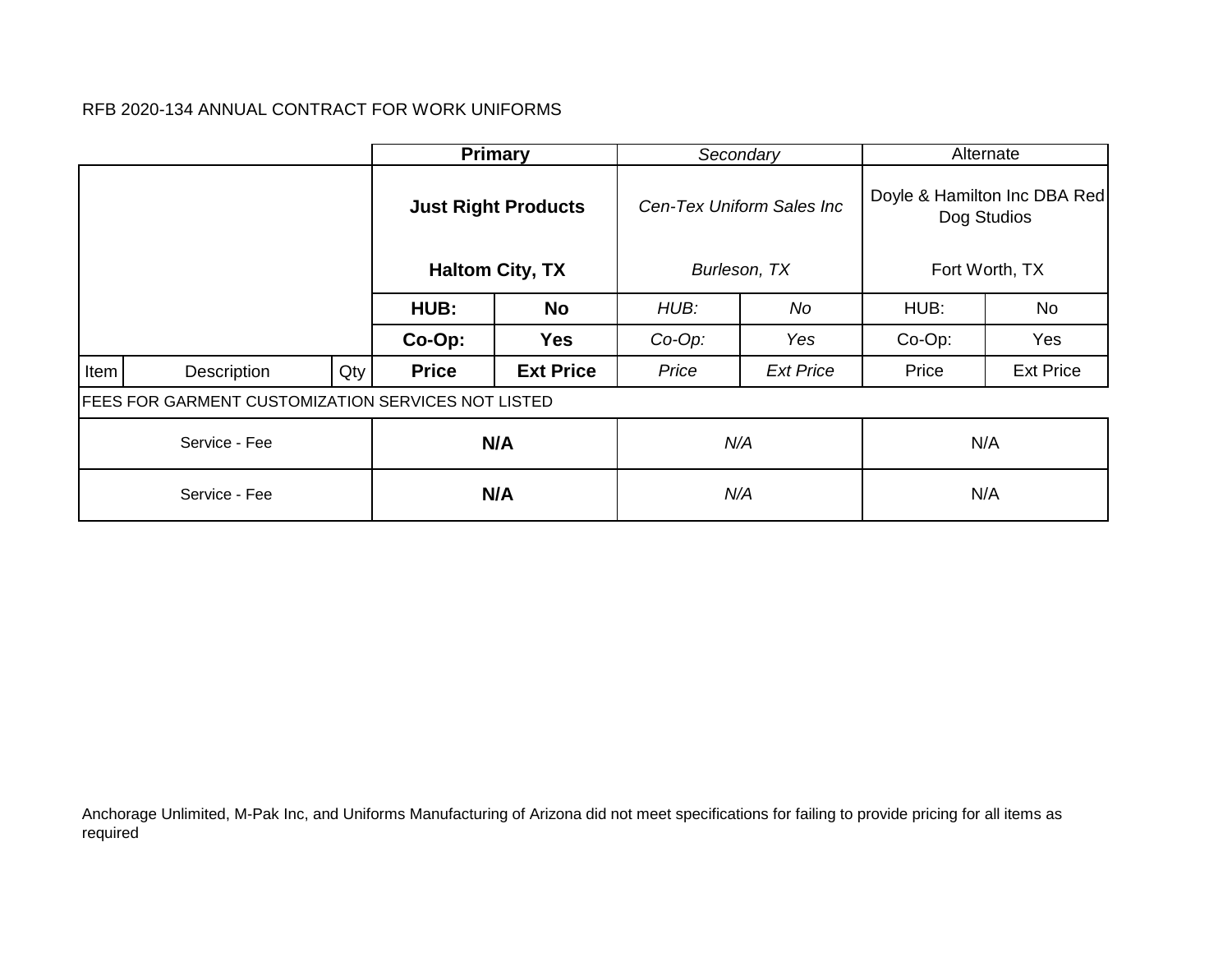RFB 2020-134 ANNUAL CONTRACT FOR WORK UNIFORMS

| | | | **Primary** | | *Secondary* | | Alternate | |
|---|---|---|---|---|---|---|---|---|
| | | | **Just Right Products**<br><br>**Haltom City, TX** | | *Cen-Tex Uniform Sales Inc*<br><br>*Burleson, TX* | | Doyle & Hamilton Inc DBA Red Dog Studios<br><br>Fort Worth, TX | |
| | | | **HUB:** | **No** | *HUB:* | *No* | HUB: | No |
| | | | **Co-Op:** | **Yes** | *Co-Op:* | *Yes* | Co-Op: | Yes |
| Item | Description | Qty | **Price** | **Ext Price** | *Price* | *Ext Price* | Price | Ext Price |
| FEES FOR GARMENT CUSTOMIZATION SERVICES NOT LISTED | | | | | | | | |
| Service - Fee | | | **N/A** | | *N/A* | | N/A | |
| Service - Fee | | | **N/A** | | *N/A* | | N/A | |

Anchorage Unlimited, M-Pak Inc, and Uniforms Manufacturing of Arizona did not meet specifications for failing to provide pricing for all items as required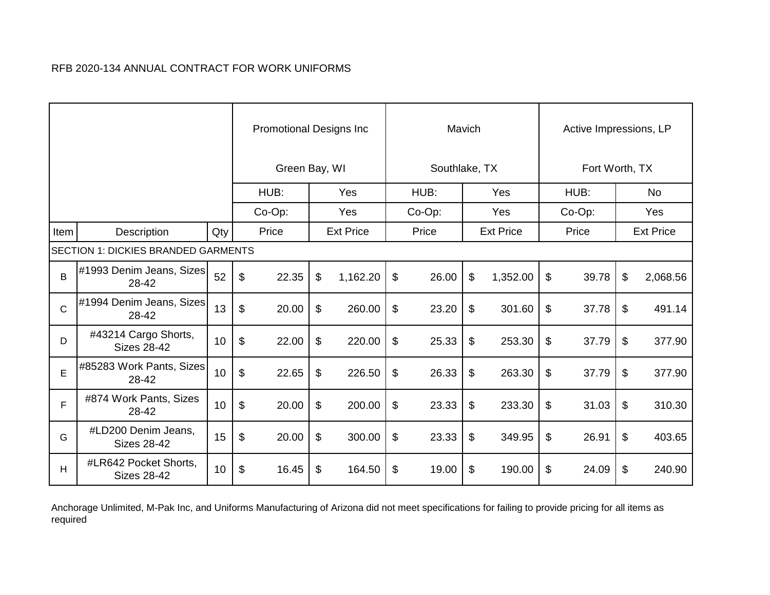RFB 2020-134 ANNUAL CONTRACT FOR WORK UNIFORMS

| | | | Promotional Designs Inc<br><br>Green Bay, WI | | Mavich<br><br>Southlake, TX | | Active Impressions, LP<br><br>Fort Worth, TX | |
|---|---|---|---|---|---|---|---|---|
| | | | HUB: | Yes | HUB: | Yes | HUB: | No |
| | | | Co-Op: | Yes | Co-Op: | Yes | Co-Op: | Yes |
| Item | Description | Qty | Price | Ext Price | Price | Ext Price | Price | Ext Price |
| SECTION 1: DICKIES BRANDED GARMENTS | | | | | | | | |
| B | #1993 Denim Jeans, Sizes 28-42 | 52 | $ 22.35 | $ 1,162.20 | $ 26.00 | $ 1,352.00 | $ 39.78 | $ 2,068.56 |
| C | #1994 Denim Jeans, Sizes 28-42 | 13 | $ 20.00 | $ 260.00 | $ 23.20 | $ 301.60 | $ 37.78 | $ 491.14 |
| D | #43214 Cargo Shorts, Sizes 28-42 | 10 | $ 22.00 | $ 220.00 | $ 25.33 | $ 253.30 | $ 37.79 | $ 377.90 |
| E | #85283 Work Pants, Sizes 28-42 | 10 | $ 22.65 | $ 226.50 | $ 26.33 | $ 263.30 | $ 37.79 | $ 377.90 |
| F | #874 Work Pants, Sizes 28-42 | 10 | $ 20.00 | $ 200.00 | $ 23.33 | $ 233.30 | $ 31.03 | $ 310.30 |
| G | #LD200 Denim Jeans, Sizes 28-42 | 15 | $ 20.00 | $ 300.00 | $ 23.33 | $ 349.95 | $ 26.91 | $ 403.65 |
| H | #LR642 Pocket Shorts, Sizes 28-42 | 10 | $ 16.45 | $ 164.50 | $ 19.00 | $ 190.00 | $ 24.09 | $ 240.90 |

Anchorage Unlimited, M-Pak Inc, and Uniforms Manufacturing of Arizona did not meet specifications for failing to provide pricing for all items as required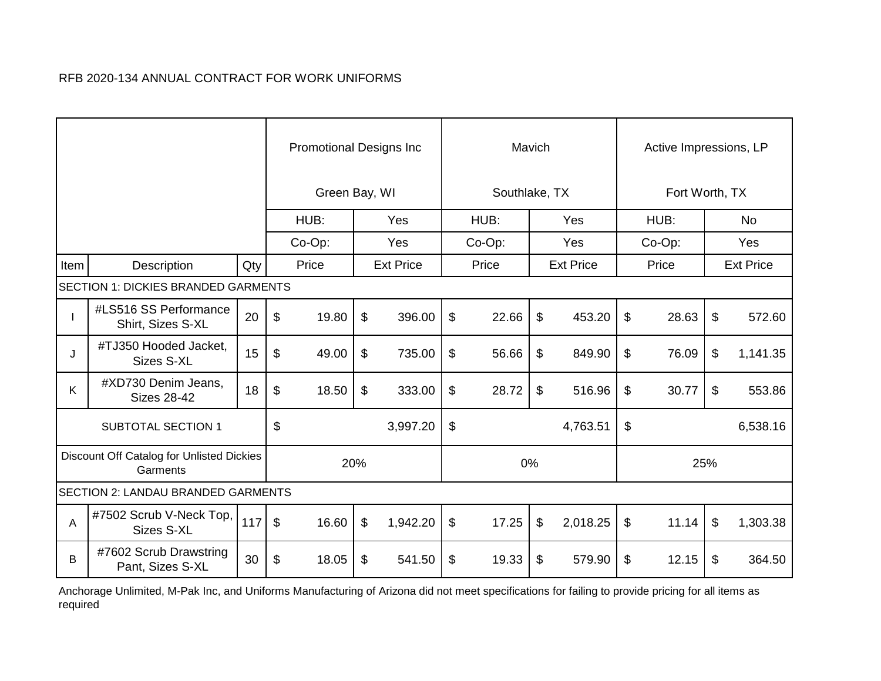RFB 2020-134 ANNUAL CONTRACT FOR WORK UNIFORMS

| | | | Promotional Designs Inc Green Bay, WI | | Mavich Southlake, TX | | Active Impressions, LP Fort Worth, TX | |
|---|---|---|---|---|---|---|---|---|
| | | | HUB: | Yes | HUB: | Yes | HUB: | No |
| | | | Co-Op: | Yes | Co-Op: | Yes | Co-Op: | Yes |
| Item | Description | Qty | Price | Ext Price | Price | Ext Price | Price | Ext Price |
| SECTION 1: DICKIES BRANDED GARMENTS | | | | | | | | |
| I | #LS516 SS Performance Shirt, Sizes S-XL | 20 | $ 19.80 | $ 396.00 | $ 22.66 | $ 453.20 | $ 28.63 | $ 572.60 |
| J | #TJ350 Hooded Jacket, Sizes S-XL | 15 | $ 49.00 | $ 735.00 | $ 56.66 | $ 849.90 | $ 76.09 | $ 1,141.35 |
| K | #XD730 Denim Jeans, Sizes 28-42 | 18 | $ 18.50 | $ 333.00 | $ 28.72 | $ 516.96 | $ 30.77 | $ 553.86 |
| SUBTOTAL SECTION 1 | | | $ 3,997.20 | | $ 4,763.51 | | $ 6,538.16 | |
| Discount Off Catalog for Unlisted Dickies Garments | | | 20% | | 0% | | 25% | |
| SECTION 2: LANDAU BRANDED GARMENTS | | | | | | | | |
| A | #7502 Scrub V-Neck Top, Sizes S-XL | 117 | $ 16.60 | $ 1,942.20 | $ 17.25 | $ 2,018.25 | $ 11.14 | $ 1,303.38 |
| B | #7602 Scrub Drawstring Pant, Sizes S-XL | 30 | $ 18.05 | $ 541.50 | $ 19.33 | $ 579.90 | $ 12.15 | $ 364.50 |

Anchorage Unlimited, M-Pak Inc, and Uniforms Manufacturing of Arizona did not meet specifications for failing to provide pricing for all items as required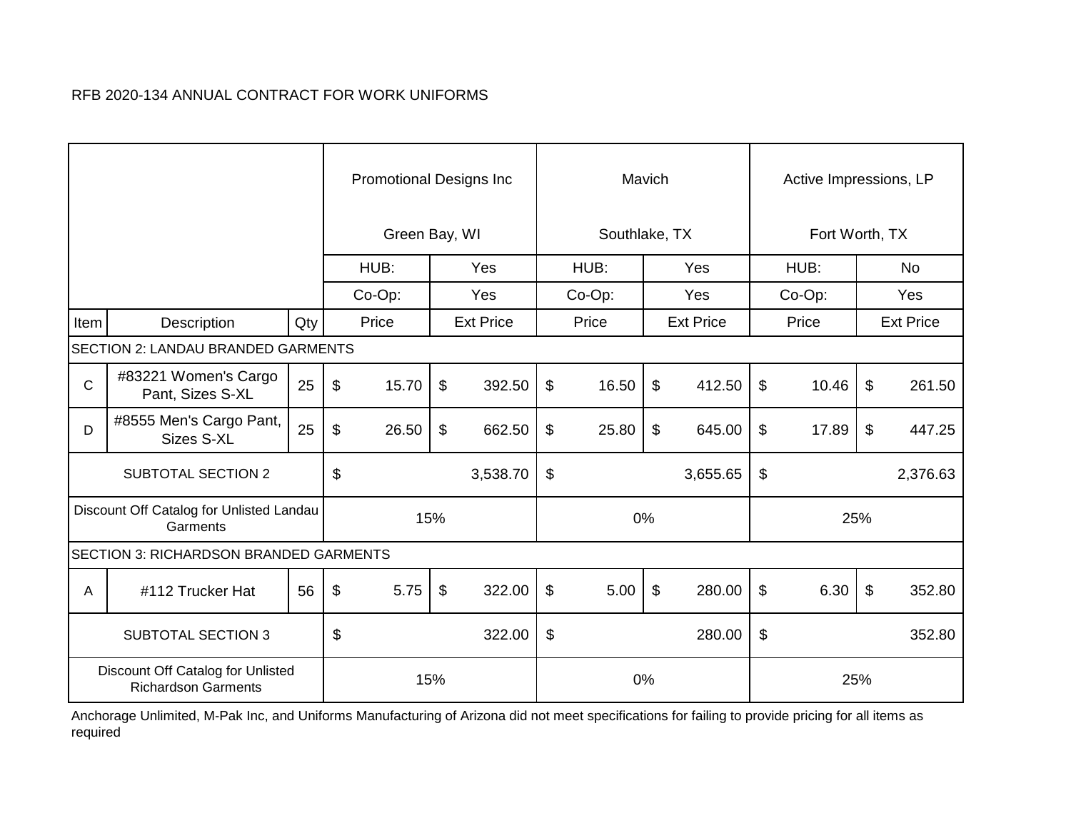RFB 2020-134 ANNUAL CONTRACT FOR WORK UNIFORMS

| | | | Promotional Designs Inc Green Bay, WI | | Mavich Southlake, TX | | Active Impressions, LP Fort Worth, TX | |
|---|---|---|---|---|---|---|---|---|
| | | | HUB: | Yes | HUB: | Yes | HUB: | No |
| | | | Co-Op: | Yes | Co-Op: | Yes | Co-Op: | Yes |
| Item | Description | Qty | Price | Ext Price | Price | Ext Price | Price | Ext Price |
| SECTION 2: LANDAU BRANDED GARMENTS | | | | | | | | |
| C | #83221 Women's Cargo Pant, Sizes S-XL | 25 | $ 15.70 | $ 392.50 | $ 16.50 | $ 412.50 | $ 10.46 | $ 261.50 |
| D | #8555 Men's Cargo Pant, Sizes S-XL | 25 | $ 26.50 | $ 662.50 | $ 25.80 | $ 645.00 | $ 17.89 | $ 447.25 |
| SUBTOTAL SECTION 2 | | | $ 3,538.70 | | $ 3,655.65 | | $ 2,376.63 | |
| Discount Off Catalog for Unlisted Landau Garments | | | 15% | | 0% | | 25% | |
| SECTION 3: RICHARDSON BRANDED GARMENTS | | | | | | | | |
| A | #112 Trucker Hat | 56 | $ 5.75 | $ 322.00 | $ 5.00 | $ 280.00 | $ 6.30 | $ 352.80 |
| SUBTOTAL SECTION 3 | | | $ 322.00 | | $ 280.00 | | $ 352.80 | |
| Discount Off Catalog for Unlisted Richardson Garments | | | 15% | | 0% | | 25% | |

Anchorage Unlimited, M-Pak Inc, and Uniforms Manufacturing of Arizona did not meet specifications for failing to provide pricing for all items as required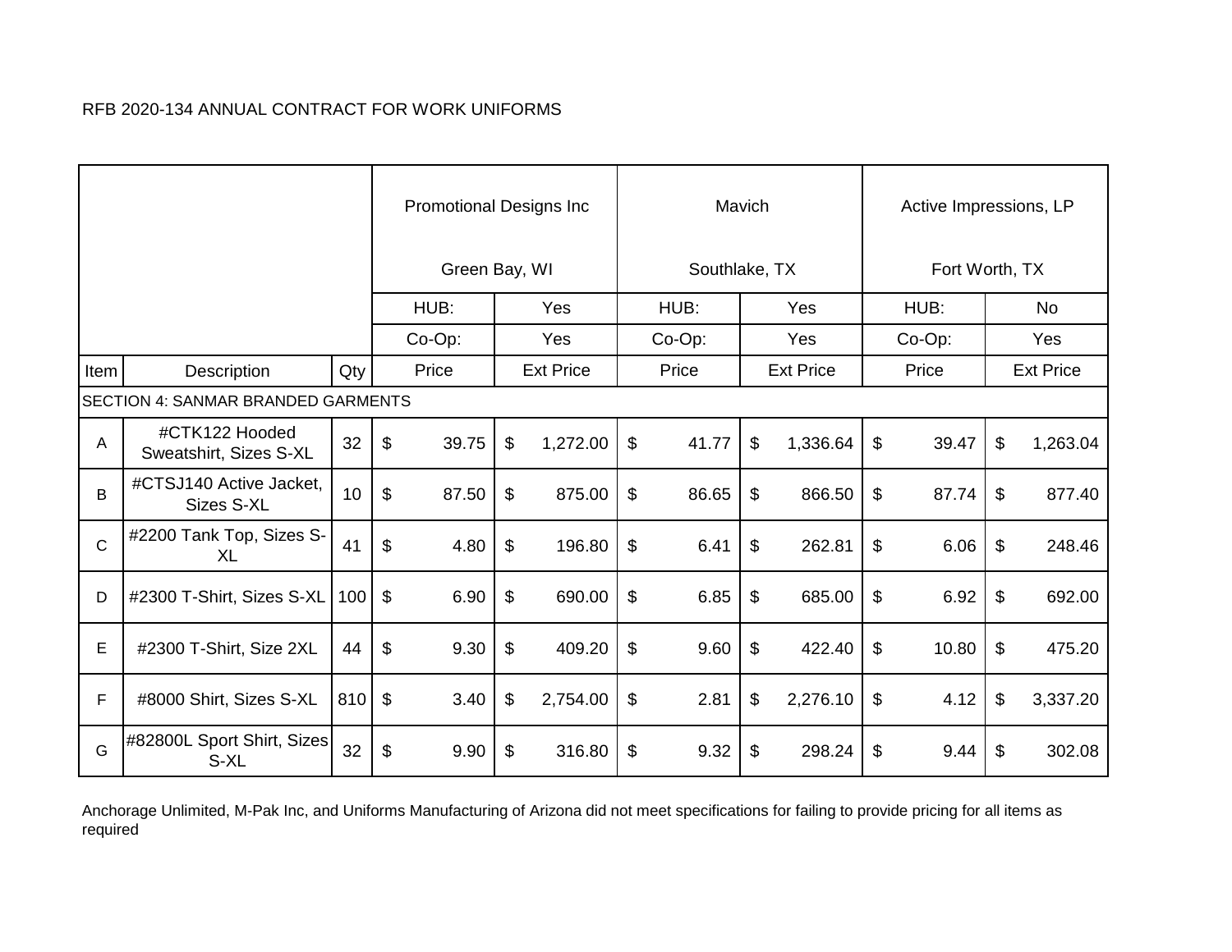RFB 2020-134 ANNUAL CONTRACT FOR WORK UNIFORMS

| | | | Promotional Designs Inc Green Bay, WI | | Mavich Southlake, TX | | Active Impressions, LP Fort Worth, TX | |
|---|---|---|---|---|---|---|---|---|
| | | | HUB: | Yes | HUB: | Yes | HUB: | No |
| | | | Co-Op: | Yes | Co-Op: | Yes | Co-Op: | Yes |
| Item | Description | Qty | Price | Ext Price | Price | Ext Price | Price | Ext Price |
| SECTION 4: SANMAR BRANDED GARMENTS | | | | | | | | |
| A | #CTK122 Hooded Sweatshirt, Sizes S-XL | 32 | $ 39.75 | $ 1,272.00 | $ 41.77 | $ 1,336.64 | $ 39.47 | $ 1,263.04 |
| B | #CTSJ140 Active Jacket, Sizes S-XL | 10 | $ 87.50 | $ 875.00 | $ 86.65 | $ 866.50 | $ 87.74 | $ 877.40 |
| C | #2200 Tank Top, Sizes S-XL | 41 | $ 4.80 | $ 196.80 | $ 6.41 | $ 262.81 | $ 6.06 | $ 248.46 |
| D | #2300 T-Shirt, Sizes S-XL | 100 | $ 6.90 | $ 690.00 | $ 6.85 | $ 685.00 | $ 6.92 | $ 692.00 |
| E | #2300 T-Shirt, Size 2XL | 44 | $ 9.30 | $ 409.20 | $ 9.60 | $ 422.40 | $ 10.80 | $ 475.20 |
| F | #8000 Shirt, Sizes S-XL | 810 | $ 3.40 | $ 2,754.00 | $ 2.81 | $ 2,276.10 | $ 4.12 | $ 3,337.20 |
| G | #82800L Sport Shirt, Sizes S-XL | 32 | $ 9.90 | $ 316.80 | $ 9.32 | $ 298.24 | $ 9.44 | $ 302.08 |

Anchorage Unlimited, M-Pak Inc, and Uniforms Manufacturing of Arizona did not meet specifications for failing to provide pricing for all items as required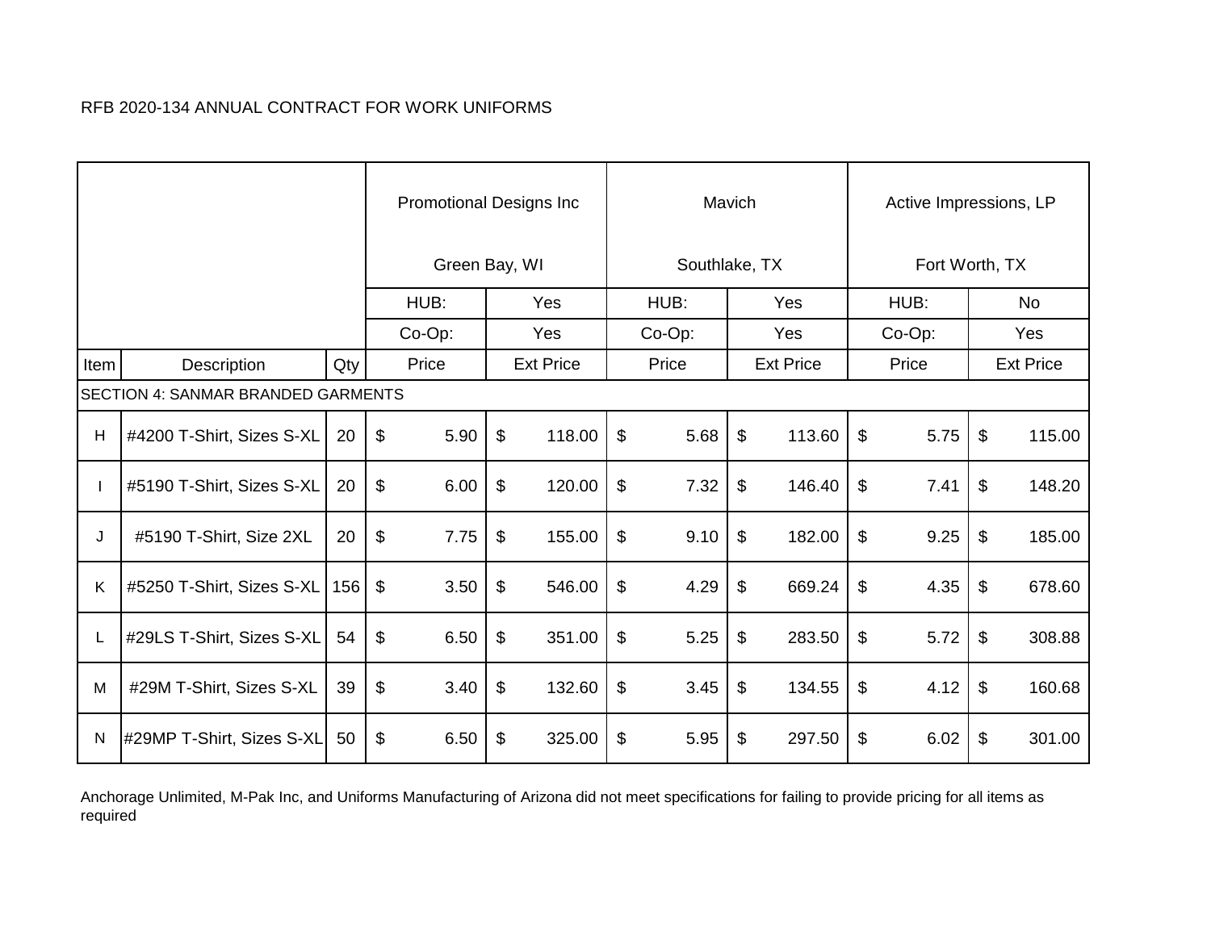RFB 2020-134 ANNUAL CONTRACT FOR WORK UNIFORMS

| | | | Promotional Designs Inc | | Mavich | | Active Impressions, LP | |
|---|---|---|---|---|---|---|---|---|
| | | | Green Bay, WI | | Southlake, TX | | Fort Worth, TX | |
| | | | HUB: | Yes | HUB: | Yes | HUB: | No |
| | | | Co-Op: | Yes | Co-Op: | Yes | Co-Op: | Yes |
| Item | Description | Qty | Price | Ext Price | Price | Ext Price | Price | Ext Price |
| SECTION 4: SANMAR BRANDED GARMENTS | | | | | | | | |
| H | #4200 T-Shirt, Sizes S-XL | 20 | $ 5.90 | $ 118.00 | $ 5.68 | $ 113.60 | $ 5.75 | $ 115.00 |
| I | #5190 T-Shirt, Sizes S-XL | 20 | $ 6.00 | $ 120.00 | $ 7.32 | $ 146.40 | $ 7.41 | $ 148.20 |
| J | #5190 T-Shirt, Size 2XL | 20 | $ 7.75 | $ 155.00 | $ 9.10 | $ 182.00 | $ 9.25 | $ 185.00 |
| K | #5250 T-Shirt, Sizes S-XL | 156 | $ 3.50 | $ 546.00 | $ 4.29 | $ 669.24 | $ 4.35 | $ 678.60 |
| L | #29LS T-Shirt, Sizes S-XL | 54 | $ 6.50 | $ 351.00 | $ 5.25 | $ 283.50 | $ 5.72 | $ 308.88 |
| M | #29M T-Shirt, Sizes S-XL | 39 | $ 3.40 | $ 132.60 | $ 3.45 | $ 134.55 | $ 4.12 | $ 160.68 |
| N | #29MP T-Shirt, Sizes S-XL | 50 | $ 6.50 | $ 325.00 | $ 5.95 | $ 297.50 | $ 6.02 | $ 301.00 |

Anchorage Unlimited, M-Pak Inc, and Uniforms Manufacturing of Arizona did not meet specifications for failing to provide pricing for all items as required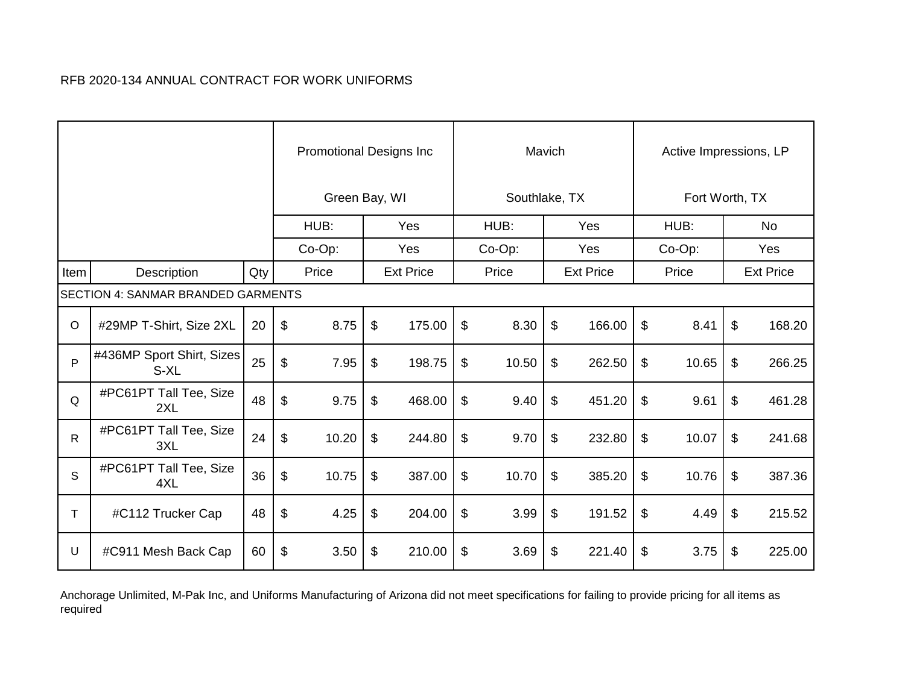RFB 2020-134 ANNUAL CONTRACT FOR WORK UNIFORMS

| | | | Promotional Designs Inc Green Bay, WI | | Mavich Southlake, TX | | Active Impressions, LP Fort Worth, TX | |
|---|---|---|---|---|---|---|---|---|
| | | | HUB: | Yes | HUB: | Yes | HUB: | No |
| | | | Co-Op: | Yes | Co-Op: | Yes | Co-Op: | Yes |
| Item | Description | Qty | Price | Ext Price | Price | Ext Price | Price | Ext Price |
| SECTION 4: SANMAR BRANDED GARMENTS | | | | | | | | |
| O | #29MP T-Shirt, Size 2XL | 20 | $ 8.75 | $ 175.00 | $ 8.30 | $ 166.00 | $ 8.41 | $ 168.20 |
| P | #436MP Sport Shirt, Sizes S-XL | 25 | $ 7.95 | $ 198.75 | $ 10.50 | $ 262.50 | $ 10.65 | $ 266.25 |
| Q | #PC61PT Tall Tee, Size 2XL | 48 | $ 9.75 | $ 468.00 | $ 9.40 | $ 451.20 | $ 9.61 | $ 461.28 |
| R | #PC61PT Tall Tee, Size 3XL | 24 | $ 10.20 | $ 244.80 | $ 9.70 | $ 232.80 | $ 10.07 | $ 241.68 |
| S | #PC61PT Tall Tee, Size 4XL | 36 | $ 10.75 | $ 387.00 | $ 10.70 | $ 385.20 | $ 10.76 | $ 387.36 |
| T | #C112 Trucker Cap | 48 | $ 4.25 | $ 204.00 | $ 3.99 | $ 191.52 | $ 4.49 | $ 215.52 |
| U | #C911 Mesh Back Cap | 60 | $ 3.50 | $ 210.00 | $ 3.69 | $ 221.40 | $ 3.75 | $ 225.00 |

Anchorage Unlimited, M-Pak Inc, and Uniforms Manufacturing of Arizona did not meet specifications for failing to provide pricing for all items as required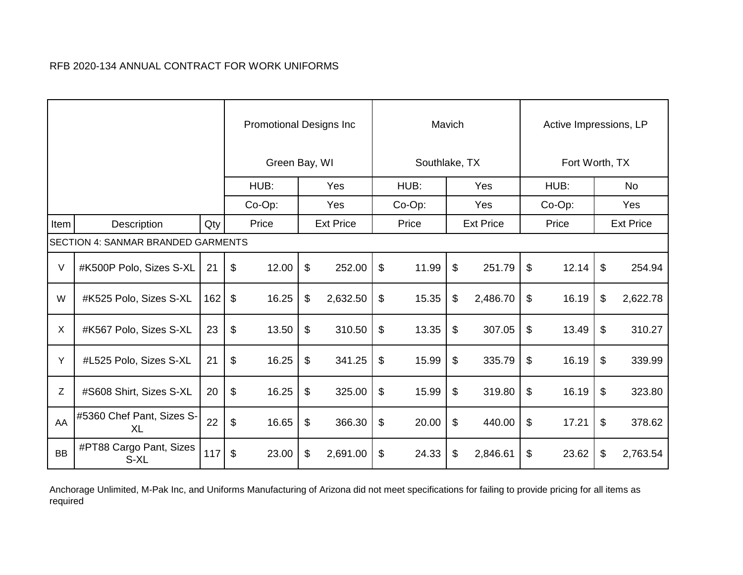RFB 2020-134 ANNUAL CONTRACT FOR WORK UNIFORMS

| | | | Promotional Designs Inc Green Bay, WI | | Mavich Southlake, TX | | Active Impressions, LP Fort Worth, TX | |
|---|---|---|---|---|---|---|---|---|
| | | | HUB: | Yes | HUB: | Yes | HUB: | No |
| | | | Co-Op: | Yes | Co-Op: | Yes | Co-Op: | Yes |
| Item | Description | Qty | Price | Ext Price | Price | Ext Price | Price | Ext Price |
| SECTION 4: SANMAR BRANDED GARMENTS | | | | | | | | |
| V | #K500P Polo, Sizes S-XL | 21 | $ 12.00 | $ 252.00 | $ 11.99 | $ 251.79 | $ 12.14 | $ 254.94 |
| W | #K525 Polo, Sizes S-XL | 162 | $ 16.25 | $ 2,632.50 | $ 15.35 | $ 2,486.70 | $ 16.19 | $ 2,622.78 |
| X | #K567 Polo, Sizes S-XL | 23 | $ 13.50 | $ 310.50 | $ 13.35 | $ 307.05 | $ 13.49 | $ 310.27 |
| Y | #L525 Polo, Sizes S-XL | 21 | $ 16.25 | $ 341.25 | $ 15.99 | $ 335.79 | $ 16.19 | $ 339.99 |
| Z | #S608 Shirt, Sizes S-XL | 20 | $ 16.25 | $ 325.00 | $ 15.99 | $ 319.80 | $ 16.19 | $ 323.80 |
| AA | #5360 Chef Pant, Sizes S-XL | 22 | $ 16.65 | $ 366.30 | $ 20.00 | $ 440.00 | $ 17.21 | $ 378.62 |
| BB | #PT88 Cargo Pant, Sizes S-XL | 117 | $ 23.00 | $ 2,691.00 | $ 24.33 | $ 2,846.61 | $ 23.62 | $ 2,763.54 |

Anchorage Unlimited, M-Pak Inc, and Uniforms Manufacturing of Arizona did not meet specifications for failing to provide pricing for all items as required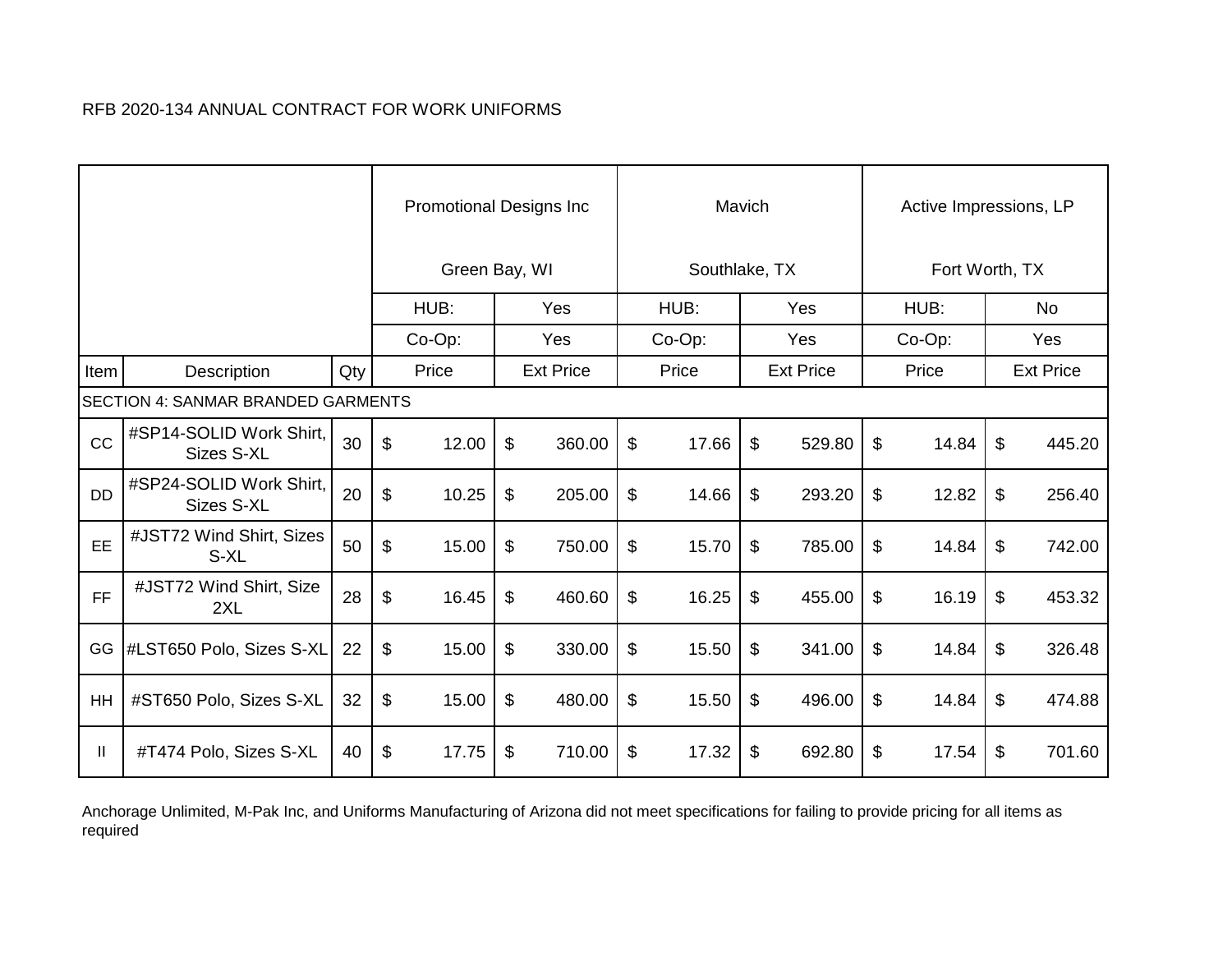RFB 2020-134 ANNUAL CONTRACT FOR WORK UNIFORMS

| | | | Promotional Designs Inc<br><br>Green Bay, WI | | Mavich<br><br>Southlake, TX | | Active Impressions, LP<br><br>Fort Worth, TX | |
|---|---|---|---|---|---|---|---|---|
| | | | HUB: | Yes | HUB: | Yes | HUB: | No |
| | | | Co-Op: | Yes | Co-Op: | Yes | Co-Op: | Yes |
| Item | Description | Qty | Price | Ext Price | Price | Ext Price | Price | Ext Price |
| SECTION 4: SANMAR BRANDED GARMENTS | | | | | | | | |
| CC | #SP14-SOLID Work Shirt, Sizes S-XL | 30 | $ 12.00 | $ 360.00 | $ 17.66 | $ 529.80 | $ 14.84 | $ 445.20 |
| DD | #SP24-SOLID Work Shirt, Sizes S-XL | 20 | $ 10.25 | $ 205.00 | $ 14.66 | $ 293.20 | $ 12.82 | $ 256.40 |
| EE | #JST72 Wind Shirt, Sizes S-XL | 50 | $ 15.00 | $ 750.00 | $ 15.70 | $ 785.00 | $ 14.84 | $ 742.00 |
| FF | #JST72 Wind Shirt, Size 2XL | 28 | $ 16.45 | $ 460.60 | $ 16.25 | $ 455.00 | $ 16.19 | $ 453.32 |
| GG | #LST650 Polo, Sizes S-XL | 22 | $ 15.00 | $ 330.00 | $ 15.50 | $ 341.00 | $ 14.84 | $ 326.48 |
| HH | #ST650 Polo, Sizes S-XL | 32 | $ 15.00 | $ 480.00 | $ 15.50 | $ 496.00 | $ 14.84 | $ 474.88 |
| II | #T474 Polo, Sizes S-XL | 40 | $ 17.75 | $ 710.00 | $ 17.32 | $ 692.80 | $ 17.54 | $ 701.60 |

Anchorage Unlimited, M-Pak Inc, and Uniforms Manufacturing of Arizona did not meet specifications for failing to provide pricing for all items as required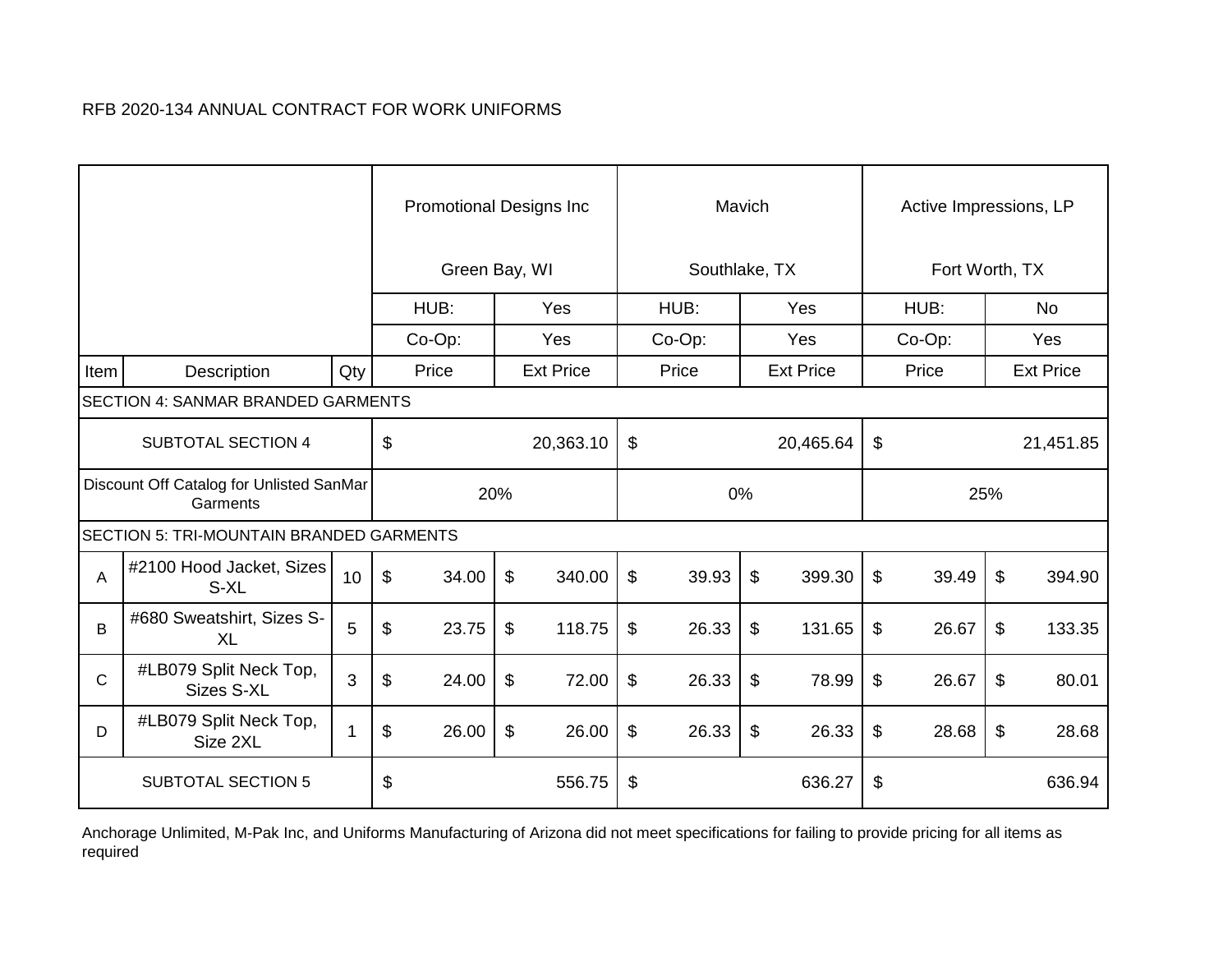RFB 2020-134 ANNUAL CONTRACT FOR WORK UNIFORMS

| | | | Promotional Designs Inc Green Bay, WI | | Mavich Southlake, TX | | Active Impressions, LP Fort Worth, TX | |
|---|---|---|---|---|---|---|---|---|
| | | | HUB: | Yes | HUB: | Yes | HUB: | No |
| | | | Co-Op: | Yes | Co-Op: | Yes | Co-Op: | Yes |
| Item | Description | Qty | Price | Ext Price | Price | Ext Price | Price | Ext Price |
| SECTION 4: SANMAR BRANDED GARMENTS | | | | | | | | |
| SUBTOTAL SECTION 4 | | | $ 20,363.10 | | $ 20,465.64 | | $ 21,451.85 | |
| Discount Off Catalog for Unlisted SanMar Garments | | | 20% | | 0% | | 25% | |
| SECTION 5: TRI-MOUNTAIN BRANDED GARMENTS | | | | | | | | |
| A | #2100 Hood Jacket, Sizes S-XL | 10 | $ 34.00 | $ 340.00 | $ 39.93 | $ 399.30 | $ 39.49 | $ 394.90 |
| B | #680 Sweatshirt, Sizes S-XL | 5 | $ 23.75 | $ 118.75 | $ 26.33 | $ 131.65 | $ 26.67 | $ 133.35 |
| C | #LB079 Split Neck Top, Sizes S-XL | 3 | $ 24.00 | $ 72.00 | $ 26.33 | $ 78.99 | $ 26.67 | $ 80.01 |
| D | #LB079 Split Neck Top, Size 2XL | 1 | $ 26.00 | $ 26.00 | $ 26.33 | $ 26.33 | $ 28.68 | $ 28.68 |
| SUBTOTAL SECTION 5 | | | $ 556.75 | | $ 636.27 | | $ 636.94 | |

Anchorage Unlimited, M-Pak Inc, and Uniforms Manufacturing of Arizona did not meet specifications for failing to provide pricing for all items as required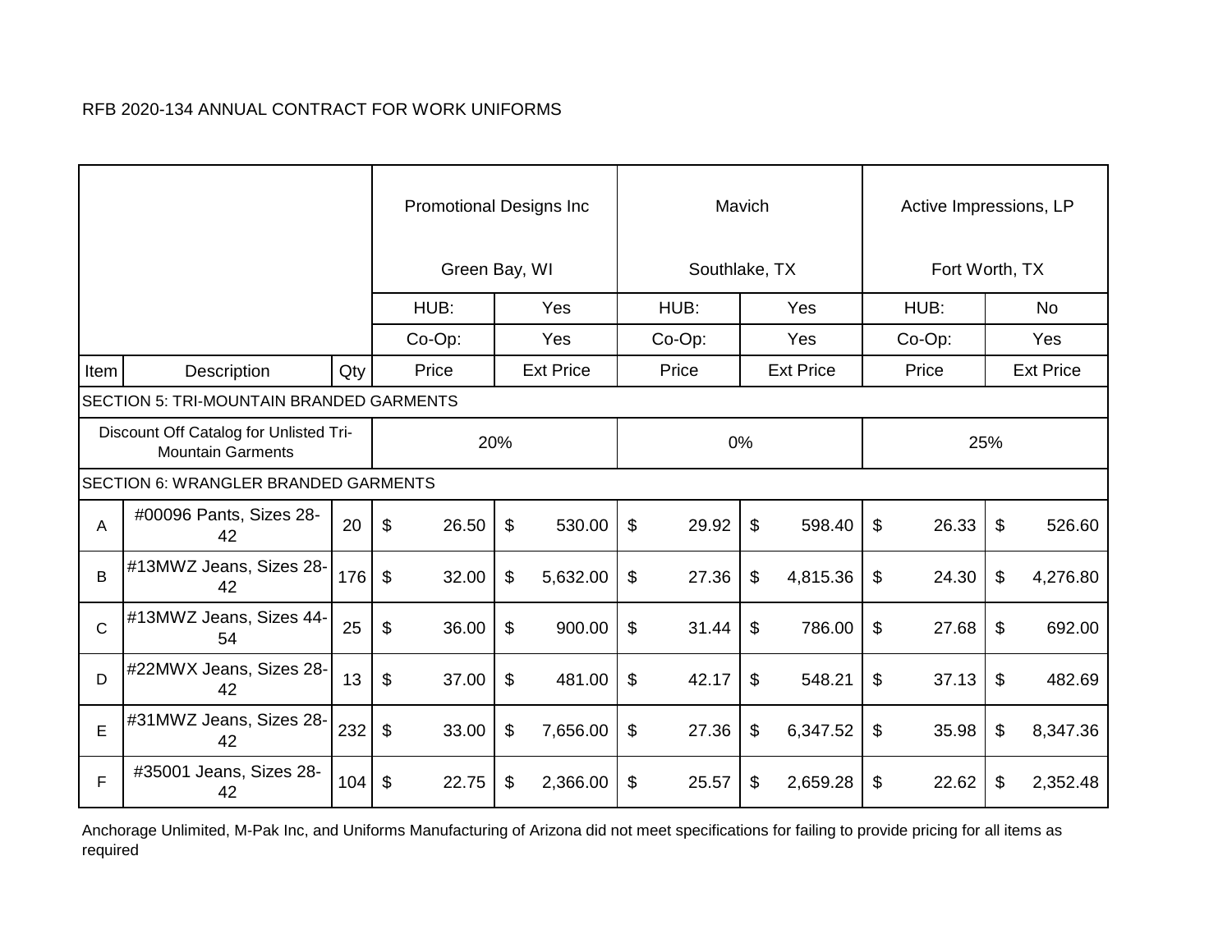RFB 2020-134 ANNUAL CONTRACT FOR WORK UNIFORMS

| | | | Promotional Designs Inc<br>Green Bay, WI | | Mavich<br>Southlake, TX | | Active Impressions, LP<br>Fort Worth, TX | |
|---|---|---|---|---|---|---|---|---|
| | | | HUB: | Yes | HUB: | Yes | HUB: | No |
| | | | Co-Op: | Yes | Co-Op: | Yes | Co-Op: | Yes |
| Item | Description | Qty | Price | Ext Price | Price | Ext Price | Price | Ext Price |
| SECTION 5: TRI-MOUNTAIN BRANDED GARMENTS | | | | | | | | |
| Discount Off Catalog for Unlisted Tri-Mountain Garments | | | 20% | | 0% | | 25% | |
| SECTION 6: WRANGLER BRANDED GARMENTS | | | | | | | | |
| A | #00096 Pants, Sizes 28-42 | 20 | $ 26.50 | $ 530.00 | $ 29.92 | $ 598.40 | $ 26.33 | $ 526.60 |
| B | #13MWZ Jeans, Sizes 28-42 | 176 | $ 32.00 | $ 5,632.00 | $ 27.36 | $ 4,815.36 | $ 24.30 | $ 4,276.80 |
| C | #13MWZ Jeans, Sizes 44-54 | 25 | $ 36.00 | $ 900.00 | $ 31.44 | $ 786.00 | $ 27.68 | $ 692.00 |
| D | #22MWX Jeans, Sizes 28-42 | 13 | $ 37.00 | $ 481.00 | $ 42.17 | $ 548.21 | $ 37.13 | $ 482.69 |
| E | #31MWZ Jeans, Sizes 28-42 | 232 | $ 33.00 | $ 7,656.00 | $ 27.36 | $ 6,347.52 | $ 35.98 | $ 8,347.36 |
| F | #35001 Jeans, Sizes 28-42 | 104 | $ 22.75 | $ 2,366.00 | $ 25.57 | $ 2,659.28 | $ 22.62 | $ 2,352.48 |

Anchorage Unlimited, M-Pak Inc, and Uniforms Manufacturing of Arizona did not meet specifications for failing to provide pricing for all items as required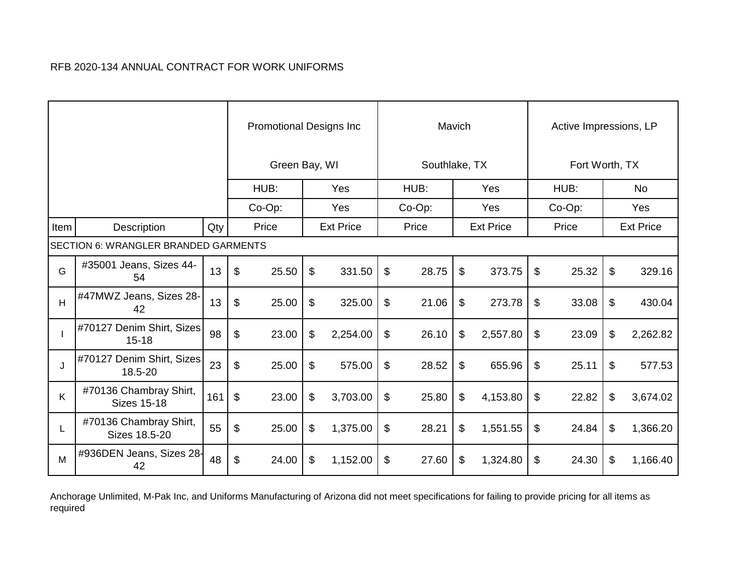RFB 2020-134 ANNUAL CONTRACT FOR WORK UNIFORMS

| | | | Promotional Designs Inc Green Bay, WI | | Mavich Southlake, TX | | Active Impressions, LP Fort Worth, TX | |
|---|---|---|---|---|---|---|---|---|
| | | | HUB: | Yes | HUB: | Yes | HUB: | No |
| | | | Co-Op: | Yes | Co-Op: | Yes | Co-Op: | Yes |
| Item | Description | Qty | Price | Ext Price | Price | Ext Price | Price | Ext Price |
| SECTION 6: WRANGLER BRANDED GARMENTS | | | | | | | | |
| G | #35001 Jeans, Sizes 44-54 | 13 | $ 25.50 | $ 331.50 | $ 28.75 | $ 373.75 | $ 25.32 | $ 329.16 |
| H | #47MWZ Jeans, Sizes 28-42 | 13 | $ 25.00 | $ 325.00 | $ 21.06 | $ 273.78 | $ 33.08 | $ 430.04 |
| I | #70127 Denim Shirt, Sizes 15-18 | 98 | $ 23.00 | $ 2,254.00 | $ 26.10 | $ 2,557.80 | $ 23.09 | $ 2,262.82 |
| J | #70127 Denim Shirt, Sizes 18.5-20 | 23 | $ 25.00 | $ 575.00 | $ 28.52 | $ 655.96 | $ 25.11 | $ 577.53 |
| K | #70136 Chambray Shirt, Sizes 15-18 | 161 | $ 23.00 | $ 3,703.00 | $ 25.80 | $ 4,153.80 | $ 22.82 | $ 3,674.02 |
| L | #70136 Chambray Shirt, Sizes 18.5-20 | 55 | $ 25.00 | $ 1,375.00 | $ 28.21 | $ 1,551.55 | $ 24.84 | $ 1,366.20 |
| M | #936DEN Jeans, Sizes 28-42 | 48 | $ 24.00 | $ 1,152.00 | $ 27.60 | $ 1,324.80 | $ 24.30 | $ 1,166.40 |

Anchorage Unlimited, M-Pak Inc, and Uniforms Manufacturing of Arizona did not meet specifications for failing to provide pricing for all items as required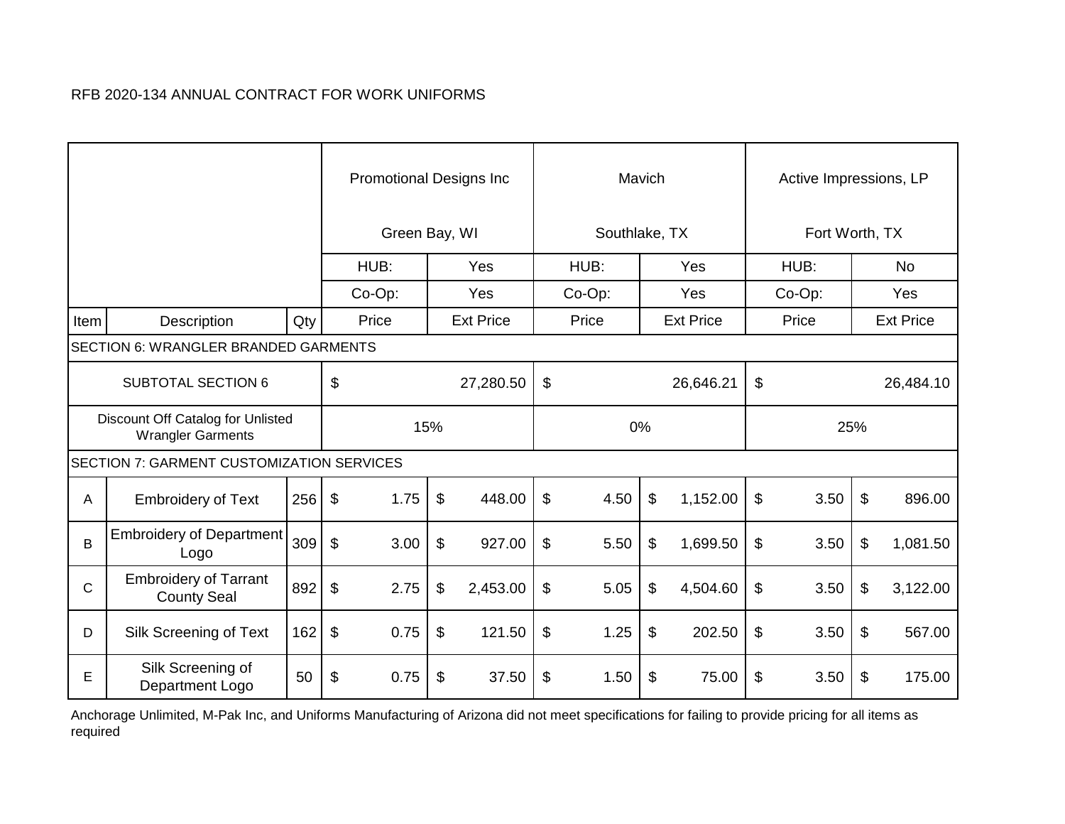RFB 2020-134 ANNUAL CONTRACT FOR WORK UNIFORMS

| Item | Description | Qty | Promotional Designs Inc<br>Green Bay, WI | | Mavich<br>Southlake, TX | | Active Impressions, LP<br>Fort Worth, TX | |
|---|---|---|---|---|---|---|---|---|
| | | | HUB: | Yes | HUB: | Yes | HUB: | No |
| | | | Co-Op: | Yes | Co-Op: | Yes | Co-Op: | Yes |
| Item | Description | Qty | Price | Ext Price | Price | Ext Price | Price | Ext Price |
| SECTION 6: WRANGLER BRANDED GARMENTS | | | | | | | | |
| SUBTOTAL SECTION 6 | | | $ 27,280.50 | | $ 26,646.21 | | $ 26,484.10 | |
| Discount Off Catalog for Unlisted Wrangler Garments | | | 15% | | 0% | | 25% | |
| SECTION 7: GARMENT CUSTOMIZATION SERVICES | | | | | | | | |
| A | Embroidery of Text | 256 | $ 1.75 | $ 448.00 | $ 4.50 | $ 1,152.00 | $ 3.50 | $ 896.00 |
| B | Embroidery of Department Logo | 309 | $ 3.00 | $ 927.00 | $ 5.50 | $ 1,699.50 | $ 3.50 | $ 1,081.50 |
| C | Embroidery of Tarrant County Seal | 892 | $ 2.75 | $ 2,453.00 | $ 5.05 | $ 4,504.60 | $ 3.50 | $ 3,122.00 |
| D | Silk Screening of Text | 162 | $ 0.75 | $ 121.50 | $ 1.25 | $ 202.50 | $ 3.50 | $ 567.00 |
| E | Silk Screening of Department Logo | 50 | $ 0.75 | $ 37.50 | $ 1.50 | $ 75.00 | $ 3.50 | $ 175.00 |

Anchorage Unlimited, M-Pak Inc, and Uniforms Manufacturing of Arizona did not meet specifications for failing to provide pricing for all items as required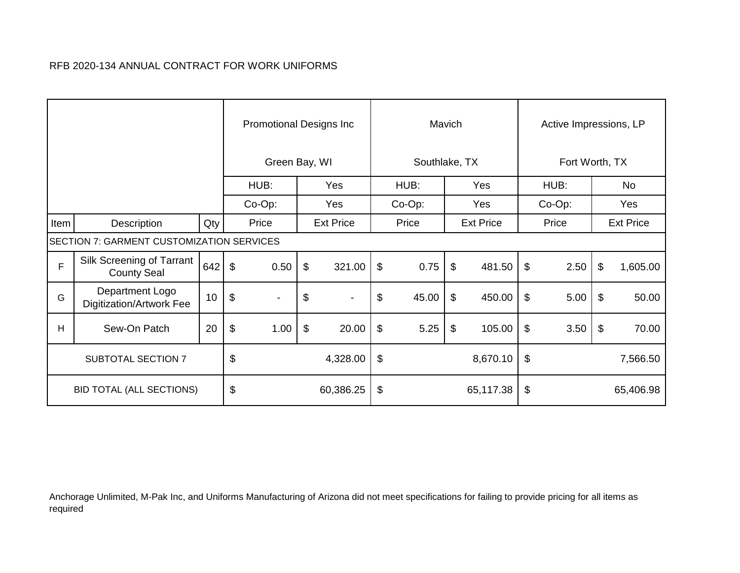RFB 2020-134 ANNUAL CONTRACT FOR WORK UNIFORMS

| | | | Promotional Designs Inc<br><br>Green Bay, WI | | Mavich<br><br>Southlake, TX | | Active Impressions, LP<br><br>Fort Worth, TX | |
|---|---|---|---|---|---|---|---|---|
| | | | HUB: | Yes | HUB: | Yes | HUB: | No |
| | | | Co-Op: | Yes | Co-Op: | Yes | Co-Op: | Yes |
| Item | Description | Qty | Price | Ext Price | Price | Ext Price | Price | Ext Price |
| SECTION 7: GARMENT CUSTOMIZATION SERVICES | | | | | | | | |
| F | Silk Screening of Tarrant County Seal | 642 | $ 0.50 | $ 321.00 | $ 0.75 | $ 481.50 | $ 2.50 | $ 1,605.00 |
| G | Department Logo Digitization/Artwork Fee | 10 | $ - | $ - | $ 45.00 | $ 450.00 | $ 5.00 | $ 50.00 |
| H | Sew-On Patch | 20 | $ 1.00 | $ 20.00 | $ 5.25 | $ 105.00 | $ 3.50 | $ 70.00 |
| SUBTOTAL SECTION 7 | | | $ 4,328.00 | | $ 8,670.10 | | $ 7,566.50 | |
| BID TOTAL (ALL SECTIONS) | | | $ 60,386.25 | | $ 65,117.38 | | $ 65,406.98 | |

Anchorage Unlimited, M-Pak Inc, and Uniforms Manufacturing of Arizona did not meet specifications for failing to provide pricing for all items as required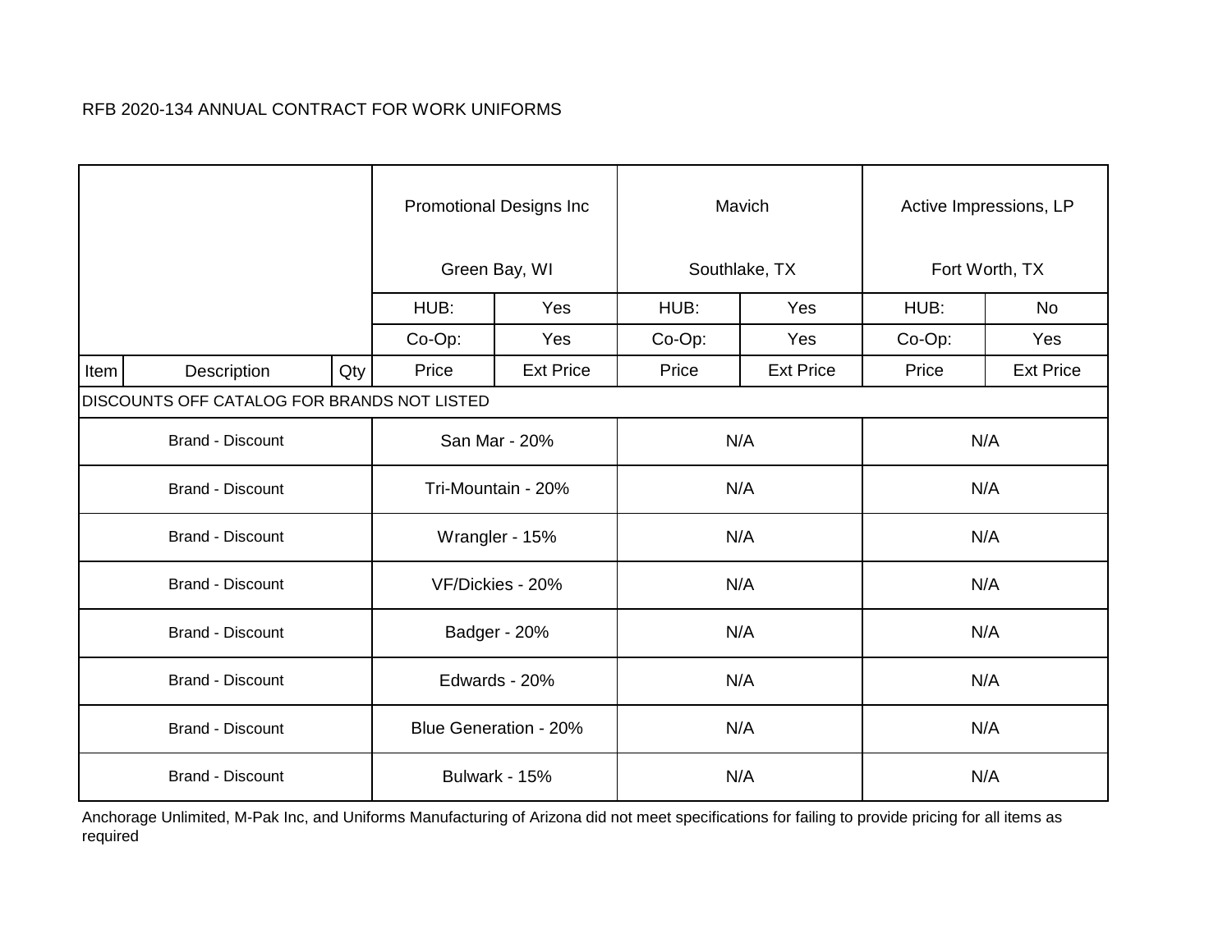RFB 2020-134 ANNUAL CONTRACT FOR WORK UNIFORMS

| | | | Promotional Designs Inc<br>Green Bay, WI | | Mavich<br>Southlake, TX | | Active Impressions, LP<br>Fort Worth, TX | |
|---|---|---|---|---|---|---|---|---|
| | | | HUB: | Yes | HUB: | Yes | HUB: | No |
| | | | Co-Op: | Yes | Co-Op: | Yes | Co-Op: | Yes |
| Item | Description | Qty | Price | Ext Price | Price | Ext Price | Price | Ext Price |
| DISCOUNTS OFF CATALOG FOR BRANDS NOT LISTED | | | | | | | | |
| Brand - Discount | | | San Mar - 20% | | N/A | | N/A | |
| Brand - Discount | | | Tri-Mountain - 20% | | N/A | | N/A | |
| Brand - Discount | | | Wrangler - 15% | | N/A | | N/A | |
| Brand - Discount | | | VF/Dickies - 20% | | N/A | | N/A | |
| Brand - Discount | | | Badger - 20% | | N/A | | N/A | |
| Brand - Discount | | | Edwards - 20% | | N/A | | N/A | |
| Brand - Discount | | | Blue Generation - 20% | | N/A | | N/A | |
| Brand - Discount | | | Bulwark - 15% | | N/A | | N/A | |

Anchorage Unlimited, M-Pak Inc, and Uniforms Manufacturing of Arizona did not meet specifications for failing to provide pricing for all items as required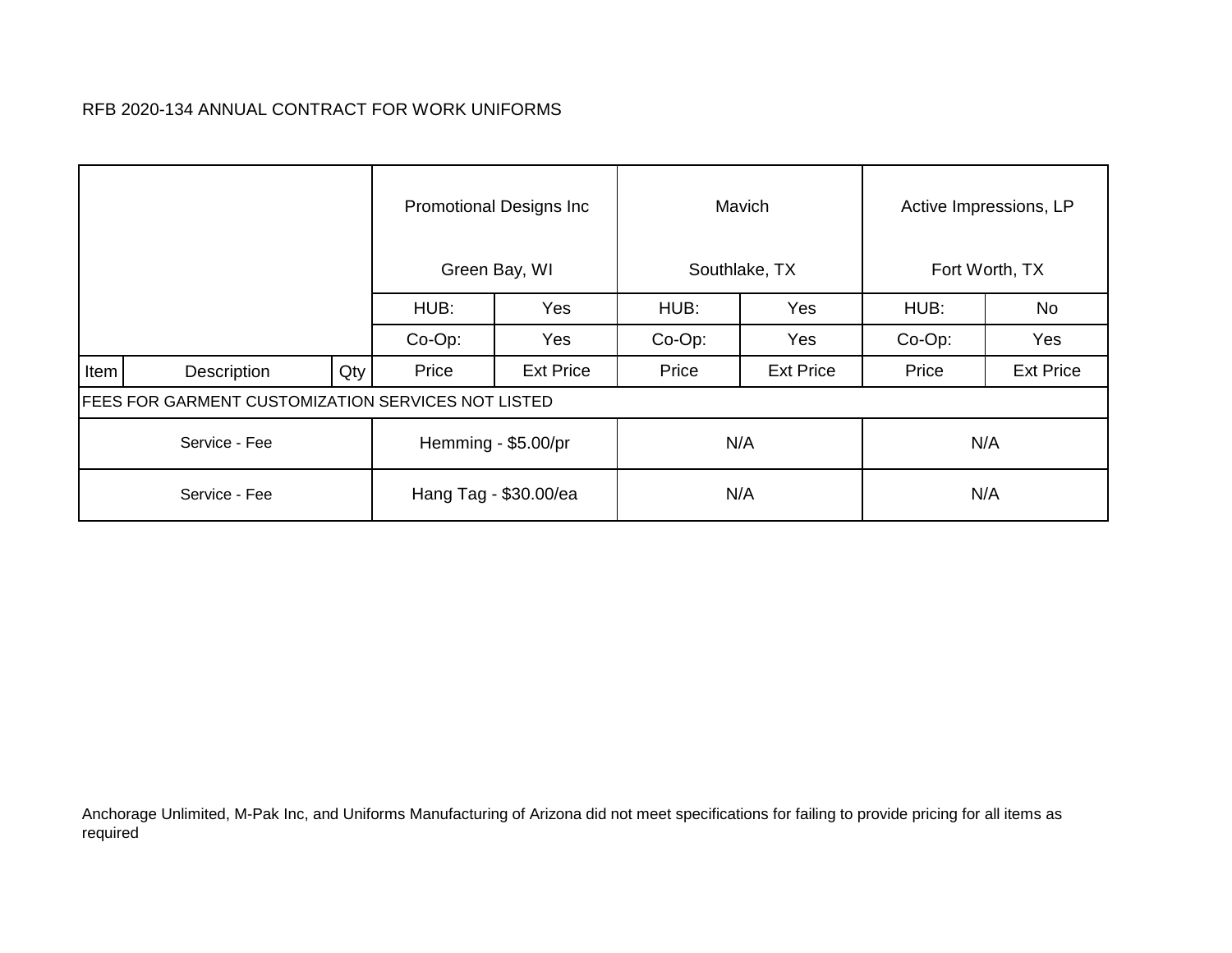RFB 2020-134 ANNUAL CONTRACT FOR WORK UNIFORMS

| | | | Promotional Designs Inc<br>Green Bay, WI | | Mavich<br>Southlake, TX | | Active Impressions, LP<br>Fort Worth, TX | |
|---|---|---|---|---|---|---|---|---|
| | | | HUB: | Yes | HUB: | Yes | HUB: | No |
| | | | Co-Op: | Yes | Co-Op: | Yes | Co-Op: | Yes |
| Item | Description | Qty | Price | Ext Price | Price | Ext Price | Price | Ext Price |
| FEES FOR GARMENT CUSTOMIZATION SERVICES NOT LISTED | | | | | | | | |
| Service - Fee | | | Hemming - $5.00/pr | | N/A | | N/A | |
| Service - Fee | | | Hang Tag - $30.00/ea | | N/A | | N/A | |

Anchorage Unlimited, M-Pak Inc, and Uniforms Manufacturing of Arizona did not meet specifications for failing to provide pricing for all items as required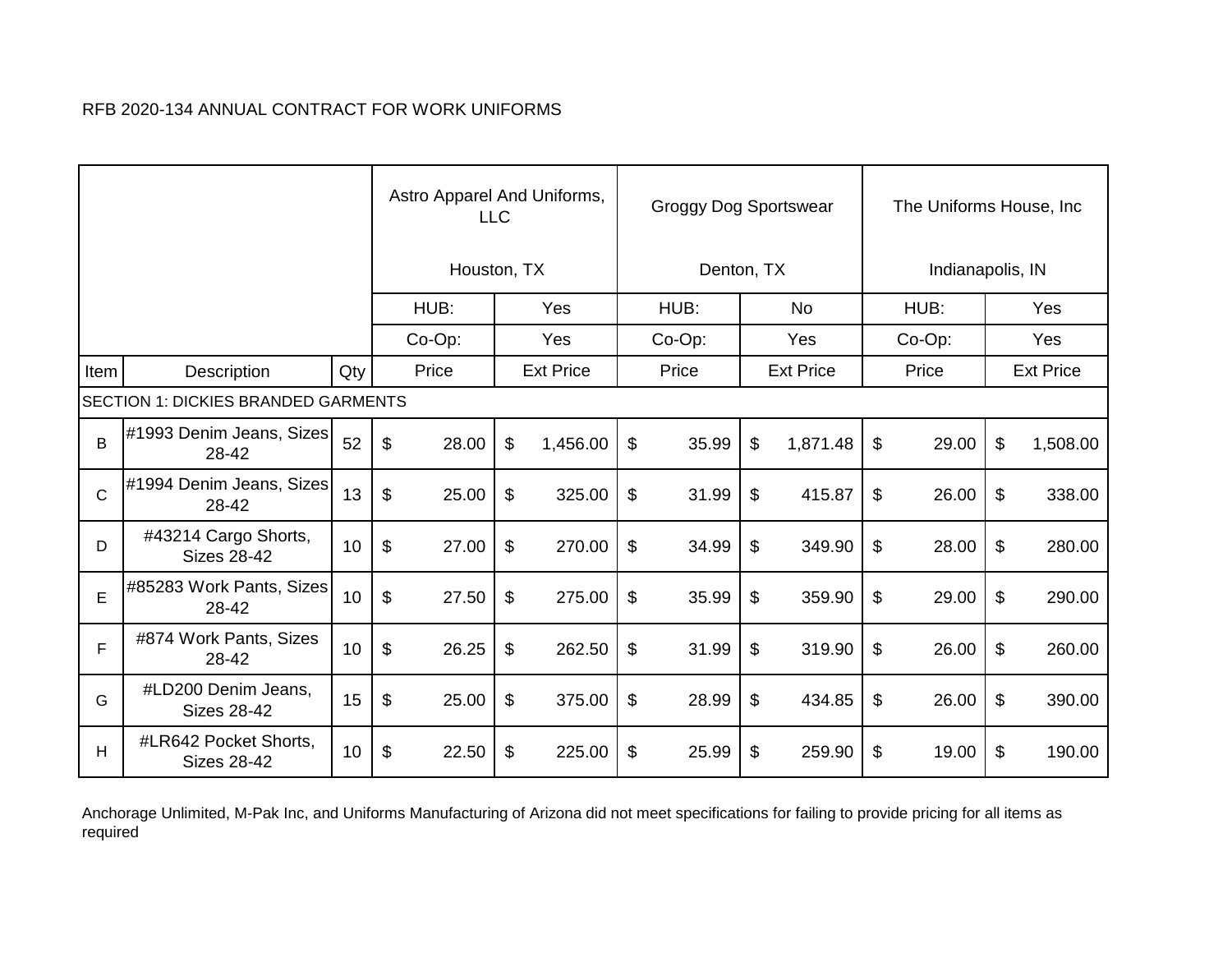RFB 2020-134 ANNUAL CONTRACT FOR WORK UNIFORMS

| | | | Astro Apparel And Uniforms, LLC<br><br>Houston, TX | | Groggy Dog Sportswear<br><br>Denton, TX | | The Uniforms House, Inc<br><br>Indianapolis, IN | |
|---|---|---|---|---|---|---|---|---|
| | | | HUB: | Yes | HUB: | No | HUB: | Yes |
| | | | Co-Op: | Yes | Co-Op: | Yes | Co-Op: | Yes |
| Item | Description | Qty | Price | Ext Price | Price | Ext Price | Price | Ext Price |
| SECTION 1: DICKIES BRANDED GARMENTS | | | | | | | | |
| B | #1993 Denim Jeans, Sizes 28-42 | 52 | $ 28.00 | $ 1,456.00 | $ 35.99 | $ 1,871.48 | $ 29.00 | $ 1,508.00 |
| C | #1994 Denim Jeans, Sizes 28-42 | 13 | $ 25.00 | $ 325.00 | $ 31.99 | $ 415.87 | $ 26.00 | $ 338.00 |
| D | #43214 Cargo Shorts, Sizes 28-42 | 10 | $ 27.00 | $ 270.00 | $ 34.99 | $ 349.90 | $ 28.00 | $ 280.00 |
| E | #85283 Work Pants, Sizes 28-42 | 10 | $ 27.50 | $ 275.00 | $ 35.99 | $ 359.90 | $ 29.00 | $ 290.00 |
| F | #874 Work Pants, Sizes 28-42 | 10 | $ 26.25 | $ 262.50 | $ 31.99 | $ 319.90 | $ 26.00 | $ 260.00 |
| G | #LD200 Denim Jeans, Sizes 28-42 | 15 | $ 25.00 | $ 375.00 | $ 28.99 | $ 434.85 | $ 26.00 | $ 390.00 |
| H | #LR642 Pocket Shorts, Sizes 28-42 | 10 | $ 22.50 | $ 225.00 | $ 25.99 | $ 259.90 | $ 19.00 | $ 190.00 |

Anchorage Unlimited, M-Pak Inc, and Uniforms Manufacturing of Arizona did not meet specifications for failing to provide pricing for all items as required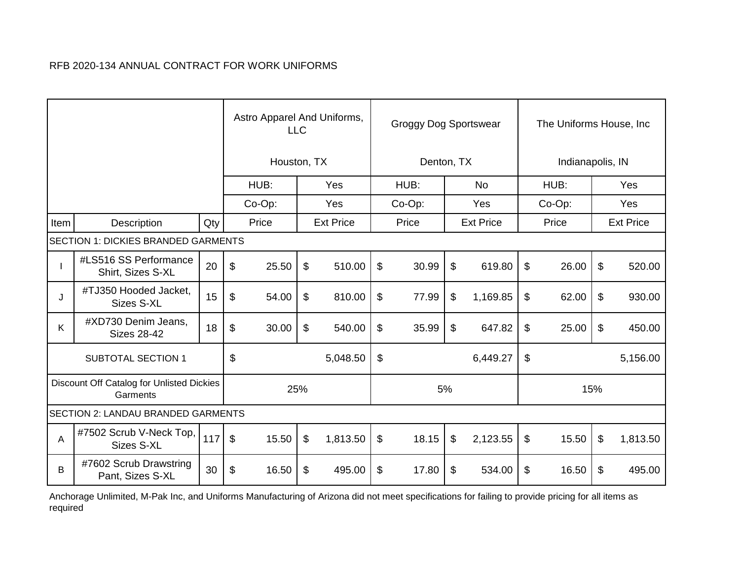RFB 2020-134 ANNUAL CONTRACT FOR WORK UNIFORMS

| | | | Astro Apparel And Uniforms, LLC<br><br>Houston, TX | | Groggy Dog Sportswear<br><br>Denton, TX | | The Uniforms House, Inc<br><br>Indianapolis, IN | |
|---|---|---|---|---|---|---|---|---|
| | | | HUB: | Yes | HUB: | No | HUB: | Yes |
| | | | Co-Op: | Yes | Co-Op: | Yes | Co-Op: | Yes |
| Item | Description | Qty | Price | Ext Price | Price | Ext Price | Price | Ext Price |
| SECTION 1: DICKIES BRANDED GARMENTS | | | | | | | | |
| I | #LS516 SS Performance Shirt, Sizes S-XL | 20 | $ 25.50 | $ 510.00 | $ 30.99 | $ 619.80 | $ 26.00 | $ 520.00 |
| J | #TJ350 Hooded Jacket, Sizes S-XL | 15 | $ 54.00 | $ 810.00 | $ 77.99 | $ 1,169.85 | $ 62.00 | $ 930.00 |
| K | #XD730 Denim Jeans, Sizes 28-42 | 18 | $ 30.00 | $ 540.00 | $ 35.99 | $ 647.82 | $ 25.00 | $ 450.00 |
| SUBTOTAL SECTION 1 | | | $ 5,048.50 | | $ 6,449.27 | | $ 5,156.00 | |
| Discount Off Catalog for Unlisted Dickies Garments | | | 25% | | 5% | | 15% | |
| SECTION 2: LANDAU BRANDED GARMENTS | | | | | | | | |
| A | #7502 Scrub V-Neck Top, Sizes S-XL | 117 | $ 15.50 | $ 1,813.50 | $ 18.15 | $ 2,123.55 | $ 15.50 | $ 1,813.50 |
| B | #7602 Scrub Drawstring Pant, Sizes S-XL | 30 | $ 16.50 | $ 495.00 | $ 17.80 | $ 534.00 | $ 16.50 | $ 495.00 |

Anchorage Unlimited, M-Pak Inc, and Uniforms Manufacturing of Arizona did not meet specifications for failing to provide pricing for all items as required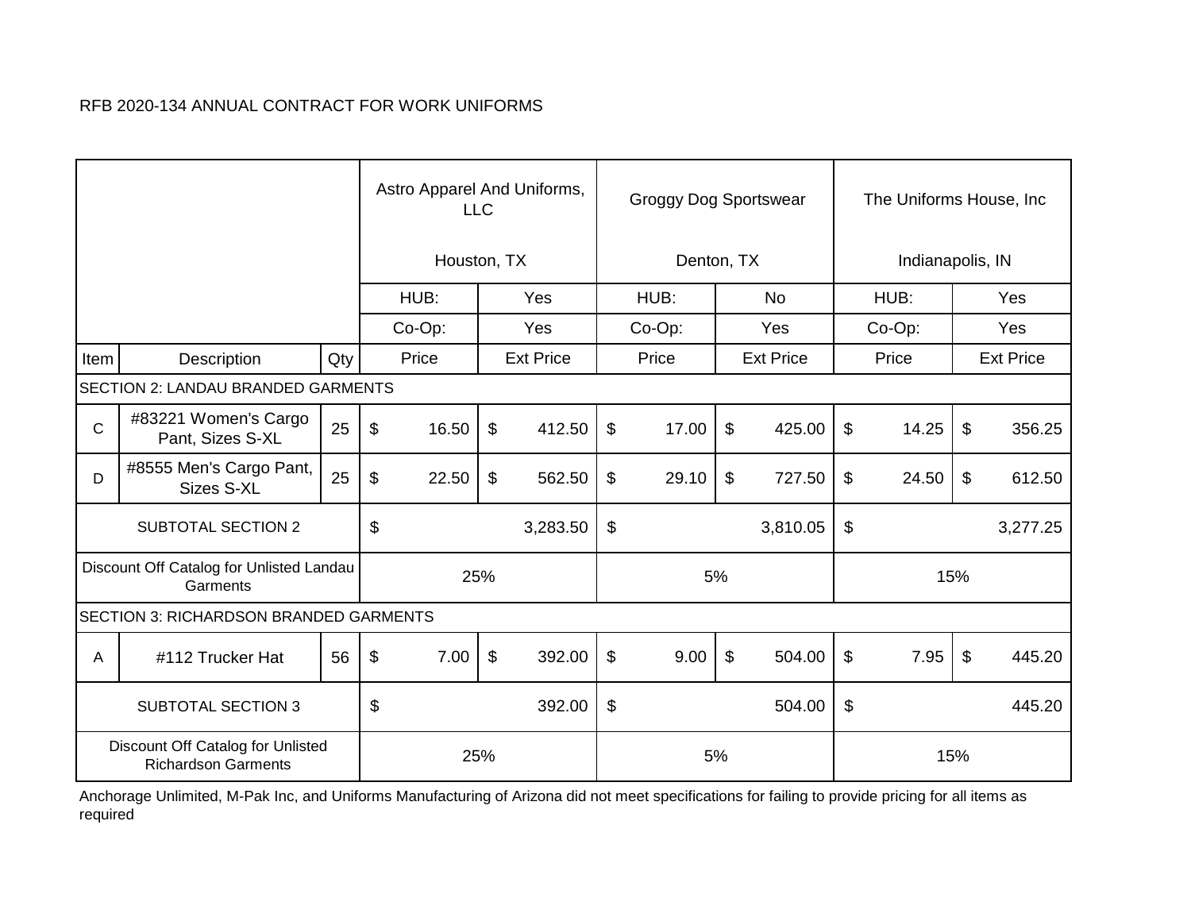RFB 2020-134 ANNUAL CONTRACT FOR WORK UNIFORMS

| Item | Description | Qty | Astro Apparel And Uniforms, LLC<br>Houston, TX | | Groggy Dog Sportswear<br>Denton, TX | | The Uniforms House, Inc<br>Indianapolis, IN | |
|---|---|---|---|---|---|---|---|---|
| | | | HUB: | Yes | HUB: | No | HUB: | Yes |
| | | | Co-Op: | Yes | Co-Op: | Yes | Co-Op: | Yes |
| Item | Description | Qty | Price | Ext Price | Price | Ext Price | Price | Ext Price |
| SECTION 2: LANDAU BRANDED GARMENTS | | | | | | | | |
| C | #83221 Women's Cargo Pant, Sizes S-XL | 25 | $ 16.50 | $ 412.50 | $ 17.00 | $ 425.00 | $ 14.25 | $ 356.25 |
| D | #8555 Men's Cargo Pant, Sizes S-XL | 25 | $ 22.50 | $ 562.50 | $ 29.10 | $ 727.50 | $ 24.50 | $ 612.50 |
| SUBTOTAL SECTION 2 | | | $ 3,283.50 | | $ 3,810.05 | | $ 3,277.25 | |
| Discount Off Catalog for Unlisted Landau Garments | | | 25% | | 5% | | 15% | |
| SECTION 3: RICHARDSON BRANDED GARMENTS | | | | | | | | |
| A | #112 Trucker Hat | 56 | $ 7.00 | $ 392.00 | $ 9.00 | $ 504.00 | $ 7.95 | $ 445.20 |
| SUBTOTAL SECTION 3 | | | $ 392.00 | | $ 504.00 | | $ 445.20 | |
| Discount Off Catalog for Unlisted Richardson Garments | | | 25% | | 5% | | 15% | |

Anchorage Unlimited, M-Pak Inc, and Uniforms Manufacturing of Arizona did not meet specifications for failing to provide pricing for all items as required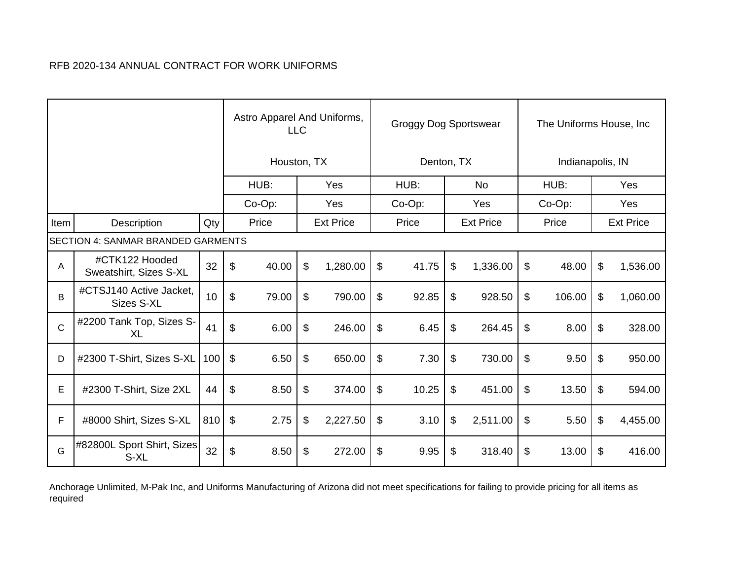RFB 2020-134 ANNUAL CONTRACT FOR WORK UNIFORMS

| | | | Astro Apparel And Uniforms, LLC<br><br>Houston, TX | | Groggy Dog Sportswear<br><br>Denton, TX | | The Uniforms House, Inc<br><br>Indianapolis, IN | |
|---|---|---|---|---|---|---|---|---|
| | | | HUB: | Yes | HUB: | No | HUB: | Yes |
| | | | Co-Op: | Yes | Co-Op: | Yes | Co-Op: | Yes |
| Item | Description | Qty | Price | Ext Price | Price | Ext Price | Price | Ext Price |
| SECTION 4: SANMAR BRANDED GARMENTS | | | | | | | | |
| A | #CTK122 Hooded Sweatshirt, Sizes S-XL | 32 | $ 40.00 | $ 1,280.00 | $ 41.75 | $ 1,336.00 | $ 48.00 | $ 1,536.00 |
| B | #CTSJ140 Active Jacket, Sizes S-XL | 10 | $ 79.00 | $ 790.00 | $ 92.85 | $ 928.50 | $ 106.00 | $ 1,060.00 |
| C | #2200 Tank Top, Sizes S-XL | 41 | $ 6.00 | $ 246.00 | $ 6.45 | $ 264.45 | $ 8.00 | $ 328.00 |
| D | #2300 T-Shirt, Sizes S-XL | 100 | $ 6.50 | $ 650.00 | $ 7.30 | $ 730.00 | $ 9.50 | $ 950.00 |
| E | #2300 T-Shirt, Size 2XL | 44 | $ 8.50 | $ 374.00 | $ 10.25 | $ 451.00 | $ 13.50 | $ 594.00 |
| F | #8000 Shirt, Sizes S-XL | 810 | $ 2.75 | $ 2,227.50 | $ 3.10 | $ 2,511.00 | $ 5.50 | $ 4,455.00 |
| G | #82800L Sport Shirt, Sizes S-XL | 32 | $ 8.50 | $ 272.00 | $ 9.95 | $ 318.40 | $ 13.00 | $ 416.00 |

Anchorage Unlimited, M-Pak Inc, and Uniforms Manufacturing of Arizona did not meet specifications for failing to provide pricing for all items as required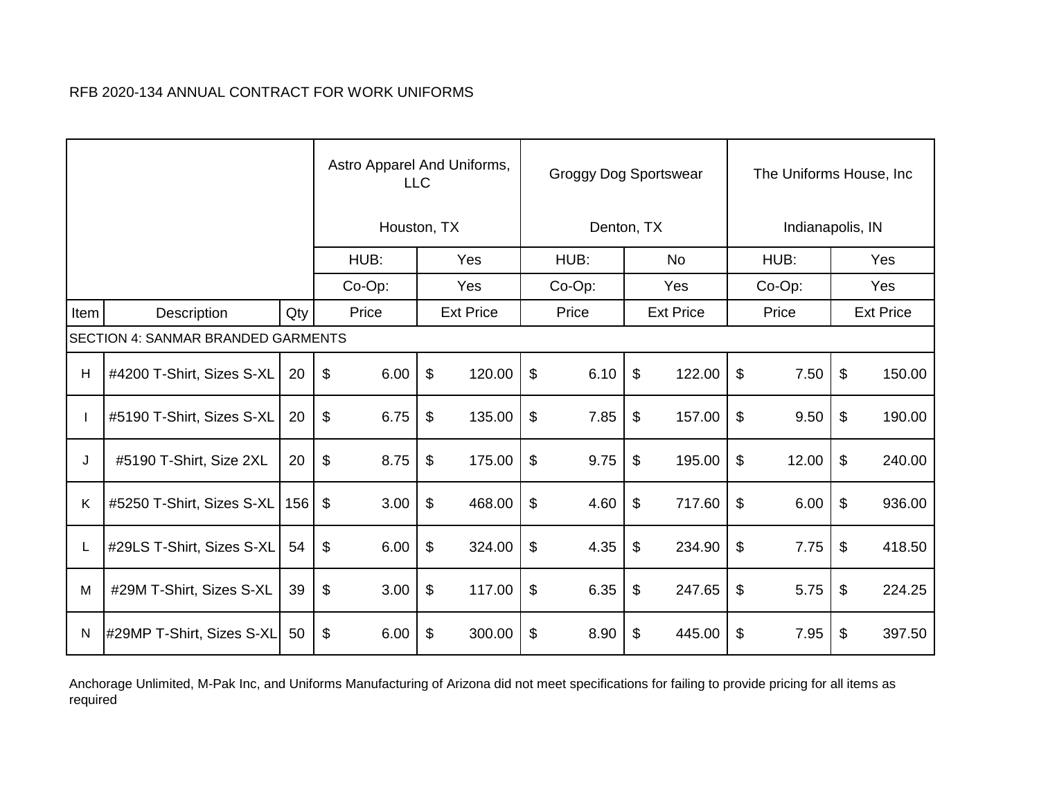RFB 2020-134 ANNUAL CONTRACT FOR WORK UNIFORMS

| | | | Astro Apparel And Uniforms, LLC<br>Houston, TX | | Groggy Dog Sportswear<br>Denton, TX | | The Uniforms House, Inc<br>Indianapolis, IN | |
|---|---|---|---|---|---|---|---|---|
| | | | HUB: | Yes | HUB: | No | HUB: | Yes |
| | | | Co-Op: | Yes | Co-Op: | Yes | Co-Op: | Yes |
| Item | Description | Qty | Price | Ext Price | Price | Ext Price | Price | Ext Price |
| SECTION 4: SANMAR BRANDED GARMENTS | | | | | | | | |
| H | #4200 T-Shirt, Sizes S-XL | 20 | $ 6.00 | $ 120.00 | $ 6.10 | $ 122.00 | $ 7.50 | $ 150.00 |
| I | #5190 T-Shirt, Sizes S-XL | 20 | $ 6.75 | $ 135.00 | $ 7.85 | $ 157.00 | $ 9.50 | $ 190.00 |
| J | #5190 T-Shirt, Size 2XL | 20 | $ 8.75 | $ 175.00 | $ 9.75 | $ 195.00 | $ 12.00 | $ 240.00 |
| K | #5250 T-Shirt, Sizes S-XL | 156 | $ 3.00 | $ 468.00 | $ 4.60 | $ 717.60 | $ 6.00 | $ 936.00 |
| L | #29LS T-Shirt, Sizes S-XL | 54 | $ 6.00 | $ 324.00 | $ 4.35 | $ 234.90 | $ 7.75 | $ 418.50 |
| M | #29M T-Shirt, Sizes S-XL | 39 | $ 3.00 | $ 117.00 | $ 6.35 | $ 247.65 | $ 5.75 | $ 224.25 |
| N | #29MP T-Shirt, Sizes S-XL | 50 | $ 6.00 | $ 300.00 | $ 8.90 | $ 445.00 | $ 7.95 | $ 397.50 |

Anchorage Unlimited, M-Pak Inc, and Uniforms Manufacturing of Arizona did not meet specifications for failing to provide pricing for all items as required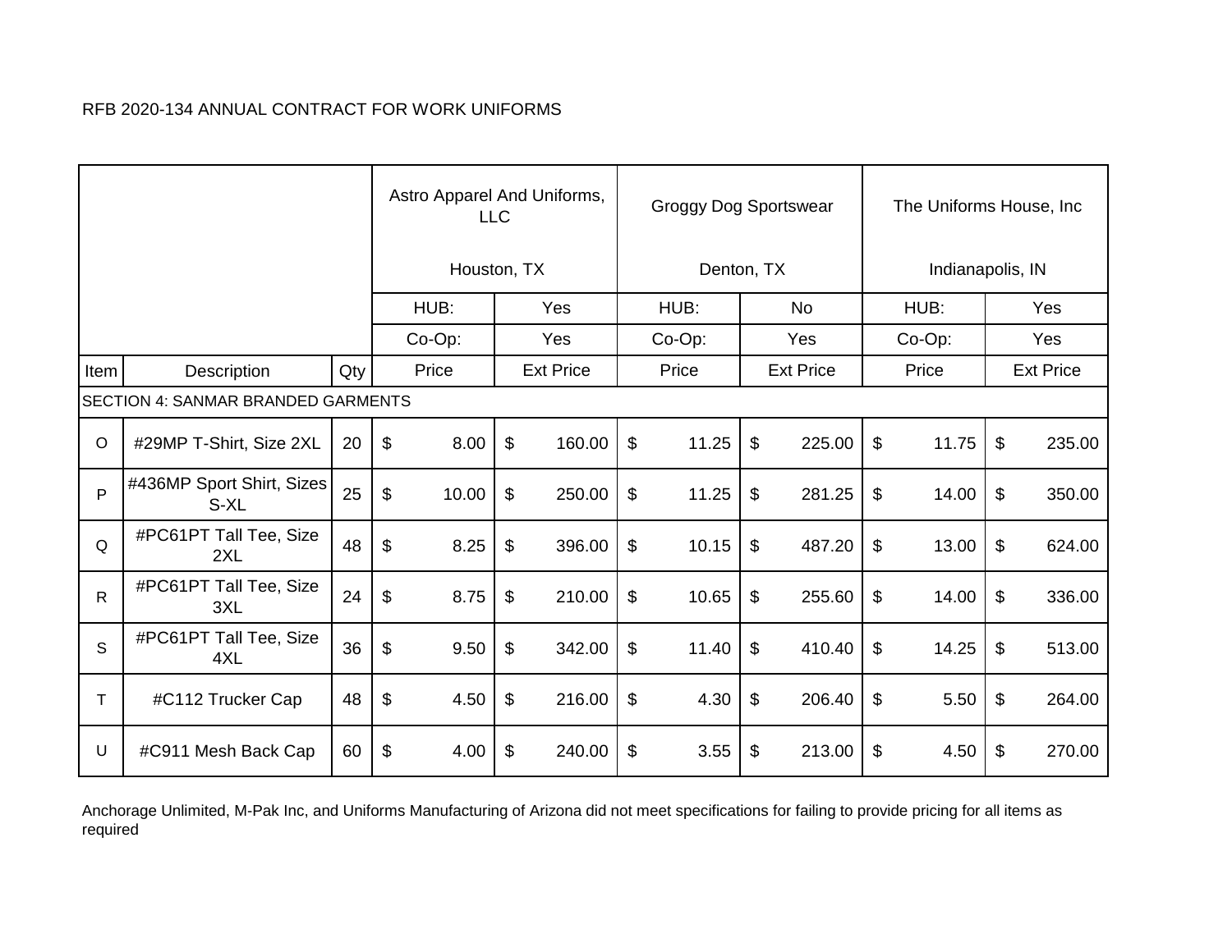RFB 2020-134 ANNUAL CONTRACT FOR WORK UNIFORMS

| | | | Astro Apparel And Uniforms, LLC<br><br>Houston, TX | | Groggy Dog Sportswear<br><br>Denton, TX | | The Uniforms House, Inc<br><br>Indianapolis, IN | |
|---|---|---|---|---|---|---|---|---|
| | | | HUB: | Yes | HUB: | No | HUB: | Yes |
| | | | Co-Op: | Yes | Co-Op: | Yes | Co-Op: | Yes |
| Item | Description | Qty | Price | Ext Price | Price | Ext Price | Price | Ext Price |
| SECTION 4: SANMAR BRANDED GARMENTS | | | | | | | | |
| O | #29MP T-Shirt, Size 2XL | 20 | $ 8.00 | $ 160.00 | $ 11.25 | $ 225.00 | $ 11.75 | $ 235.00 |
| P | #436MP Sport Shirt, Sizes S-XL | 25 | $ 10.00 | $ 250.00 | $ 11.25 | $ 281.25 | $ 14.00 | $ 350.00 |
| Q | #PC61PT Tall Tee, Size 2XL | 48 | $ 8.25 | $ 396.00 | $ 10.15 | $ 487.20 | $ 13.00 | $ 624.00 |
| R | #PC61PT Tall Tee, Size 3XL | 24 | $ 8.75 | $ 210.00 | $ 10.65 | $ 255.60 | $ 14.00 | $ 336.00 |
| S | #PC61PT Tall Tee, Size 4XL | 36 | $ 9.50 | $ 342.00 | $ 11.40 | $ 410.40 | $ 14.25 | $ 513.00 |
| T | #C112 Trucker Cap | 48 | $ 4.50 | $ 216.00 | $ 4.30 | $ 206.40 | $ 5.50 | $ 264.00 |
| U | #C911 Mesh Back Cap | 60 | $ 4.00 | $ 240.00 | $ 3.55 | $ 213.00 | $ 4.50 | $ 270.00 |

Anchorage Unlimited, M-Pak Inc, and Uniforms Manufacturing of Arizona did not meet specifications for failing to provide pricing for all items as required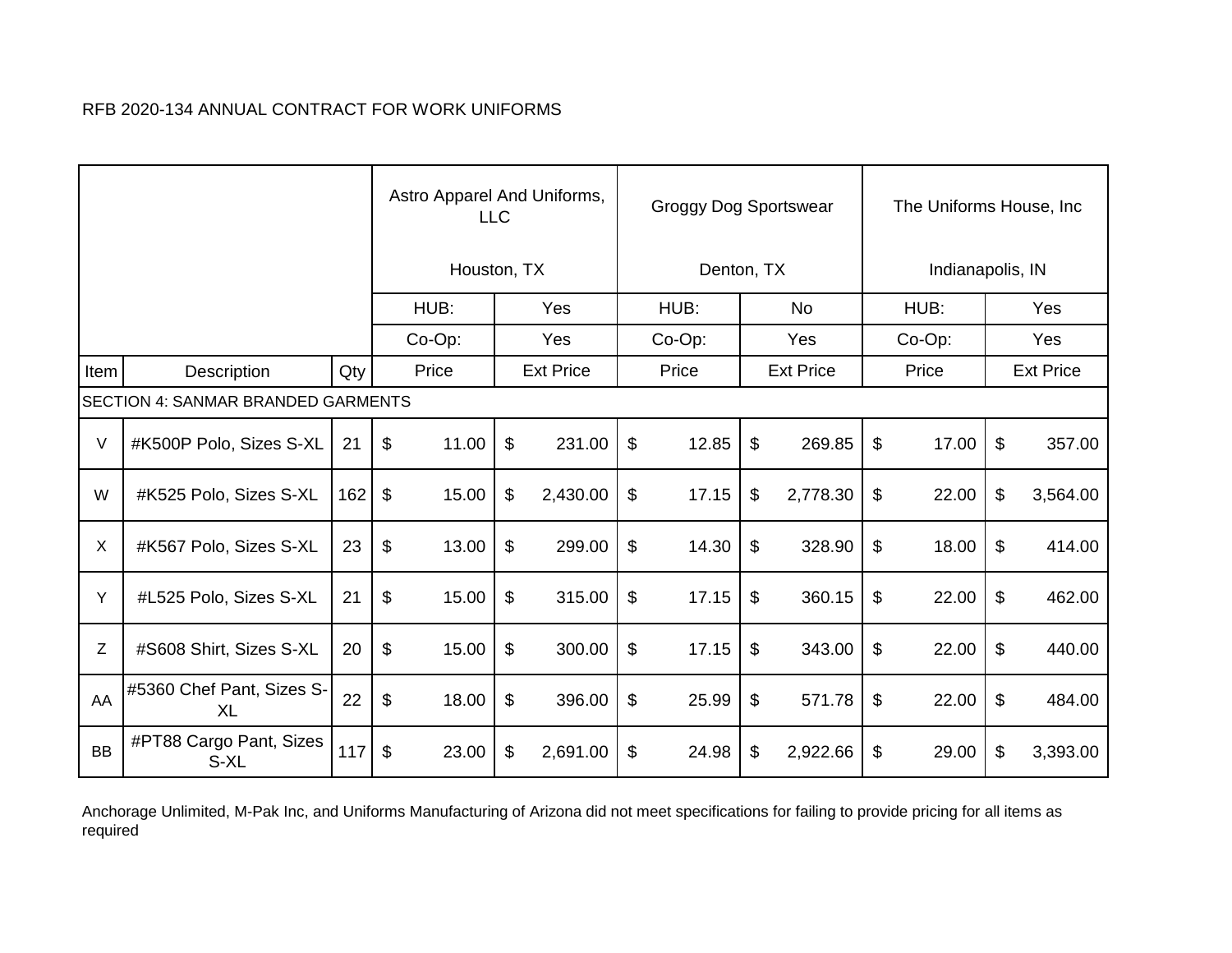RFB 2020-134 ANNUAL CONTRACT FOR WORK UNIFORMS

| | | | Astro Apparel And Uniforms, LLC<br><br>Houston, TX | | Groggy Dog Sportswear<br><br>Denton, TX | | The Uniforms House, Inc<br><br>Indianapolis, IN | |
|---|---|---|---|---|---|---|---|---|
| | | | HUB: | Yes | HUB: | No | HUB: | Yes |
| | | | Co-Op: | Yes | Co-Op: | Yes | Co-Op: | Yes |
| Item | Description | Qty | Price | Ext Price | Price | Ext Price | Price | Ext Price |
| SECTION 4: SANMAR BRANDED GARMENTS | | | | | | | | |
| V | #K500P Polo, Sizes S-XL | 21 | $ 11.00 | $ 231.00 | $ 12.85 | $ 269.85 | $ 17.00 | $ 357.00 |
| W | #K525 Polo, Sizes S-XL | 162 | $ 15.00 | $ 2,430.00 | $ 17.15 | $ 2,778.30 | $ 22.00 | $ 3,564.00 |
| X | #K567 Polo, Sizes S-XL | 23 | $ 13.00 | $ 299.00 | $ 14.30 | $ 328.90 | $ 18.00 | $ 414.00 |
| Y | #L525 Polo, Sizes S-XL | 21 | $ 15.00 | $ 315.00 | $ 17.15 | $ 360.15 | $ 22.00 | $ 462.00 |
| Z | #S608 Shirt, Sizes S-XL | 20 | $ 15.00 | $ 300.00 | $ 17.15 | $ 343.00 | $ 22.00 | $ 440.00 |
| AA | #5360 Chef Pant, Sizes S-XL | 22 | $ 18.00 | $ 396.00 | $ 25.99 | $ 571.78 | $ 22.00 | $ 484.00 |
| BB | #PT88 Cargo Pant, Sizes S-XL | 117 | $ 23.00 | $ 2,691.00 | $ 24.98 | $ 2,922.66 | $ 29.00 | $ 3,393.00 |

Anchorage Unlimited, M-Pak Inc, and Uniforms Manufacturing of Arizona did not meet specifications for failing to provide pricing for all items as required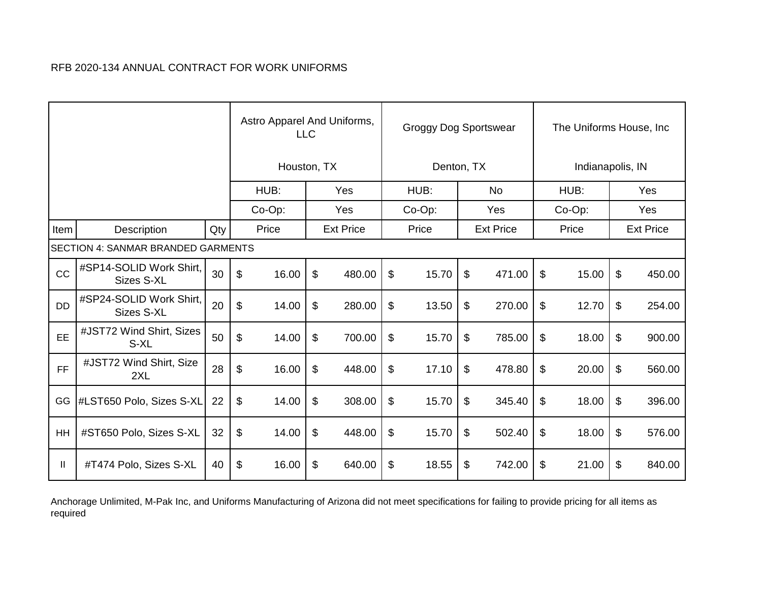RFB 2020-134 ANNUAL CONTRACT FOR WORK UNIFORMS

| | | | Astro Apparel And Uniforms, LLC Houston, TX | | Groggy Dog Sportswear Denton, TX | | The Uniforms House, Inc Indianapolis, IN | |
|---|---|---|---|---|---|---|---|---|
| | | | HUB: | Yes | HUB: | No | HUB: | Yes |
| | | | Co-Op: | Yes | Co-Op: | Yes | Co-Op: | Yes |
| Item | Description | Qty | Price | Ext Price | Price | Ext Price | Price | Ext Price |
| SECTION 4: SANMAR BRANDED GARMENTS | | | | | | | | |
| CC | #SP14-SOLID Work Shirt, Sizes S-XL | 30 | $ 16.00 | $ 480.00 | $ 15.70 | $ 471.00 | $ 15.00 | $ 450.00 |
| DD | #SP24-SOLID Work Shirt, Sizes S-XL | 20 | $ 14.00 | $ 280.00 | $ 13.50 | $ 270.00 | $ 12.70 | $ 254.00 |
| EE | #JST72 Wind Shirt, Sizes S-XL | 50 | $ 14.00 | $ 700.00 | $ 15.70 | $ 785.00 | $ 18.00 | $ 900.00 |
| FF | #JST72 Wind Shirt, Size 2XL | 28 | $ 16.00 | $ 448.00 | $ 17.10 | $ 478.80 | $ 20.00 | $ 560.00 |
| GG | #LST650 Polo, Sizes S-XL | 22 | $ 14.00 | $ 308.00 | $ 15.70 | $ 345.40 | $ 18.00 | $ 396.00 |
| HH | #ST650 Polo, Sizes S-XL | 32 | $ 14.00 | $ 448.00 | $ 15.70 | $ 502.40 | $ 18.00 | $ 576.00 |
| II | #T474 Polo, Sizes S-XL | 40 | $ 16.00 | $ 640.00 | $ 18.55 | $ 742.00 | $ 21.00 | $ 840.00 |

Anchorage Unlimited, M-Pak Inc, and Uniforms Manufacturing of Arizona did not meet specifications for failing to provide pricing for all items as required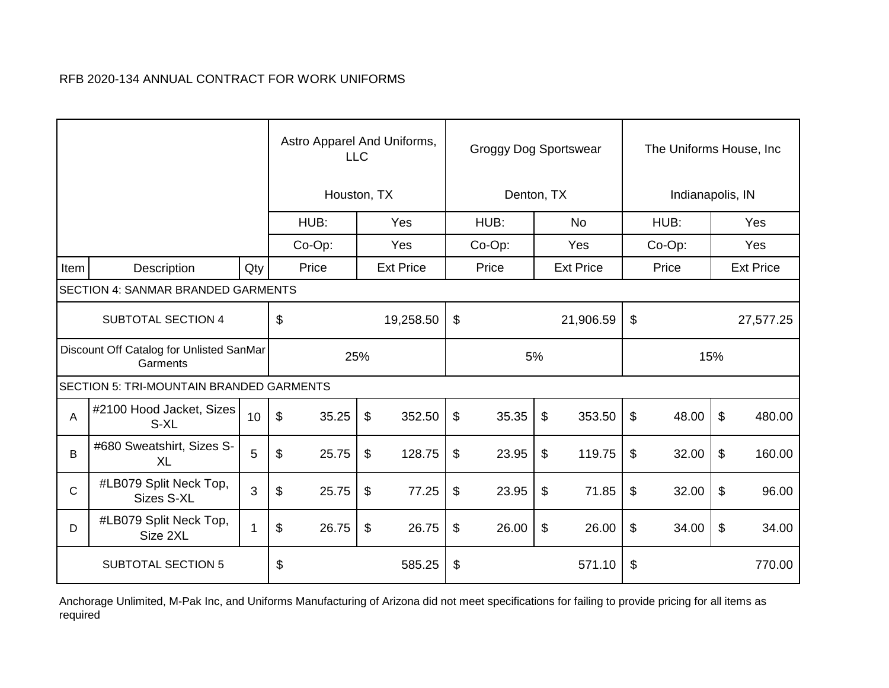RFB 2020-134 ANNUAL CONTRACT FOR WORK UNIFORMS

| | | | Astro Apparel And Uniforms, LLC<br><br>Houston, TX | | Groggy Dog Sportswear<br><br>Denton, TX | | The Uniforms House, Inc<br><br>Indianapolis, IN | |
|---|---|---|---|---|---|---|---|---|
| | | | HUB: | Yes | HUB: | No | HUB: | Yes |
| | | | Co-Op: | Yes | Co-Op: | Yes | Co-Op: | Yes |
| Item | Description | Qty | Price | Ext Price | Price | Ext Price | Price | Ext Price |
| SECTION 4: SANMAR BRANDED GARMENTS | | | | | | | | |
| SUBTOTAL SECTION 4 | | | $ 19,258.50 | | $ 21,906.59 | | $ 27,577.25 | |
| Discount Off Catalog for Unlisted SanMar Garments | | | 25% | | 5% | | 15% | |
| SECTION 5: TRI-MOUNTAIN BRANDED GARMENTS | | | | | | | | |
| A | #2100 Hood Jacket, Sizes S-XL | 10 | $ 35.25 | $ 352.50 | $ 35.35 | $ 353.50 | $ 48.00 | $ 480.00 |
| B | #680 Sweatshirt, Sizes S-XL | 5 | $ 25.75 | $ 128.75 | $ 23.95 | $ 119.75 | $ 32.00 | $ 160.00 |
| C | #LB079 Split Neck Top, Sizes S-XL | 3 | $ 25.75 | $ 77.25 | $ 23.95 | $ 71.85 | $ 32.00 | $ 96.00 |
| D | #LB079 Split Neck Top, Size 2XL | 1 | $ 26.75 | $ 26.75 | $ 26.00 | $ 26.00 | $ 34.00 | $ 34.00 |
| SUBTOTAL SECTION 5 | | | $ 585.25 | | $ 571.10 | | $ 770.00 | |

Anchorage Unlimited, M-Pak Inc, and Uniforms Manufacturing of Arizona did not meet specifications for failing to provide pricing for all items as required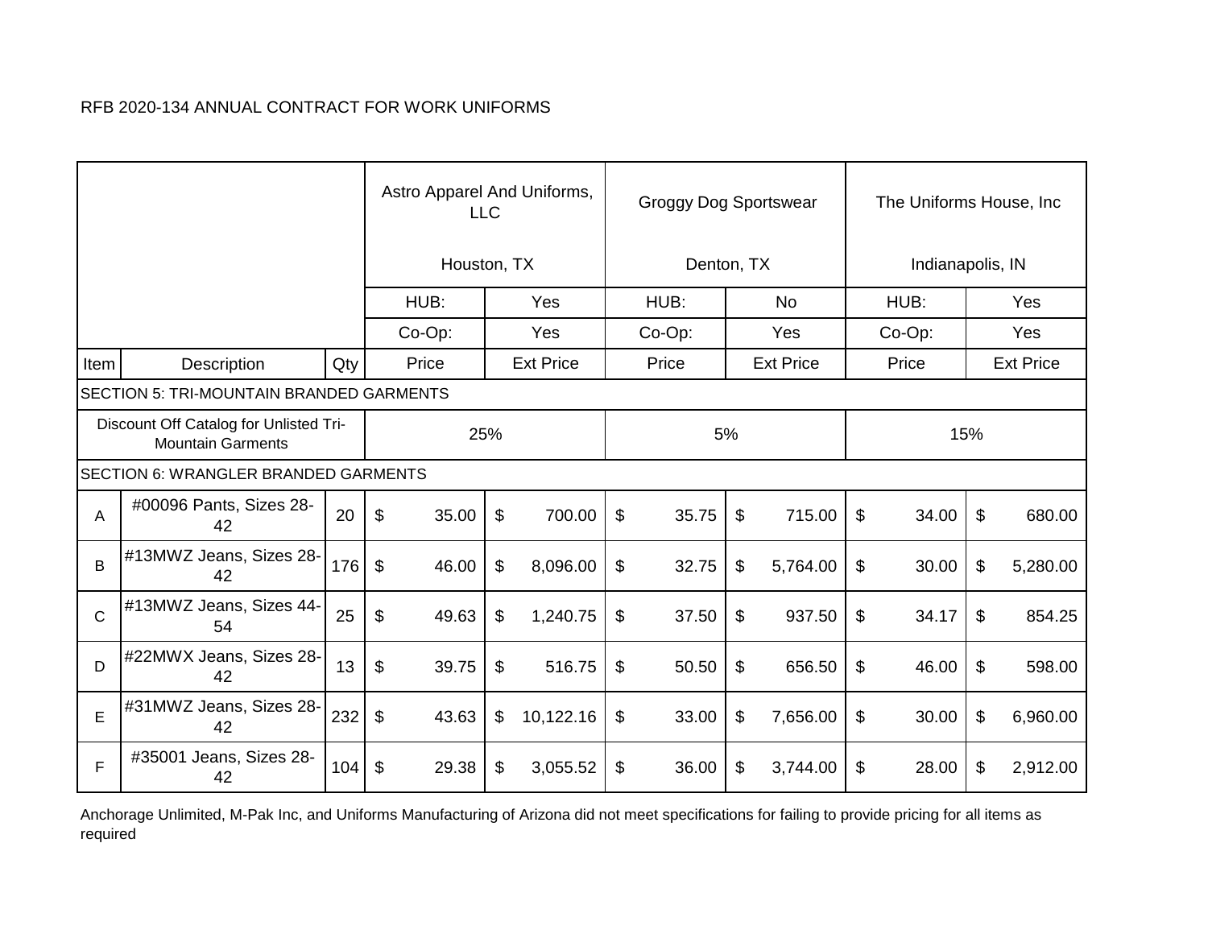RFB 2020-134 ANNUAL CONTRACT FOR WORK UNIFORMS

| Item | Description | Qty | Astro Apparel And Uniforms, LLC<br>Houston, TX | | Groggy Dog Sportswear<br>Denton, TX | | The Uniforms House, Inc<br>Indianapolis, IN | |
|---|---|---|---|---|---|---|---|---|
| | | | HUB: | Yes | HUB: | No | HUB: | Yes |
| | | | Co-Op: | Yes | Co-Op: | Yes | Co-Op: | Yes |
| Item | Description | Qty | Price | Ext Price | Price | Ext Price | Price | Ext Price |
| SECTION 5: TRI-MOUNTAIN BRANDED GARMENTS | | | | | | | | |
| Discount Off Catalog for Unlisted Tri-Mountain Garments | | | 25% | | 5% | | 15% | |
| SECTION 6: WRANGLER BRANDED GARMENTS | | | | | | | | |
| A | #00096 Pants, Sizes 28-42 | 20 | $ 35.00 | $ 700.00 | $ 35.75 | $ 715.00 | $ 34.00 | $ 680.00 |
| B | #13MWZ Jeans, Sizes 28-42 | 176 | $ 46.00 | $ 8,096.00 | $ 32.75 | $ 5,764.00 | $ 30.00 | $ 5,280.00 |
| C | #13MWZ Jeans, Sizes 44-54 | 25 | $ 49.63 | $ 1,240.75 | $ 37.50 | $ 937.50 | $ 34.17 | $ 854.25 |
| D | #22MWX Jeans, Sizes 28-42 | 13 | $ 39.75 | $ 516.75 | $ 50.50 | $ 656.50 | $ 46.00 | $ 598.00 |
| E | #31MWZ Jeans, Sizes 28-42 | 232 | $ 43.63 | $ 10,122.16 | $ 33.00 | $ 7,656.00 | $ 30.00 | $ 6,960.00 |
| F | #35001 Jeans, Sizes 28-42 | 104 | $ 29.38 | $ 3,055.52 | $ 36.00 | $ 3,744.00 | $ 28.00 | $ 2,912.00 |

Anchorage Unlimited, M-Pak Inc, and Uniforms Manufacturing of Arizona did not meet specifications for failing to provide pricing for all items as required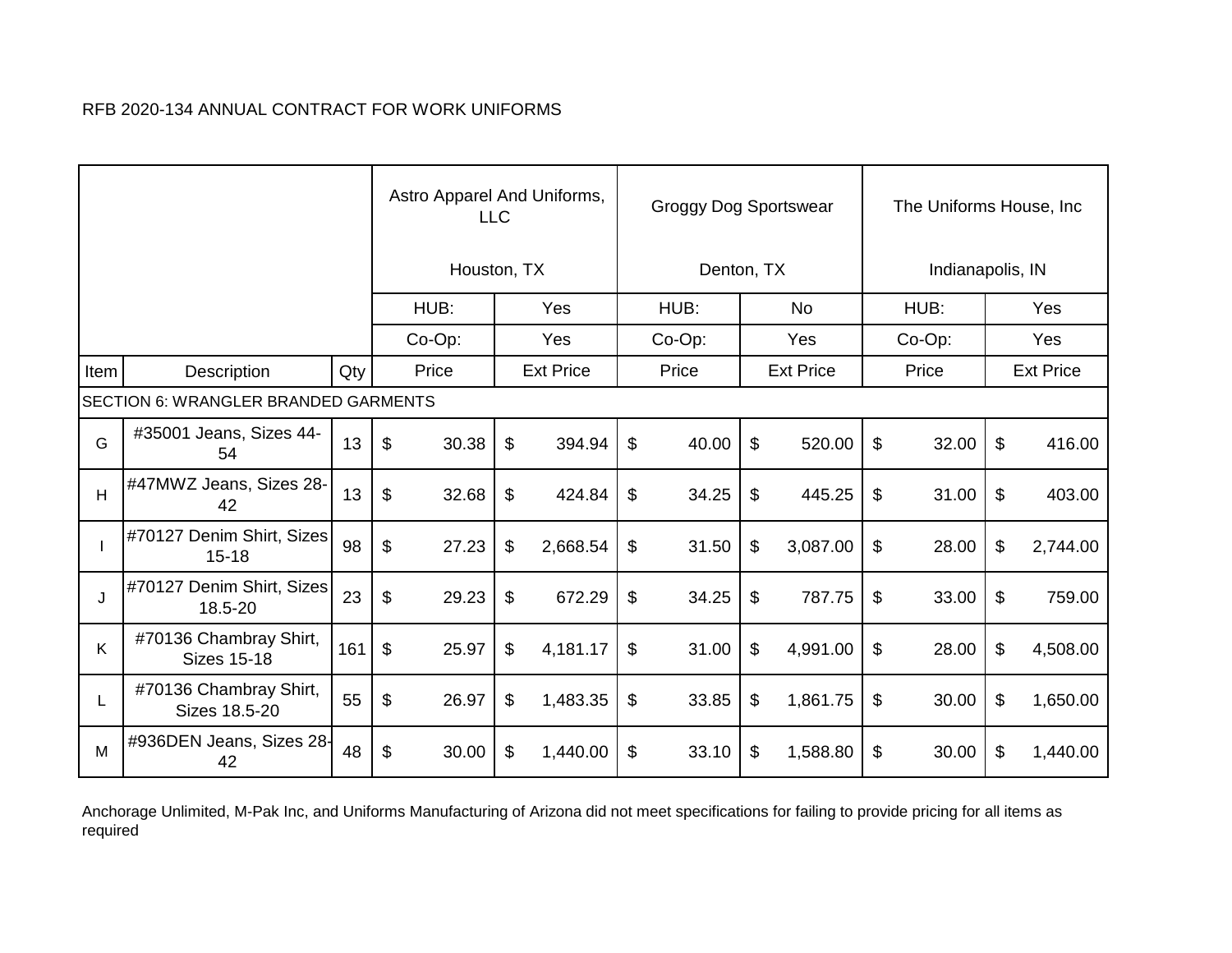RFB 2020-134 ANNUAL CONTRACT FOR WORK UNIFORMS

| | | | Astro Apparel And Uniforms, LLC<br><br>Houston, TX | | Groggy Dog Sportswear<br><br>Denton, TX | | The Uniforms House, Inc<br><br>Indianapolis, IN | |
|---|---|---|---|---|---|---|---|---|
| | | | HUB: | Yes | HUB: | No | HUB: | Yes |
| | | | Co-Op: | Yes | Co-Op: | Yes | Co-Op: | Yes |
| Item | Description | Qty | Price | Ext Price | Price | Ext Price | Price | Ext Price |
| SECTION 6: WRANGLER BRANDED GARMENTS | | | | | | | | |
| G | #35001 Jeans, Sizes 44-54 | 13 | $ 30.38 | $ 394.94 | $ 40.00 | $ 520.00 | $ 32.00 | $ 416.00 |
| H | #47MWZ Jeans, Sizes 28-42 | 13 | $ 32.68 | $ 424.84 | $ 34.25 | $ 445.25 | $ 31.00 | $ 403.00 |
| I | #70127 Denim Shirt, Sizes 15-18 | 98 | $ 27.23 | $ 2,668.54 | $ 31.50 | $ 3,087.00 | $ 28.00 | $ 2,744.00 |
| J | #70127 Denim Shirt, Sizes 18.5-20 | 23 | $ 29.23 | $ 672.29 | $ 34.25 | $ 787.75 | $ 33.00 | $ 759.00 |
| K | #70136 Chambray Shirt, Sizes 15-18 | 161 | $ 25.97 | $ 4,181.17 | $ 31.00 | $ 4,991.00 | $ 28.00 | $ 4,508.00 |
| L | #70136 Chambray Shirt, Sizes 18.5-20 | 55 | $ 26.97 | $ 1,483.35 | $ 33.85 | $ 1,861.75 | $ 30.00 | $ 1,650.00 |
| M | #936DEN Jeans, Sizes 28-42 | 48 | $ 30.00 | $ 1,440.00 | $ 33.10 | $ 1,588.80 | $ 30.00 | $ 1,440.00 |

Anchorage Unlimited, M-Pak Inc, and Uniforms Manufacturing of Arizona did not meet specifications for failing to provide pricing for all items as required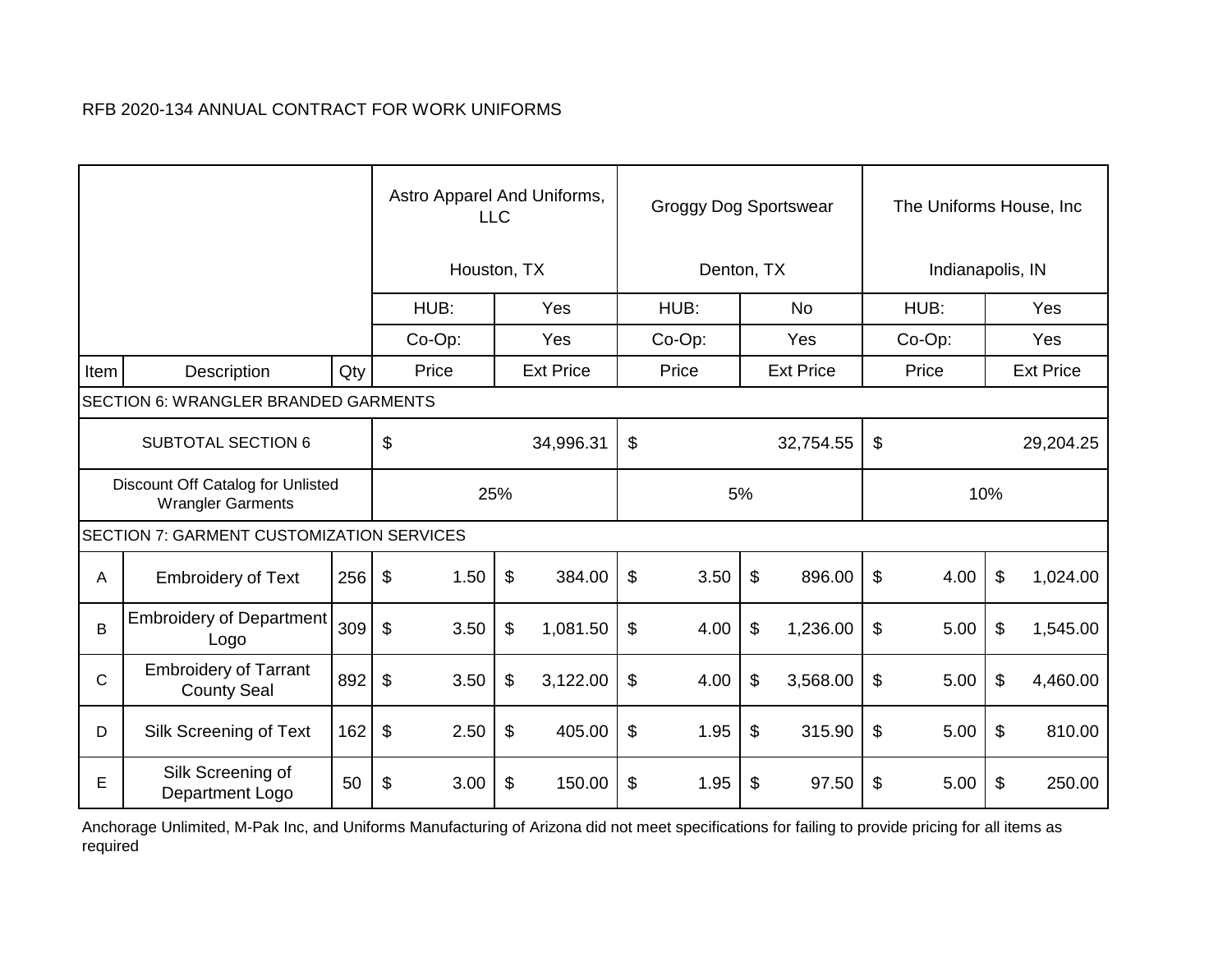RFB 2020-134 ANNUAL CONTRACT FOR WORK UNIFORMS

| | | | Astro Apparel And Uniforms, LLC<br>Houston, TX | | Groggy Dog Sportswear<br>Denton, TX | | The Uniforms House, Inc<br>Indianapolis, IN | |
|---|---|---|---|---|---|---|---|---|
| | | | HUB: | Yes | HUB: | No | HUB: | Yes |
| | | | Co-Op: | Yes | Co-Op: | Yes | Co-Op: | Yes |
| Item | Description | Qty | Price | Ext Price | Price | Ext Price | Price | Ext Price |
| SECTION 6: WRANGLER BRANDED GARMENTS | | | | | | | | |
| SUBTOTAL SECTION 6 | | | $ 34,996.31 | | $ 32,754.55 | | $ 29,204.25 | |
| Discount Off Catalog for Unlisted Wrangler Garments | | | 25% | | 5% | | 10% | |
| SECTION 7: GARMENT CUSTOMIZATION SERVICES | | | | | | | | |
| A | Embroidery of Text | 256 | $ 1.50 | $ 384.00 | $ 3.50 | $ 896.00 | $ 4.00 | $ 1,024.00 |
| B | Embroidery of Department Logo | 309 | $ 3.50 | $ 1,081.50 | $ 4.00 | $ 1,236.00 | $ 5.00 | $ 1,545.00 |
| C | Embroidery of Tarrant County Seal | 892 | $ 3.50 | $ 3,122.00 | $ 4.00 | $ 3,568.00 | $ 5.00 | $ 4,460.00 |
| D | Silk Screening of Text | 162 | $ 2.50 | $ 405.00 | $ 1.95 | $ 315.90 | $ 5.00 | $ 810.00 |
| E | Silk Screening of Department Logo | 50 | $ 3.00 | $ 150.00 | $ 1.95 | $ 97.50 | $ 5.00 | $ 250.00 |

Anchorage Unlimited, M-Pak Inc, and Uniforms Manufacturing of Arizona did not meet specifications for failing to provide pricing for all items as required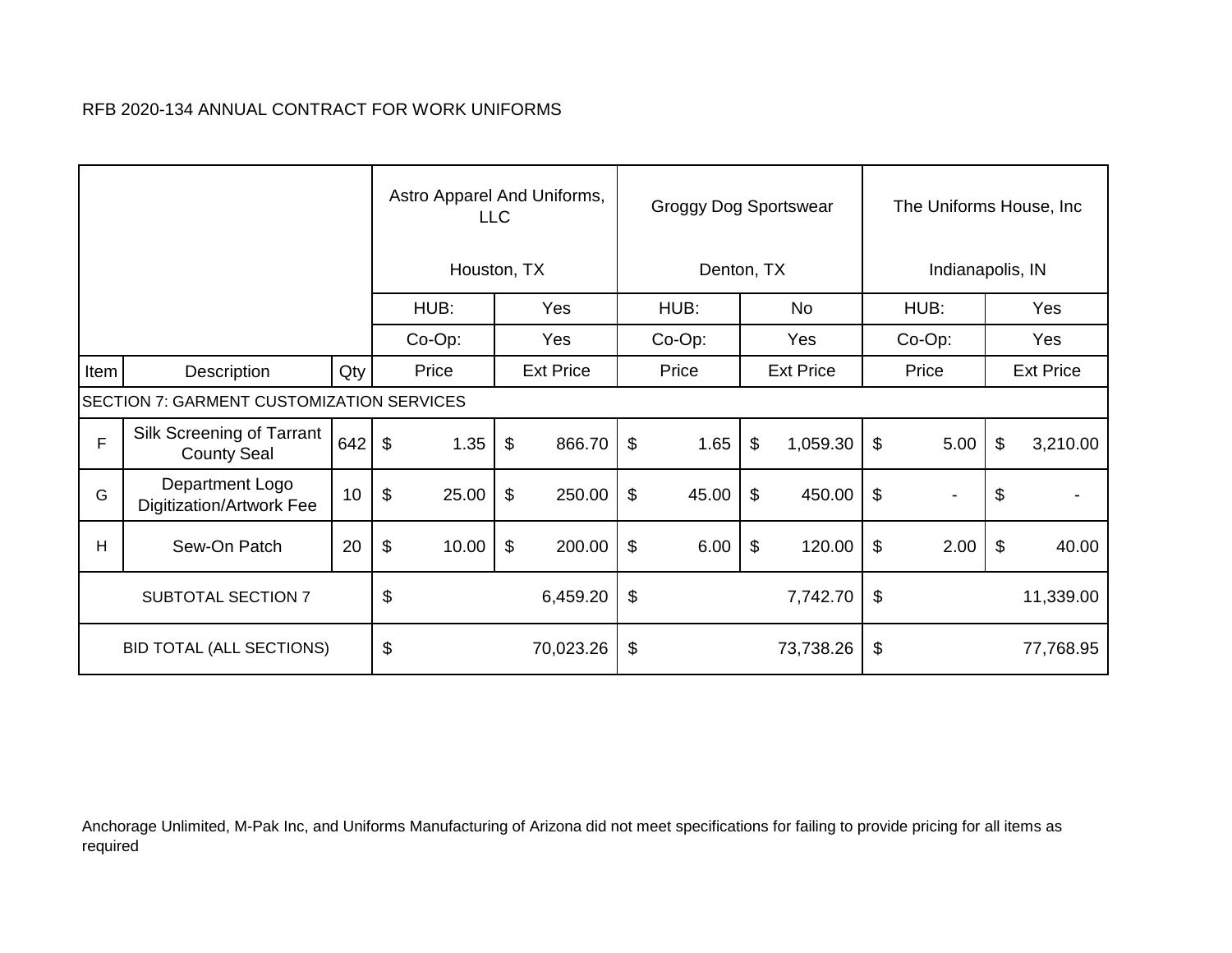RFB 2020-134 ANNUAL CONTRACT FOR WORK UNIFORMS

| | | | Astro Apparel And Uniforms, LLC Houston, TX | | Groggy Dog Sportswear Denton, TX | | The Uniforms House, Inc Indianapolis, IN | |
|---|---|---|---|---|---|---|---|---|
| | | | HUB: | Yes | HUB: | No | HUB: | Yes |
| | | | Co-Op: | Yes | Co-Op: | Yes | Co-Op: | Yes |
| Item | Description | Qty | Price | Ext Price | Price | Ext Price | Price | Ext Price |
| SECTION 7: GARMENT CUSTOMIZATION SERVICES | | | | | | | | |
| F | Silk Screening of Tarrant County Seal | 642 | $ 1.35 | $ 866.70 | $ 1.65 | $ 1,059.30 | $ 5.00 | $ 3,210.00 |
| G | Department Logo Digitization/Artwork Fee | 10 | $ 25.00 | $ 250.00 | $ 45.00 | $ 450.00 | $ - | $ - |
| H | Sew-On Patch | 20 | $ 10.00 | $ 200.00 | $ 6.00 | $ 120.00 | $ 2.00 | $ 40.00 |
| SUBTOTAL SECTION 7 | | | $ 6,459.20 | | $ 7,742.70 | | $ 11,339.00 | |
| BID TOTAL (ALL SECTIONS) | | | $ 70,023.26 | | $ 73,738.26 | | $ 77,768.95 | |

Anchorage Unlimited, M-Pak Inc, and Uniforms Manufacturing of Arizona did not meet specifications for failing to provide pricing for all items as required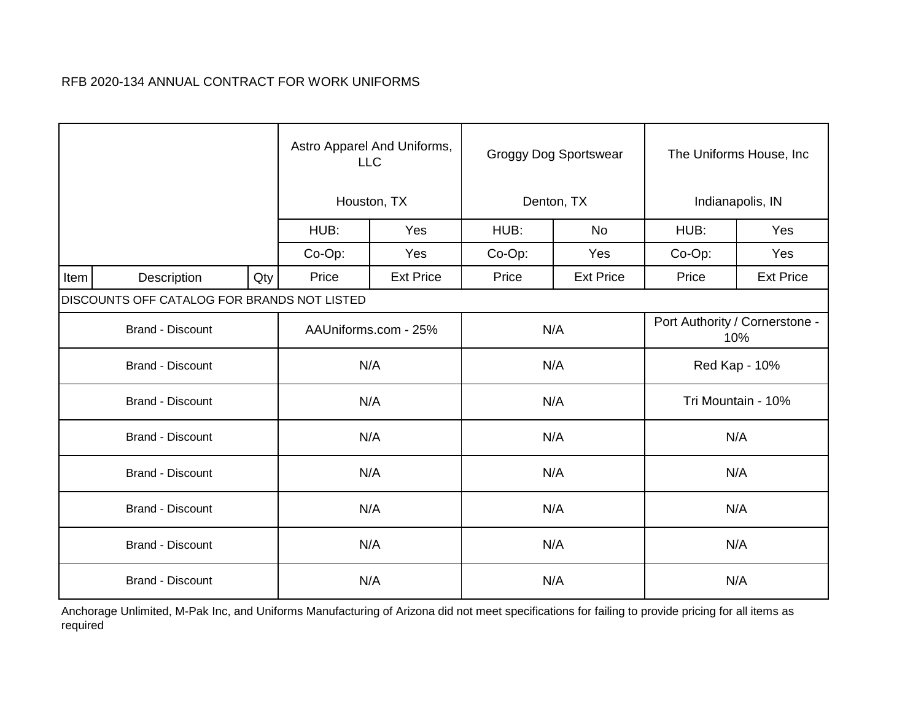RFB 2020-134 ANNUAL CONTRACT FOR WORK UNIFORMS

| | | | Astro Apparel And Uniforms, LLC<br>Houston, TX | | Groggy Dog Sportswear<br>Denton, TX | | The Uniforms House, Inc<br>Indianapolis, IN | |
|---|---|---|---|---|---|---|---|---|
| | | | HUB: | Yes | HUB: | No | HUB: | Yes |
| | | | Co-Op: | Yes | Co-Op: | Yes | Co-Op: | Yes |
| Item | Description | Qty | Price | Ext Price | Price | Ext Price | Price | Ext Price |
| DISCOUNTS OFF CATALOG FOR BRANDS NOT LISTED | | | | | | | | |
| Brand - Discount | | | AAUniforms.com - 25% | | N/A | | Port Authority / Cornerstone - 10% | |
| Brand - Discount | | | N/A | | N/A | | Red Kap - 10% | |
| Brand - Discount | | | N/A | | N/A | | Tri Mountain - 10% | |
| Brand - Discount | | | N/A | | N/A | | N/A | |
| Brand - Discount | | | N/A | | N/A | | N/A | |
| Brand - Discount | | | N/A | | N/A | | N/A | |
| Brand - Discount | | | N/A | | N/A | | N/A | |
| Brand - Discount | | | N/A | | N/A | | N/A | |

Anchorage Unlimited, M-Pak Inc, and Uniforms Manufacturing of Arizona did not meet specifications for failing to provide pricing for all items as required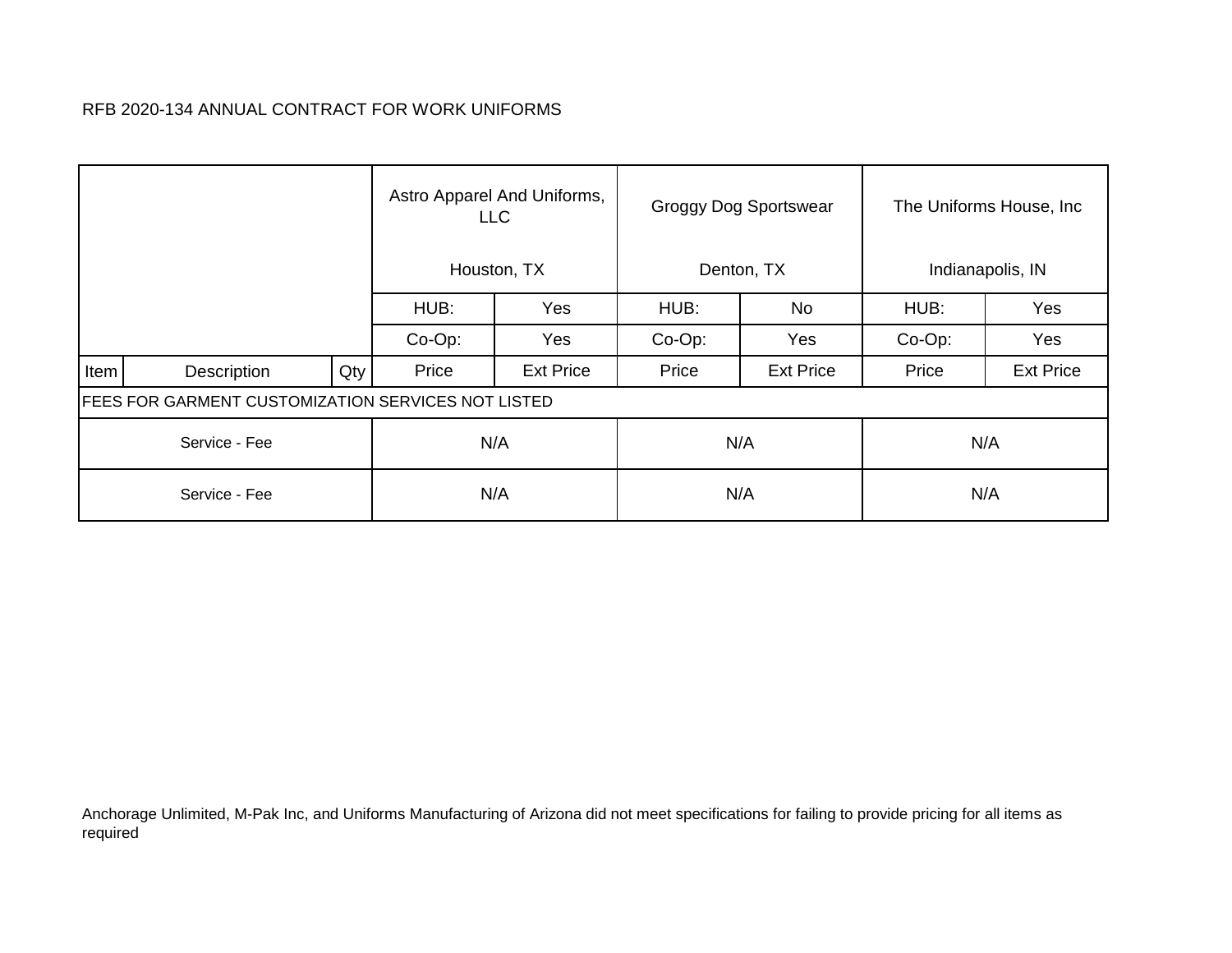RFB 2020-134 ANNUAL CONTRACT FOR WORK UNIFORMS

| | | | Astro Apparel And Uniforms, LLC<br><br>Houston, TX | | Groggy Dog Sportswear<br><br>Denton, TX | | The Uniforms House, Inc<br><br>Indianapolis, IN | |
|---|---|---|---|---|---|---|---|---|
| | | | HUB: | Yes | HUB: | No | HUB: | Yes |
| | | | Co-Op: | Yes | Co-Op: | Yes | Co-Op: | Yes |
| Item | Description | Qty | Price | Ext Price | Price | Ext Price | Price | Ext Price |
| FEES FOR GARMENT CUSTOMIZATION SERVICES NOT LISTED | | | | | | | | |
| Service - Fee | | | N/A | | N/A | | N/A | |
| Service - Fee | | | N/A | | N/A | | N/A | |

Anchorage Unlimited, M-Pak Inc, and Uniforms Manufacturing of Arizona did not meet specifications for failing to provide pricing for all items as required